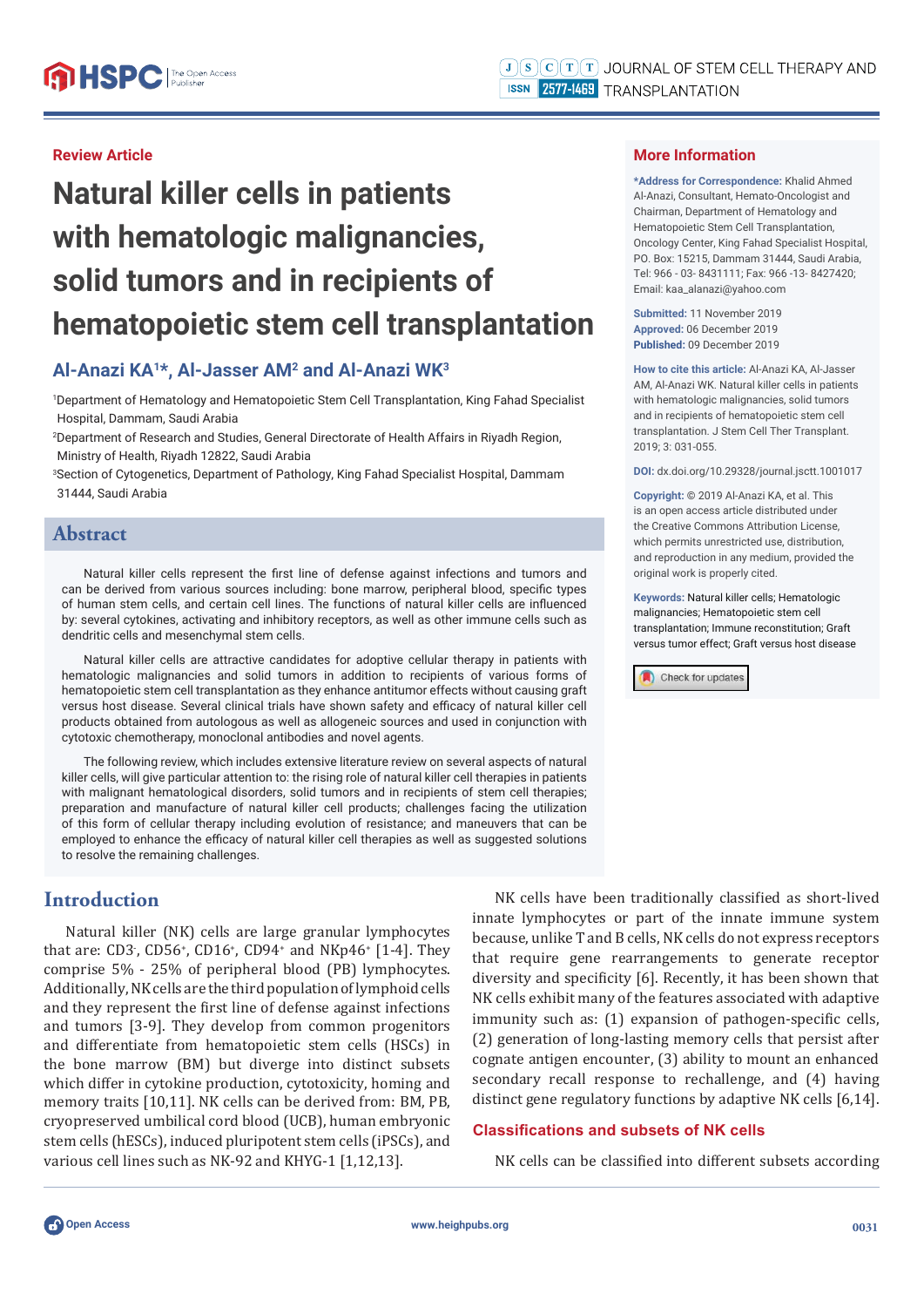Review Article

# Natural killer cells in patients with hematologic malignancies, solid tumors and in recipients of hematopoietic stem cell transplantation

**Al-Anazi KA[1]*, Al-Jasser AM[2] and Al-Anazi WK[3]**

[1]Department of Hematology and Hematopoietic Stem Cell Transplantation, King Fahad Specialist Hospital, Dammam, Saudi Arabia

[2]Department of Research and Studies, General Directorate of Health Affairs in Riyadh Region, Ministry of Health, Riyadh 12822, Saudi Arabia

[3]Section of Cytogenetics, Department of Pathology, King Fahad Specialist Hospital, Dammam 31444, Saudi Arabia

## More Information

**\*Address for Correspondence:** Khalid Ahmed Al-Anazi, Consultant, Hemato-Oncologist and Chairman, Department of Hematology and Hematopoietic Stem Cell Transplantation, Oncology Center, King Fahad Specialist Hospital, PO. Box: 15215, Dammam 31444, Saudi Arabia, Tel: 966 - 03- 8431111; Fax: 966 -13- 8427420; Email: kaa_alanazi@yahoo.com

**Submitted:** 11 November 2019
**Approved:** 06 December 2019
**Published:** 09 December 2019

**How to cite this article:** Al-Anazi KA, Al-Jasser AM, Al-Anazi WK. Natural killer cells in patients with hematologic malignancies, solid tumors and in recipients of hematopoietic stem cell transplantation. J Stem Cell Ther Transplant. 2019; 3: 031-055.

**DOI:** dx.doi.org/10.29328/journal.jsctt.1001017

**Copyright:** © 2019 Al-Anazi KA, et al. This is an open access article distributed under the Creative Commons Attribution License, which permits unrestricted use, distribution, and reproduction in any medium, provided the original work is properly cited.

**Keywords:** Natural killer cells; Hematologic malignancies; Hematopoietic stem cell transplantation; Immune reconstitution; Graft versus tumor effect; Graft versus host disease

## Abstract

Natural killer cells represent the first line of defense against infections and tumors and can be derived from various sources including: bone marrow, peripheral blood, specific types of human stem cells, and certain cell lines. The functions of natural killer cells are influenced by: several cytokines, activating and inhibitory receptors, as well as other immune cells such as dendritic cells and mesenchymal stem cells.

Natural killer cells are attractive candidates for adoptive cellular therapy in patients with hematologic malignancies and solid tumors in addition to recipients of various forms of hematopoietic stem cell transplantation as they enhance antitumor effects without causing graft versus host disease. Several clinical trials have shown safety and efficacy of natural killer cell products obtained from autologous as well as allogeneic sources and used in conjunction with cytotoxic chemotherapy, monoclonal antibodies and novel agents.

The following review, which includes extensive literature review on several aspects of natural killer cells, will give particular attention to: the rising role of natural killer cell therapies in patients with malignant hematological disorders, solid tumors and in recipients of stem cell therapies; preparation and manufacture of natural killer cell products; challenges facing the utilization of this form of cellular therapy including evolution of resistance; and maneuvers that can be employed to enhance the efficacy of natural killer cell therapies as well as suggested solutions to resolve the remaining challenges.

## Introduction

Natural killer (NK) cells are large granular lymphocytes that are: CD3⁻, CD56⁺, CD16⁺, CD94⁺ and NKp46⁺ [1-4]. They comprise 5% - 25% of peripheral blood (PB) lymphocytes. Additionally, NK cells are the third population of lymphoid cells and they represent the first line of defense against infections and tumors [3-9]. They develop from common progenitors and differentiate from hematopoietic stem cells (HSCs) in the bone marrow (BM) but diverge into distinct subsets which differ in cytokine production, cytotoxicity, homing and memory traits [10,11]. NK cells can be derived from: BM, PB, cryopreserved umbilical cord blood (UCB), human embryonic stem cells (hESCs), induced pluripotent stem cells (iPSCs), and various cell lines such as NK-92 and KHYG-1 [1,12,13].

NK cells have been traditionally classified as short-lived innate lymphocytes or part of the innate immune system because, unlike T and B cells, NK cells do not express receptors that require gene rearrangements to generate receptor diversity and specificity [6]. Recently, it has been shown that NK cells exhibit many of the features associated with adaptive immunity such as: (1) expansion of pathogen-specific cells, (2) generation of long-lasting memory cells that persist after cognate antigen encounter, (3) ability to mount an enhanced secondary recall response to rechallenge, and (4) having distinct gene regulatory functions by adaptive NK cells [6,14].

### Classifications and subsets of NK cells

NK cells can be classified into different subsets according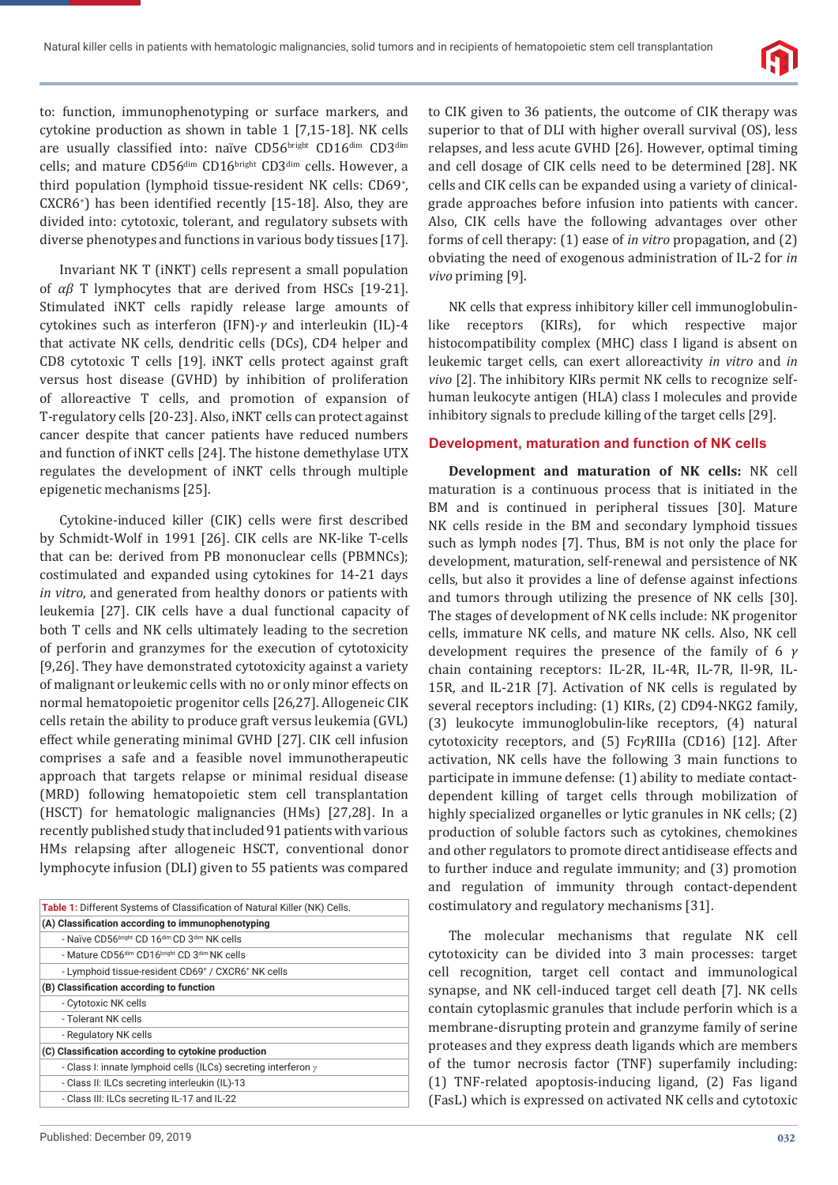to: function, immunophenotyping or surface markers, and cytokine production as shown in table 1 [7,15-18]. NK cells are usually classified into: naïve CD56$^{bright}$ CD16$^{dim}$ CD3$^{dim}$ cells; and mature CD56$^{dim}$ CD16$^{bright}$ CD3$^{dim}$ cells. However, a third population (lymphoid tissue-resident NK cells: CD69$^{+}$, CXCR6$^{+}$) has been identified recently [15-18]. Also, they are divided into: cytotoxic, tolerant, and regulatory subsets with diverse phenotypes and functions in various body tissues [17].

Invariant NK T (iNKT) cells represent a small population of $\alpha\beta$ T lymphocytes that are derived from HSCs [19-21]. Stimulated iNKT cells rapidly release large amounts of cytokines such as interferon (IFN)-$\gamma$ and interleukin (IL)-4 that activate NK cells, dendritic cells (DCs), CD4 helper and CD8 cytotoxic T cells [19]. iNKT cells protect against graft versus host disease (GVHD) by inhibition of proliferation of alloreactive T cells, and promotion of expansion of T-regulatory cells [20-23]. Also, iNKT cells can protect against cancer despite that cancer patients have reduced numbers and function of iNKT cells [24]. The histone demethylase UTX regulates the development of iNKT cells through multiple epigenetic mechanisms [25].

Cytokine-induced killer (CIK) cells were first described by Schmidt-Wolf in 1991 [26]. CIK cells are NK-like T-cells that can be: derived from PB mononuclear cells (PBMNCs); costimulated and expanded using cytokines for 14-21 days *in vitro*, and generated from healthy donors or patients with leukemia [27]. CIK cells have a dual functional capacity of both T cells and NK cells ultimately leading to the secretion of perforin and granzymes for the execution of cytotoxicity [9,26]. They have demonstrated cytotoxicity against a variety of malignant or leukemic cells with no or only minor effects on normal hematopoietic progenitor cells [26,27]. Allogeneic CIK cells retain the ability to produce graft versus leukemia (GVL) effect while generating minimal GVHD [27]. CIK cell infusion comprises a safe and a feasible novel immunotherapeutic approach that targets relapse or minimal residual disease (MRD) following hematopoietic stem cell transplantation (HSCT) for hematologic malignancies (HMs) [27,28]. In a recently published study that included 91 patients with various HMs relapsing after allogeneic HSCT, conventional donor lymphocyte infusion (DLI) given to 55 patients was compared to CIK given to 36 patients, the outcome of CIK therapy was superior to that of DLI with higher overall survival (OS), less relapses, and less acute GVHD [26]. However, optimal timing and cell dosage of CIK cells need to be determined [28]. NK cells and CIK cells can be expanded using a variety of clinical-grade approaches before infusion into patients with cancer. Also, CIK cells have the following advantages over other forms of cell therapy: (1) ease of *in vitro* propagation, and (2) obviating the need of exogenous administration of IL-2 for *in vivo* priming [9].

**Table 1:** Different Systems of Classification of Natural Killer (NK) Cells.

| |
|---|
| **(A) Classification according to immunophenotyping** |
| - Naïve CD56$^{bright}$ CD 16$^{dim}$ CD 3$^{dim}$ NK cells |
| - Mature CD56$^{dim}$ CD16$^{bright}$ CD 3$^{dim}$ NK cells |
| - Lymphoid tissue-resident CD69$^{+}$ / CXCR6$^{+}$ NK cells |
| **(B) Classification according to function** |
| - Cytotoxic NK cells |
| - Tolerant NK cells |
| - Regulatory NK cells |
| **(C) Classification according to cytokine production** |
| - Class I: innate lymphoid cells (ILCs) secreting interferon $\gamma$ |
| - Class II: ILCs secreting interleukin (IL)-13 |
| - Class III: ILCs secreting IL-17 and IL-22 |

NK cells that express inhibitory killer cell immunoglobulin-like receptors (KIRs), for which respective major histocompatibility complex (MHC) class I ligand is absent on leukemic target cells, can exert alloreactivity *in vitro* and *in vivo* [2]. The inhibitory KIRs permit NK cells to recognize self-human leukocyte antigen (HLA) class I molecules and provide inhibitory signals to preclude killing of the target cells [29].

## Development, maturation and function of NK cells

**Development and maturation of NK cells:** NK cell maturation is a continuous process that is initiated in the BM and is continued in peripheral tissues [30]. Mature NK cells reside in the BM and secondary lymphoid tissues such as lymph nodes [7]. Thus, BM is not only the place for development, maturation, self-renewal and persistence of NK cells, but also it provides a line of defense against infections and tumors through utilizing the presence of NK cells [30]. The stages of development of NK cells include: NK progenitor cells, immature NK cells, and mature NK cells. Also, NK cell development requires the presence of the family of 6 $\gamma$ chain containing receptors: IL-2R, IL-4R, IL-7R, Il-9R, IL-15R, and IL-21R [7]. Activation of NK cells is regulated by several receptors including: (1) KIRs, (2) CD94-NKG2 family, (3) leukocyte immunoglobulin-like receptors, (4) natural cytotoxicity receptors, and (5) Fc$\gamma$RIIIa (CD16) [12]. After activation, NK cells have the following 3 main functions to participate in immune defense: (1) ability to mediate contact-dependent killing of target cells through mobilization of highly specialized organelles or lytic granules in NK cells; (2) production of soluble factors such as cytokines, chemokines and other regulators to promote direct antidisease effects and to further induce and regulate immunity; and (3) promotion and regulation of immunity through contact-dependent costimulatory and regulatory mechanisms [31].

The molecular mechanisms that regulate NK cell cytotoxicity can be divided into 3 main processes: target cell recognition, target cell contact and immunological synapse, and NK cell-induced target cell death [7]. NK cells contain cytoplasmic granules that include perforin which is a membrane-disrupting protein and granzyme family of serine proteases and they express death ligands which are members of the tumor necrosis factor (TNF) superfamily including: (1) TNF-related apoptosis-inducing ligand, (2) Fas ligand (FasL) which is expressed on activated NK cells and cytotoxic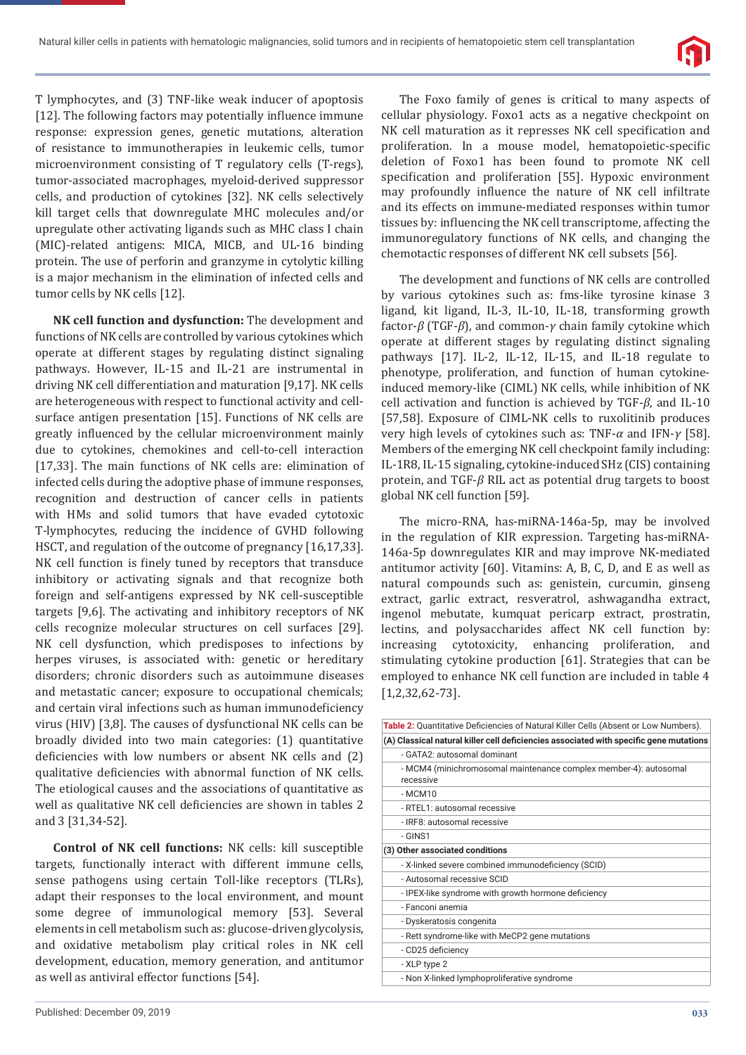T lymphocytes, and (3) TNF-like weak inducer of apoptosis [12]. The following factors may potentially influence immune response: expression genes, genetic mutations, alteration of resistance to immunotherapies in leukemic cells, tumor microenvironment consisting of T regulatory cells (T-regs), tumor-associated macrophages, myeloid-derived suppressor cells, and production of cytokines [32]. NK cells selectively kill target cells that downregulate MHC molecules and/or upregulate other activating ligands such as MHC class I chain (MIC)-related antigens: MICA, MICB, and UL-16 binding protein. The use of perforin and granzyme in cytolytic killing is a major mechanism in the elimination of infected cells and tumor cells by NK cells [12].

**NK cell function and dysfunction:** The development and functions of NK cells are controlled by various cytokines which operate at different stages by regulating distinct signaling pathways. However, IL-15 and IL-21 are instrumental in driving NK cell differentiation and maturation [9,17]. NK cells are heterogeneous with respect to functional activity and cell-surface antigen presentation [15]. Functions of NK cells are greatly influenced by the cellular microenvironment mainly due to cytokines, chemokines and cell-to-cell interaction [17,33]. The main functions of NK cells are: elimination of infected cells during the adoptive phase of immune responses, recognition and destruction of cancer cells in patients with HMs and solid tumors that have evaded cytotoxic T-lymphocytes, reducing the incidence of GVHD following HSCT, and regulation of the outcome of pregnancy [16,17,33]. NK cell function is finely tuned by receptors that transduce inhibitory or activating signals and that recognize both foreign and self-antigens expressed by NK cell-susceptible targets [9,6]. The activating and inhibitory receptors of NK cells recognize molecular structures on cell surfaces [29]. NK cell dysfunction, which predisposes to infections by herpes viruses, is associated with: genetic or hereditary disorders; chronic disorders such as autoimmune diseases and metastatic cancer; exposure to occupational chemicals; and certain viral infections such as human immunodeficiency virus (HIV) [3,8]. The causes of dysfunctional NK cells can be broadly divided into two main categories: (1) quantitative deficiencies with low numbers or absent NK cells and (2) qualitative deficiencies with abnormal function of NK cells. The etiological causes and the associations of quantitative as well as qualitative NK cell deficiencies are shown in tables 2 and 3 [31,34-52].

**Control of NK cell functions:** NK cells: kill susceptible targets, functionally interact with different immune cells, sense pathogens using certain Toll-like receptors (TLRs), adapt their responses to the local environment, and mount some degree of immunological memory [53]. Several elements in cell metabolism such as: glucose-driven glycolysis, and oxidative metabolism play critical roles in NK cell development, education, memory generation, and antitumor as well as antiviral effector functions [54].

The Foxo family of genes is critical to many aspects of cellular physiology. Foxo1 acts as a negative checkpoint on NK cell maturation as it represses NK cell specification and proliferation. In a mouse model, hematopoietic-specific deletion of Foxo1 has been found to promote NK cell specification and proliferation [55]. Hypoxic environment may profoundly influence the nature of NK cell infiltrate and its effects on immune-mediated responses within tumor tissues by: influencing the NK cell transcriptome, affecting the immunoregulatory functions of NK cells, and changing the chemotactic responses of different NK cell subsets [56].

The development and functions of NK cells are controlled by various cytokines such as: fms-like tyrosine kinase 3 ligand, kit ligand, IL-3, IL-10, IL-18, transforming growth factor-$\beta$ (TGF-$\beta$), and common-$\gamma$ chain family cytokine which operate at different stages by regulating distinct signaling pathways [17]. IL-2, IL-12, IL-15, and IL-18 regulate to phenotype, proliferation, and function of human cytokine-induced memory-like (CIML) NK cells, while inhibition of NK cell activation and function is achieved by TGF-$\beta$, and IL-10 [57,58]. Exposure of CIML-NK cells to ruxolitinib produces very high levels of cytokines such as: TNF-$\alpha$ and IFN-$\gamma$ [58]. Members of the emerging NK cell checkpoint family including: IL-1R8, IL-15 signaling, cytokine-induced SHz (CIS) containing protein, and TGF-$\beta$ RIL act as potential drug targets to boost global NK cell function [59].

The micro-RNA, has-miRNA-146a-5p, may be involved in the regulation of KIR expression. Targeting has-miRNA-146a-5p downregulates KIR and may improve NK-mediated antitumor activity [60]. Vitamins: A, B, C, D, and E as well as natural compounds such as: genistein, curcumin, ginseng extract, garlic extract, resveratrol, ashwagandha extract, ingenol mebutate, kumquat pericarp extract, prostratin, lectins, and polysaccharides affect NK cell function by: increasing cytotoxicity, enhancing proliferation, and stimulating cytokine production [61]. Strategies that can be employed to enhance NK cell function are included in table 4 [1,2,32,62-73].

| **Table 2:** Quantitative Deficiencies of Natural Killer Cells (Absent or Low Numbers). |
| --- |
| **(A) Classical natural killer cell deficiencies associated with specific gene mutations** |
| - GATA2: autosomal dominant |
| - MCM4 (minichromosomal maintenance complex member-4): autosomal recessive |
| - MCM10 |
| - RTEL1: autosomal recessive |
| - IRF8: autosomal recessive |
| - GINS1 |
| **(3) Other associated conditions** |
| - X-linked severe combined immunodeficiency (SCID) |
| - Autosomal recessive SCID |
| - IPEX-like syndrome with growth hormone deficiency |
| - Fanconi anemia |
| - Dyskeratosis congenita |
| - Rett syndrome-like with MeCP2 gene mutations |
| - CD25 deficiency |
| - XLP type 2 |
| - Non X-linked lymphoproliferative syndrome |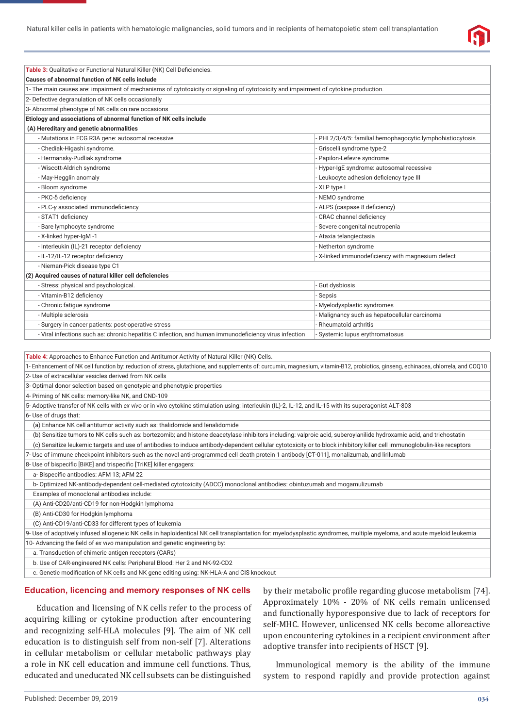| **Table 3:** Qualitative or Functional Natural Killer (NK) Cell Deficiencies. | |
|---|---|
| **Causes of abnormal function of NK cells include** | |
| 1- The main causes are: impairment of mechanisms of cytotoxicity or signaling of cytotoxicity and impairment of cytokine production. | |
| 2- Defective degranulation of NK cells occasionally | |
| 3- Abnormal phenotype of NK cells on rare occasions | |
| **Etiology and associations of abnormal function of NK cells include** | |
| **(A) Hereditary and genetic abnormalities** | |
| - Mutations in FCG R3A gene: autosomal recessive | - PHL2/3/4/5: familial hemophagocytic lymphohistiocytosis |
| - Chediak-Higashi syndrome. | - Griscelli syndrome type-2 |
| - Hermansky-Pudliak syndrome | - Papilon-Lefevre syndrome |
| - Wiscott-Aldrich syndrome | - Hyper-IgE syndrome: autosomal recessive |
| - May-Hegglin anomaly | - Leukocyte adhesion deficiency type III |
| - Bloom syndrome | - XLP type I |
| - PKC-δ deficiency | - NEMO syndrome |
| - PLC-γ associated immunodeficiency | - ALPS (caspase 8 deficiency) |
| - STAT1 deficiency | - CRAC channel deficiency |
| - Bare lymphocyte syndrome | - Severe congenital neutropenia |
| - X-linked hyper-IgM -1 | - Ataxia telangiectasia |
| - Interleukin (IL)-21 receptor deficiency | - Netherton syndrome |
| - IL-12/IL-12 receptor deficiency | - X-linked immunodeficiency with magnesium defect |
| - Nieman-Pick disease type C1 | |
| **(2) Acquired causes of natural killer cell deficiencies** | |
| - Stress: physical and psychological. | - Gut dysbiosis |
| - Vitamin-B12 deficiency | - Sepsis |
| - Chronic fatigue syndrome | - Myelodysplastic syndromes |
| - Multiple sclerosis | - Malignancy such as hepatocellular carcinoma |
| - Surgery in cancer patients: post-operative stress | - Rheumatoid arthritis |
| - Viral infections such as: chronic hepatitis C infection, and human immunodeficiency virus infection | - Systemic lupus erythromatosus |

| **Table 4:** Approaches to Enhance Function and Antitumor Activity of Natural Killer (NK) Cells. |
|---|
| 1- Enhancement of NK cell function by: reduction of stress, glutathione, and supplements of: curcumin, magnesium, vitamin-B12, probiotics, ginseng, echinacea, chlorrela, and COQ10 |
| 2- Use of extracellular vesicles derived from NK cells |
| 3- Optimal donor selection based on genotypic and phenotypic properties |
| 4- Priming of NK cells: memory-like NK, and CND-109 |
| 5- Adoptive transfer of NK cells with *ex vivo* or in vivo cytokine stimulation using: interleukin (IL)-2, IL-12, and IL-15 with its superagonist ALT-803 |
| 6- Use of drugs that: |
| (a) Enhance NK cell antitumor activity such as: thalidomide and lenalidomide |
| (b) Sensitize tumors to NK cells such as: bortezomib; and histone deacetylase inhibitors including: valproic acid, suberoylanilide hydroxamic acid, and trichostatin |
| (c) Sensitize leukemic targets and use of antibodies to induce antibody-dependent cellular cytotoxicity or to block inhibitory killer cell immunoglobulin-like receptors |
| 7- Use of immune checkpoint inhibitors such as the novel anti-programmed cell death protein 1 antibody [CT-011], monalizumab, and lirilumab |
| 8- Use of bispecific [BiKE] and trispecific [TriKE] killer engagers: |
| a- Bispecific antibodies: AFM 13; AFM 22 |
| b- Optimized NK-antibody-dependent cell-mediated cytotoxicity (ADCC) monoclonal antibodies: obintuzumab and mogamulizumab |
| Examples of monoclonal antibodies include: |
| (A) Anti-CD20/anti-CD19 for non-Hodgkin lymphoma |
| (B) Anti-CD30 for Hodgkin lymphoma |
| (C) Anti-CD19/anti-CD33 for different types of leukemia |
| 9- Use of adoptively infused allogeneic NK cells in haploidentical NK cell transplantation for: myelodysplastic syndromes, multiple myeloma, and acute myeloid leukemia |
| 10- Advancing the field of *ex vivo* manipulation and genetic engineering by: |
| a. Transduction of chimeric antigen receptors (CARs) |
| b. Use of CAR-engineered NK cells: Peripheral Blood: Her 2 and NK-92-CD2 |
| c. Genetic modification of NK cells and NK gene editing using: NK-HLA-A and CIS knockout |

## Education, licencing and memory responses of NK cells

Education and licensing of NK cells refer to the process of acquiring killing or cytokine production after encountering and recognizing self-HLA molecules [9]. The aim of NK cell education is to distinguish self from non-self [7]. Alterations in cellular metabolism or cellular metabolic pathways play a role in NK cell education and immune cell functions. Thus, educated and uneducated NK cell subsets can be distinguished by their metabolic profile regarding glucose metabolism [74]. Approximately 10% - 20% of NK cells remain unlicensed and functionally hyporesponsive due to lack of receptors for self-MHC. However, unlicensed NK cells become alloreactive upon encountering cytokines in a recipient environment after adoptive transfer into recipients of HSCT [9].

Immunological memory is the ability of the immune system to respond rapidly and provide protection against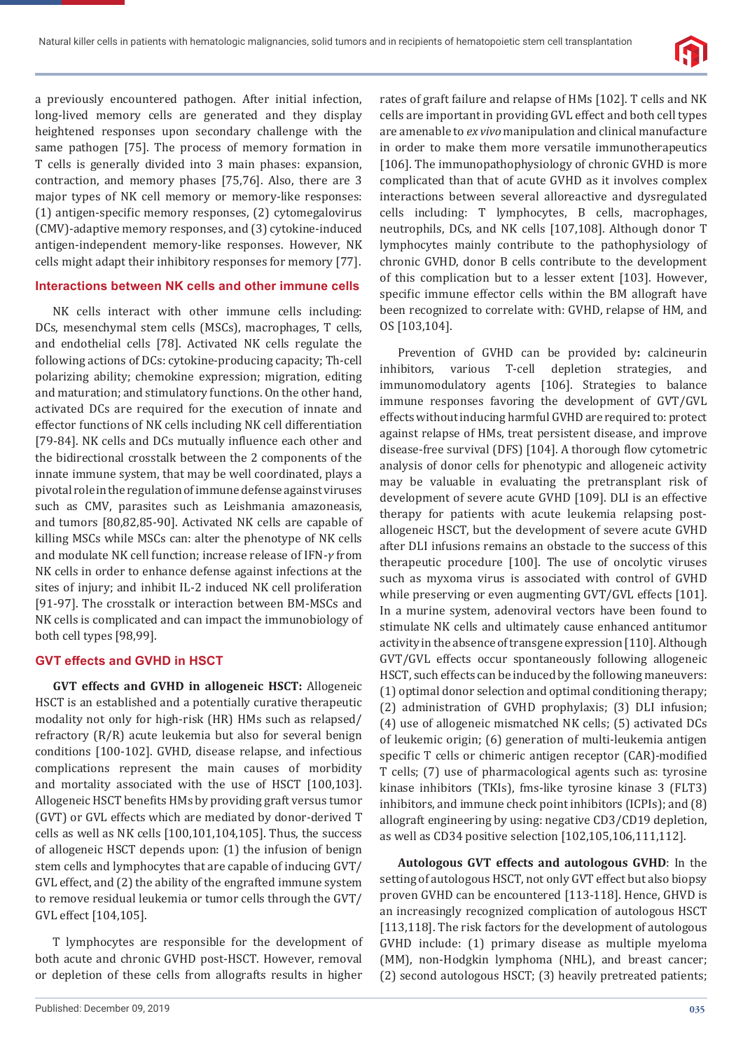a previously encountered pathogen. After initial infection, long-lived memory cells are generated and they display heightened responses upon secondary challenge with the same pathogen [75]. The process of memory formation in T cells is generally divided into 3 main phases: expansion, contraction, and memory phases [75,76]. Also, there are 3 major types of NK cell memory or memory-like responses: (1) antigen-specific memory responses, (2) cytomegalovirus (CMV)-adaptive memory responses, and (3) cytokine-induced antigen-independent memory-like responses. However, NK cells might adapt their inhibitory responses for memory [77].

## Interactions between NK cells and other immune cells

NK cells interact with other immune cells including: DCs, mesenchymal stem cells (MSCs), macrophages, T cells, and endothelial cells [78]. Activated NK cells regulate the following actions of DCs: cytokine-producing capacity; Th-cell polarizing ability; chemokine expression; migration, editing and maturation; and stimulatory functions. On the other hand, activated DCs are required for the execution of innate and effector functions of NK cells including NK cell differentiation [79-84]. NK cells and DCs mutually influence each other and the bidirectional crosstalk between the 2 components of the innate immune system, that may be well coordinated, plays a pivotal role in the regulation of immune defense against viruses such as CMV, parasites such as Leishmania amazoneasis, and tumors [80,82,85-90]. Activated NK cells are capable of killing MSCs while MSCs can: alter the phenotype of NK cells and modulate NK cell function; increase release of IFN-$\gamma$ from NK cells in order to enhance defense against infections at the sites of injury; and inhibit IL-2 induced NK cell proliferation [91-97]. The crosstalk or interaction between BM-MSCs and NK cells is complicated and can impact the immunobiology of both cell types [98,99].

## GVT effects and GVHD in HSCT

**GVT effects and GVHD in allogeneic HSCT:** Allogeneic HSCT is an established and a potentially curative therapeutic modality not only for high-risk (HR) HMs such as relapsed/refractory (R/R) acute leukemia but also for several benign conditions [100-102]. GVHD, disease relapse, and infectious complications represent the main causes of morbidity and mortality associated with the use of HSCT [100,103]. Allogeneic HSCT benefits HMs by providing graft versus tumor (GVT) or GVL effects which are mediated by donor-derived T cells as well as NK cells [100,101,104,105]. Thus, the success of allogeneic HSCT depends upon: (1) the infusion of benign stem cells and lymphocytes that are capable of inducing GVT/GVL effect, and (2) the ability of the engrafted immune system to remove residual leukemia or tumor cells through the GVT/GVL effect [104,105].

T lymphocytes are responsible for the development of both acute and chronic GVHD post-HSCT. However, removal or depletion of these cells from allografts results in higher rates of graft failure and relapse of HMs [102]. T cells and NK cells are important in providing GVL effect and both cell types are amenable to *ex vivo* manipulation and clinical manufacture in order to make them more versatile immunotherapeutics [106]. The immunopathophysiology of chronic GVHD is more complicated than that of acute GVHD as it involves complex interactions between several alloreactive and dysregulated cells including: T lymphocytes, B cells, macrophages, neutrophils, DCs, and NK cells [107,108]. Although donor T lymphocytes mainly contribute to the pathophysiology of chronic GVHD, donor B cells contribute to the development of this complication but to a lesser extent [103]. However, specific immune effector cells within the BM allograft have been recognized to correlate with: GVHD, relapse of HM, and OS [103,104].

Prevention of GVHD can be provided by**:** calcineurin inhibitors, various T-cell depletion strategies, and immunomodulatory agents [106]. Strategies to balance immune responses favoring the development of GVT/GVL effects without inducing harmful GVHD are required to: protect against relapse of HMs, treat persistent disease, and improve disease-free survival (DFS) [104]. A thorough flow cytometric analysis of donor cells for phenotypic and allogeneic activity may be valuable in evaluating the pretransplant risk of development of severe acute GVHD [109]. DLI is an effective therapy for patients with acute leukemia relapsing post-allogeneic HSCT, but the development of severe acute GVHD after DLI infusions remains an obstacle to the success of this therapeutic procedure [100]. The use of oncolytic viruses such as myxoma virus is associated with control of GVHD while preserving or even augmenting GVT/GVL effects [101]. In a murine system, adenoviral vectors have been found to stimulate NK cells and ultimately cause enhanced antitumor activity in the absence of transgene expression [110]. Although GVT/GVL effects occur spontaneously following allogeneic HSCT, such effects can be induced by the following maneuvers: (1) optimal donor selection and optimal conditioning therapy; (2) administration of GVHD prophylaxis; (3) DLI infusion; (4) use of allogeneic mismatched NK cells; (5) activated DCs of leukemic origin; (6) generation of multi-leukemia antigen specific T cells or chimeric antigen receptor (CAR)-modified T cells; (7) use of pharmacological agents such as: tyrosine kinase inhibitors (TKIs), fms-like tyrosine kinase 3 (FLT3) inhibitors, and immune check point inhibitors (ICPIs); and (8) allograft engineering by using: negative CD3/CD19 depletion, as well as CD34 positive selection [102,105,106,111,112].

**Autologous GVT effects and autologous GVHD**: In the setting of autologous HSCT, not only GVT effect but also biopsy proven GVHD can be encountered [113-118]. Hence, GHVD is an increasingly recognized complication of autologous HSCT [113,118]. The risk factors for the development of autologous GVHD include: (1) primary disease as multiple myeloma (MM), non-Hodgkin lymphoma (NHL), and breast cancer; (2) second autologous HSCT; (3) heavily pretreated patients;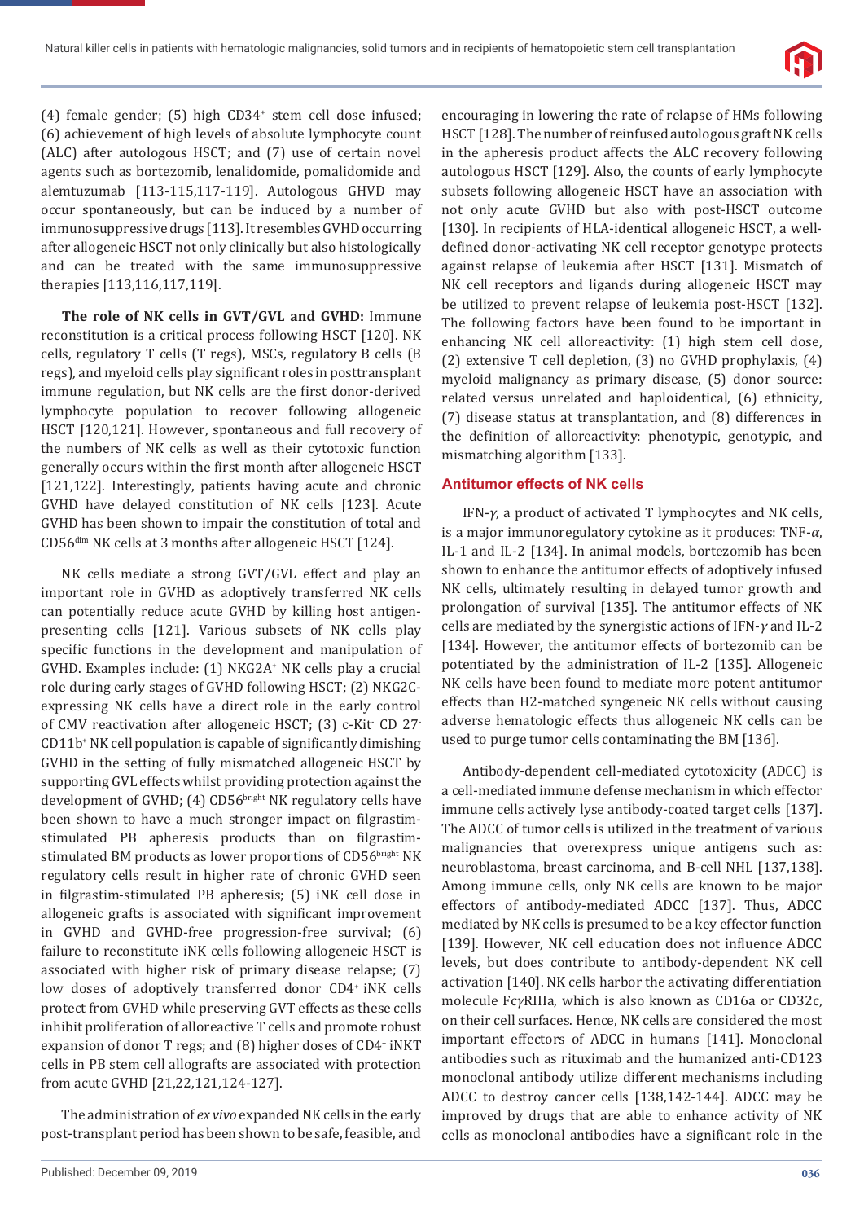(4) female gender; (5) high CD34+ stem cell dose infused; (6) achievement of high levels of absolute lymphocyte count (ALC) after autologous HSCT; and (7) use of certain novel agents such as bortezomib, lenalidomide, pomalidomide and alemtuzumab [113-115,117-119]. Autologous GHVD may occur spontaneously, but can be induced by a number of immunosuppressive drugs [113]. It resembles GVHD occurring after allogeneic HSCT not only clinically but also histologically and can be treated with the same immunosuppressive therapies [113,116,117,119].

**The role of NK cells in GVT/GVL and GVHD:** Immune reconstitution is a critical process following HSCT [120]. NK cells, regulatory T cells (T regs), MSCs, regulatory B cells (B regs), and myeloid cells play significant roles in posttransplant immune regulation, but NK cells are the first donor-derived lymphocyte population to recover following allogeneic HSCT [120,121]. However, spontaneous and full recovery of the numbers of NK cells as well as their cytotoxic function generally occurs within the first month after allogeneic HSCT [121,122]. Interestingly, patients having acute and chronic GVHD have delayed constitution of NK cells [123]. Acute GVHD has been shown to impair the constitution of total and CD56dim NK cells at 3 months after allogeneic HSCT [124].

NK cells mediate a strong GVT/GVL effect and play an important role in GVHD as adoptively transferred NK cells can potentially reduce acute GVHD by killing host antigen-presenting cells [121]. Various subsets of NK cells play specific functions in the development and manipulation of GVHD. Examples include: (1) NKG2A+ NK cells play a crucial role during early stages of GVHD following HSCT; (2) NKG2C-expressing NK cells have a direct role in the early control of CMV reactivation after allogeneic HSCT; (3) c-Kit- CD 27- CD11b+ NK cell population is capable of significantly dimishing GVHD in the setting of fully mismatched allogeneic HSCT by supporting GVL effects whilst providing protection against the development of GVHD; (4) CD56bright NK regulatory cells have been shown to have a much stronger impact on filgrastim-stimulated PB apheresis products than on filgrastim-stimulated BM products as lower proportions of CD56bright NK regulatory cells result in higher rate of chronic GVHD seen in filgrastim-stimulated PB apheresis; (5) iNK cell dose in allogeneic grafts is associated with significant improvement in GVHD and GVHD-free progression-free survival; (6) failure to reconstitute iNK cells following allogeneic HSCT is associated with higher risk of primary disease relapse; (7) low doses of adoptively transferred donor CD4+ iNK cells protect from GVHD while preserving GVT effects as these cells inhibit proliferation of alloreactive T cells and promote robust expansion of donor T regs; and (8) higher doses of CD4- iNKT cells in PB stem cell allografts are associated with protection from acute GVHD [21,22,121,124-127].

The administration of *ex vivo* expanded NK cells in the early post-transplant period has been shown to be safe, feasible, and encouraging in lowering the rate of relapse of HMs following HSCT [128]. The number of reinfused autologous graft NK cells in the apheresis product affects the ALC recovery following autologous HSCT [129]. Also, the counts of early lymphocyte subsets following allogeneic HSCT have an association with not only acute GVHD but also with post-HSCT outcome [130]. In recipients of HLA-identical allogeneic HSCT, a well-defined donor-activating NK cell receptor genotype protects against relapse of leukemia after HSCT [131]. Mismatch of NK cell receptors and ligands during allogeneic HSCT may be utilized to prevent relapse of leukemia post-HSCT [132]. The following factors have been found to be important in enhancing NK cell alloreactivity: (1) high stem cell dose, (2) extensive T cell depletion, (3) no GVHD prophylaxis, (4) myeloid malignancy as primary disease, (5) donor source: related versus unrelated and haploidentical, (6) ethnicity, (7) disease status at transplantation, and (8) differences in the definition of alloreactivity: phenotypic, genotypic, and mismatching algorithm [133].

## Antitumor effects of NK cells

IFN-$\gamma$, a product of activated T lymphocytes and NK cells, is a major immunoregulatory cytokine as it produces: TNF-$\alpha$, IL-1 and IL-2 [134]. In animal models, bortezomib has been shown to enhance the antitumor effects of adoptively infused NK cells, ultimately resulting in delayed tumor growth and prolongation of survival [135]. The antitumor effects of NK cells are mediated by the synergistic actions of IFN-$\gamma$ and IL-2 [134]. However, the antitumor effects of bortezomib can be potentiated by the administration of IL-2 [135]. Allogeneic NK cells have been found to mediate more potent antitumor effects than H2-matched syngeneic NK cells without causing adverse hematologic effects thus allogeneic NK cells can be used to purge tumor cells contaminating the BM [136].

Antibody-dependent cell-mediated cytotoxicity (ADCC) is a cell-mediated immune defense mechanism in which effector immune cells actively lyse antibody-coated target cells [137]. The ADCC of tumor cells is utilized in the treatment of various malignancies that overexpress unique antigens such as: neuroblastoma, breast carcinoma, and B-cell NHL [137,138]. Among immune cells, only NK cells are known to be major effectors of antibody-mediated ADCC [137]. Thus, ADCC mediated by NK cells is presumed to be a key effector function [139]. However, NK cell education does not influence ADCC levels, but does contribute to antibody-dependent NK cell activation [140]. NK cells harbor the activating differentiation molecule Fc$\gamma$RIIIa, which is also known as CD16a or CD32c, on their cell surfaces. Hence, NK cells are considered the most important effectors of ADCC in humans [141]. Monoclonal antibodies such as rituximab and the humanized anti-CD123 monoclonal antibody utilize different mechanisms including ADCC to destroy cancer cells [138,142-144]. ADCC may be improved by drugs that are able to enhance activity of NK cells as monoclonal antibodies have a significant role in the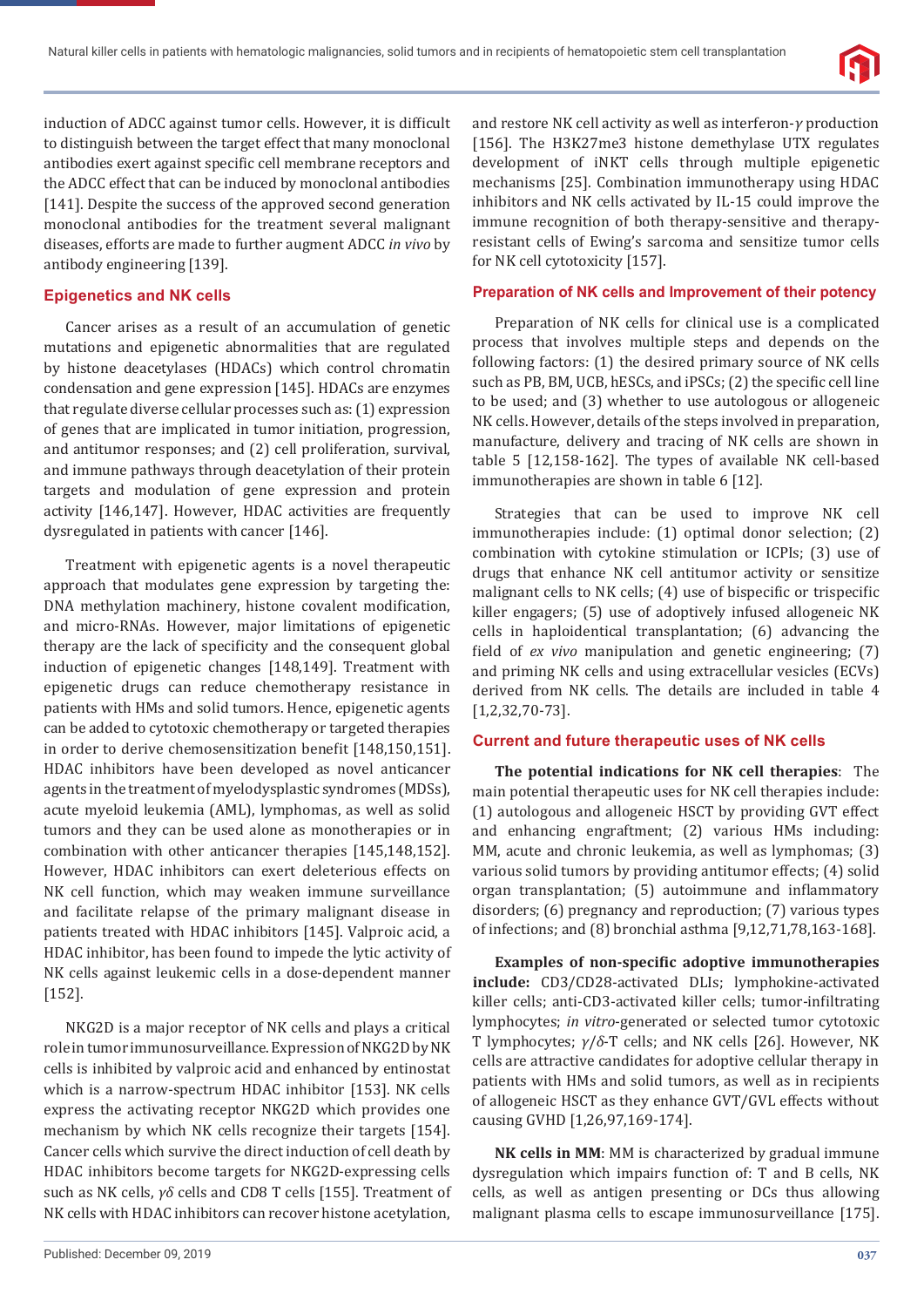induction of ADCC against tumor cells. However, it is difficult to distinguish between the target effect that many monoclonal antibodies exert against specific cell membrane receptors and the ADCC effect that can be induced by monoclonal antibodies [141]. Despite the success of the approved second generation monoclonal antibodies for the treatment several malignant diseases, efforts are made to further augment ADCC *in vivo* by antibody engineering [139].

## Epigenetics and NK cells

Cancer arises as a result of an accumulation of genetic mutations and epigenetic abnormalities that are regulated by histone deacetylases (HDACs) which control chromatin condensation and gene expression [145]. HDACs are enzymes that regulate diverse cellular processes such as: (1) expression of genes that are implicated in tumor initiation, progression, and antitumor responses; and (2) cell proliferation, survival, and immune pathways through deacetylation of their protein targets and modulation of gene expression and protein activity [146,147]. However, HDAC activities are frequently dysregulated in patients with cancer [146].

Treatment with epigenetic agents is a novel therapeutic approach that modulates gene expression by targeting the: DNA methylation machinery, histone covalent modification, and micro-RNAs. However, major limitations of epigenetic therapy are the lack of specificity and the consequent global induction of epigenetic changes [148,149]. Treatment with epigenetic drugs can reduce chemotherapy resistance in patients with HMs and solid tumors. Hence, epigenetic agents can be added to cytotoxic chemotherapy or targeted therapies in order to derive chemosensitization benefit [148,150,151]. HDAC inhibitors have been developed as novel anticancer agents in the treatment of myelodysplastic syndromes (MDSs), acute myeloid leukemia (AML), lymphomas, as well as solid tumors and they can be used alone as monotherapies or in combination with other anticancer therapies [145,148,152]. However, HDAC inhibitors can exert deleterious effects on NK cell function, which may weaken immune surveillance and facilitate relapse of the primary malignant disease in patients treated with HDAC inhibitors [145]. Valproic acid, a HDAC inhibitor, has been found to impede the lytic activity of NK cells against leukemic cells in a dose-dependent manner [152].

NKG2D is a major receptor of NK cells and plays a critical role in tumor immunosurveillance. Expression of NKG2D by NK cells is inhibited by valproic acid and enhanced by entinostat which is a narrow-spectrum HDAC inhibitor [153]. NK cells express the activating receptor NKG2D which provides one mechanism by which NK cells recognize their targets [154]. Cancer cells which survive the direct induction of cell death by HDAC inhibitors become targets for NKG2D-expressing cells such as NK cells, $\gamma\delta$ cells and CD8 T cells [155]. Treatment of NK cells with HDAC inhibitors can recover histone acetylation, and restore NK cell activity as well as interferon-$\gamma$ production [156]. The H3K27me3 histone demethylase UTX regulates development of iNKT cells through multiple epigenetic mechanisms [25]. Combination immunotherapy using HDAC inhibitors and NK cells activated by IL-15 could improve the immune recognition of both therapy-sensitive and therapy-resistant cells of Ewing's sarcoma and sensitize tumor cells for NK cell cytotoxicity [157].

## Preparation of NK cells and Improvement of their potency

Preparation of NK cells for clinical use is a complicated process that involves multiple steps and depends on the following factors: (1) the desired primary source of NK cells such as PB, BM, UCB, hESCs, and iPSCs; (2) the specific cell line to be used; and (3) whether to use autologous or allogeneic NK cells. However, details of the steps involved in preparation, manufacture, delivery and tracing of NK cells are shown in table 5 [12,158-162]. The types of available NK cell-based immunotherapies are shown in table 6 [12].

Strategies that can be used to improve NK cell immunotherapies include: (1) optimal donor selection; (2) combination with cytokine stimulation or ICPIs; (3) use of drugs that enhance NK cell antitumor activity or sensitize malignant cells to NK cells; (4) use of bispecific or trispecific killer engagers; (5) use of adoptively infused allogeneic NK cells in haploidentical transplantation; (6) advancing the field of *ex vivo* manipulation and genetic engineering; (7) and priming NK cells and using extracellular vesicles (ECVs) derived from NK cells. The details are included in table 4 [1,2,32,70-73].

## Current and future therapeutic uses of NK cells

**The potential indications for NK cell therapies**: The main potential therapeutic uses for NK cell therapies include: (1) autologous and allogeneic HSCT by providing GVT effect and enhancing engraftment; (2) various HMs including: MM, acute and chronic leukemia, as well as lymphomas; (3) various solid tumors by providing antitumor effects; (4) solid organ transplantation; (5) autoimmune and inflammatory disorders; (6) pregnancy and reproduction; (7) various types of infections; and (8) bronchial asthma [9,12,71,78,163-168].

**Examples of non-specific adoptive immunotherapies include:** CD3/CD28-activated DLIs; lymphokine-activated killer cells; anti-CD3-activated killer cells; tumor-infiltrating lymphocytes; *in vitro*-generated or selected tumor cytotoxic T lymphocytes; $\gamma/\delta$-T cells; and NK cells [26]. However, NK cells are attractive candidates for adoptive cellular therapy in patients with HMs and solid tumors, as well as in recipients of allogeneic HSCT as they enhance GVT/GVL effects without causing GVHD [1,26,97,169-174].

**NK cells in MM**: MM is characterized by gradual immune dysregulation which impairs function of: T and B cells, NK cells, as well as antigen presenting or DCs thus allowing malignant plasma cells to escape immunosurveillance [175].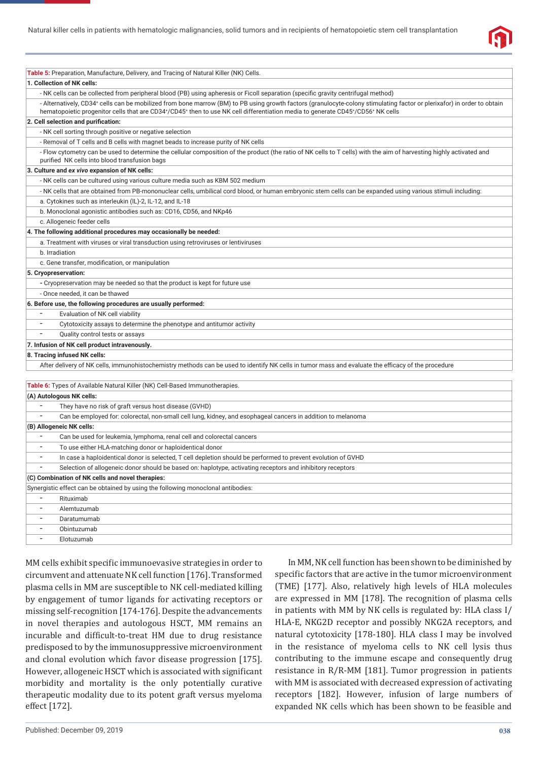| **Table 5:** Preparation, Manufacture, Delivery, and Tracing of Natural Killer (NK) Cells. |
|---|
| **1. Collection of NK cells:** |
| - NK cells can be collected from peripheral blood (PB) using apheresis or Ficoll separation (specific gravity centrifugal method) |
| - Alternatively, CD34⁺ cells can be mobilized from bone marrow (BM) to PB using growth factors (granulocyte-colony stimulating factor or plerixafor) in order to obtain hematopoietic progenitor cells that are CD34⁺/CD45⁺ then to use NK cell differentiation media to generate CD45⁺/CD56⁺ NK cells |
| **2. Cell selection and purification:** |
| - NK cell sorting through positive or negative selection |
| - Removal of T cells and B cells with magnet beads to increase purity of NK cells |
| - Flow cytometry can be used to determine the cellular composition of the product (the ratio of NK cells to T cells) with the aim of harvesting highly activated and purified NK cells into blood transfusion bags |
| **3. Culture and *ex vivo* expansion of NK cells:** |
| - NK cells can be cultured using various culture media such as KBM 502 medium |
| - NK cells that are obtained from PB-mononuclear cells, umbilical cord blood, or human embryonic stem cells can be expanded using various stimuli including: |
| a. Cytokines such as interleukin (IL)-2, IL-12, and IL-18 |
| b. Monoclonal agonistic antibodies such as: CD16, CD56, and NKp46 |
| c. Allogeneic feeder cells |
| **4. The following additional procedures may occasionally be needed:** |
| a. Treatment with viruses or viral transduction using retroviruses or lentiviruses |
| b. Irradiation |
| c. Gene transfer, modification, or manipulation |
| **5. Cryopreservation:** |
| - Cryopreservation may be needed so that the product is kept for future use |
| - Once needed, it can be thawed |
| **6. Before use, the following procedures are usually performed:** |
| - Evaluation of NK cell viability |
| - Cytotoxicity assays to determine the phenotype and antitumor activity |
| - Quality control tests or assays |
| **7. Infusion of NK cell product intravenously.** |
| **8. Tracing infused NK cells:** |
| After delivery of NK cells, immunohistochemistry methods can be used to identify NK cells in tumor mass and evaluate the efficacy of the procedure |

| **Table 6:** Types of Available Natural Killer (NK) Cell-Based Immunotherapies. |
|---|
| **(A) Autologous NK cells:** |
| - They have no risk of graft versus host disease (GVHD) |
| - Can be employed for: colorectal, non-small cell lung, kidney, and esophageal cancers in addition to melanoma |
| **(B) Allogeneic NK cells:** |
| - Can be used for leukemia, lymphoma, renal cell and colorectal cancers |
| - To use either HLA-matching donor or haploidentical donor |
| - In case a haploidentical donor is selected, T cell depletion should be performed to prevent evolution of GVHD |
| - Selection of allogeneic donor should be based on: haplotype, activating receptors and inhibitory receptors |
| **(C) Combination of NK cells and novel therapies:** |
| Synergistic effect can be obtained by using the following monoclonal antibodies: |
| - Rituximab |
| - Alemtuzumab |
| - Daratumumab |
| - Obintuzumab |
| - Elotuzumab |

MM cells exhibit specific immunoevasive strategies in order to circumvent and attenuate NK cell function [176]. Transformed plasma cells in MM are susceptible to NK cell-mediated killing by engagement of tumor ligands for activating receptors or missing self-recognition [174-176]. Despite the advancements in novel therapies and autologous HSCT, MM remains an incurable and difficult-to-treat HM due to drug resistance predisposed to by the immunosuppressive microenvironment and clonal evolution which favor disease progression [175]. However, allogeneic HSCT which is associated with significant morbidity and mortality is the only potentially curative therapeutic modality due to its potent graft versus myeloma effect [172].

In MM, NK cell function has been shown to be diminished by specific factors that are active in the tumor microenvironment (TME) [177]. Also, relatively high levels of HLA molecules are expressed in MM [178]. The recognition of plasma cells in patients with MM by NK cells is regulated by: HLA class I/HLA-E, NKG2D receptor and possibly NKG2A receptors, and natural cytotoxicity [178-180]. HLA class I may be involved in the resistance of myeloma cells to NK cell lysis thus contributing to the immune escape and consequently drug resistance in R/R-MM [181]. Tumor progression in patients with MM is associated with decreased expression of activating receptors [182]. However, infusion of large numbers of expanded NK cells which has been shown to be feasible and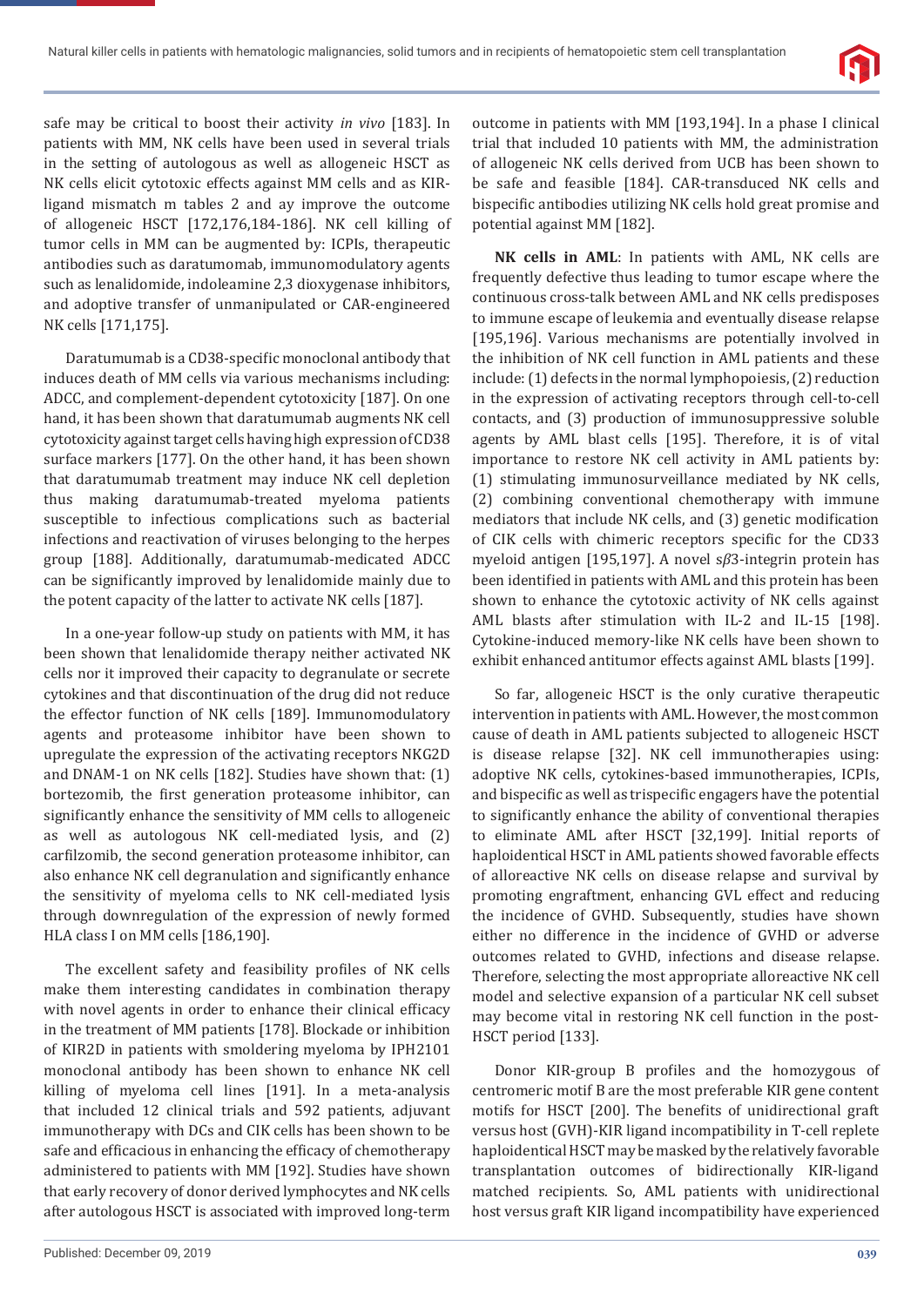safe may be critical to boost their activity *in vivo* [183]. In patients with MM, NK cells have been used in several trials in the setting of autologous as well as allogeneic HSCT as NK cells elicit cytotoxic effects against MM cells and as KIR-ligand mismatch m tables 2 and ay improve the outcome of allogeneic HSCT [172,176,184-186]. NK cell killing of tumor cells in MM can be augmented by: ICPIs, therapeutic antibodies such as daratumomab, immunomodulatory agents such as lenalidomide, indoleamine 2,3 dioxygenase inhibitors, and adoptive transfer of unmanipulated or CAR-engineered NK cells [171,175].

Daratumumab is a CD38-specific monoclonal antibody that induces death of MM cells via various mechanisms including: ADCC, and complement-dependent cytotoxicity [187]. On one hand, it has been shown that daratumumab augments NK cell cytotoxicity against target cells having high expression of CD38 surface markers [177]. On the other hand, it has been shown that daratumumab treatment may induce NK cell depletion thus making daratumumab-treated myeloma patients susceptible to infectious complications such as bacterial infections and reactivation of viruses belonging to the herpes group [188]. Additionally, daratumumab-medicated ADCC can be significantly improved by lenalidomide mainly due to the potent capacity of the latter to activate NK cells [187].

In a one-year follow-up study on patients with MM, it has been shown that lenalidomide therapy neither activated NK cells nor it improved their capacity to degranulate or secrete cytokines and that discontinuation of the drug did not reduce the effector function of NK cells [189]. Immunomodulatory agents and proteasome inhibitor have been shown to upregulate the expression of the activating receptors NKG2D and DNAM-1 on NK cells [182]. Studies have shown that: (1) bortezomib, the first generation proteasome inhibitor, can significantly enhance the sensitivity of MM cells to allogeneic as well as autologous NK cell-mediated lysis, and (2) carfilzomib, the second generation proteasome inhibitor, can also enhance NK cell degranulation and significantly enhance the sensitivity of myeloma cells to NK cell-mediated lysis through downregulation of the expression of newly formed HLA class I on MM cells [186,190].

The excellent safety and feasibility profiles of NK cells make them interesting candidates in combination therapy with novel agents in order to enhance their clinical efficacy in the treatment of MM patients [178]. Blockade or inhibition of KIR2D in patients with smoldering myeloma by IPH2101 monoclonal antibody has been shown to enhance NK cell killing of myeloma cell lines [191]. In a meta-analysis that included 12 clinical trials and 592 patients, adjuvant immunotherapy with DCs and CIK cells has been shown to be safe and efficacious in enhancing the efficacy of chemotherapy administered to patients with MM [192]. Studies have shown that early recovery of donor derived lymphocytes and NK cells after autologous HSCT is associated with improved long-term outcome in patients with MM [193,194]. In a phase I clinical trial that included 10 patients with MM, the administration of allogeneic NK cells derived from UCB has been shown to be safe and feasible [184]. CAR-transduced NK cells and bispecific antibodies utilizing NK cells hold great promise and potential against MM [182].

**NK cells in AML**: In patients with AML, NK cells are frequently defective thus leading to tumor escape where the continuous cross-talk between AML and NK cells predisposes to immune escape of leukemia and eventually disease relapse [195,196]. Various mechanisms are potentially involved in the inhibition of NK cell function in AML patients and these include: (1) defects in the normal lymphopoiesis, (2) reduction in the expression of activating receptors through cell-to-cell contacts, and (3) production of immunosuppressive soluble agents by AML blast cells [195]. Therefore, it is of vital importance to restore NK cell activity in AML patients by: (1) stimulating immunosurveillance mediated by NK cells, (2) combining conventional chemotherapy with immune mediators that include NK cells, and (3) genetic modification of CIK cells with chimeric receptors specific for the CD33 myeloid antigen [195,197]. A novel s$\beta$3-integrin protein has been identified in patients with AML and this protein has been shown to enhance the cytotoxic activity of NK cells against AML blasts after stimulation with IL-2 and IL-15 [198]. Cytokine-induced memory-like NK cells have been shown to exhibit enhanced antitumor effects against AML blasts [199].

So far, allogeneic HSCT is the only curative therapeutic intervention in patients with AML. However, the most common cause of death in AML patients subjected to allogeneic HSCT is disease relapse [32]. NK cell immunotherapies using: adoptive NK cells, cytokines-based immunotherapies, ICPIs, and bispecific as well as trispecific engagers have the potential to significantly enhance the ability of conventional therapies to eliminate AML after HSCT [32,199]. Initial reports of haploidentical HSCT in AML patients showed favorable effects of alloreactive NK cells on disease relapse and survival by promoting engraftment, enhancing GVL effect and reducing the incidence of GVHD. Subsequently, studies have shown either no difference in the incidence of GVHD or adverse outcomes related to GVHD, infections and disease relapse. Therefore, selecting the most appropriate alloreactive NK cell model and selective expansion of a particular NK cell subset may become vital in restoring NK cell function in the post-HSCT period [133].

Donor KIR-group B profiles and the homozygous of centromeric motif B are the most preferable KIR gene content motifs for HSCT [200]. The benefits of unidirectional graft versus host (GVH)-KIR ligand incompatibility in T-cell replete haploidentical HSCT may be masked by the relatively favorable transplantation outcomes of bidirectionally KIR-ligand matched recipients. So, AML patients with unidirectional host versus graft KIR ligand incompatibility have experienced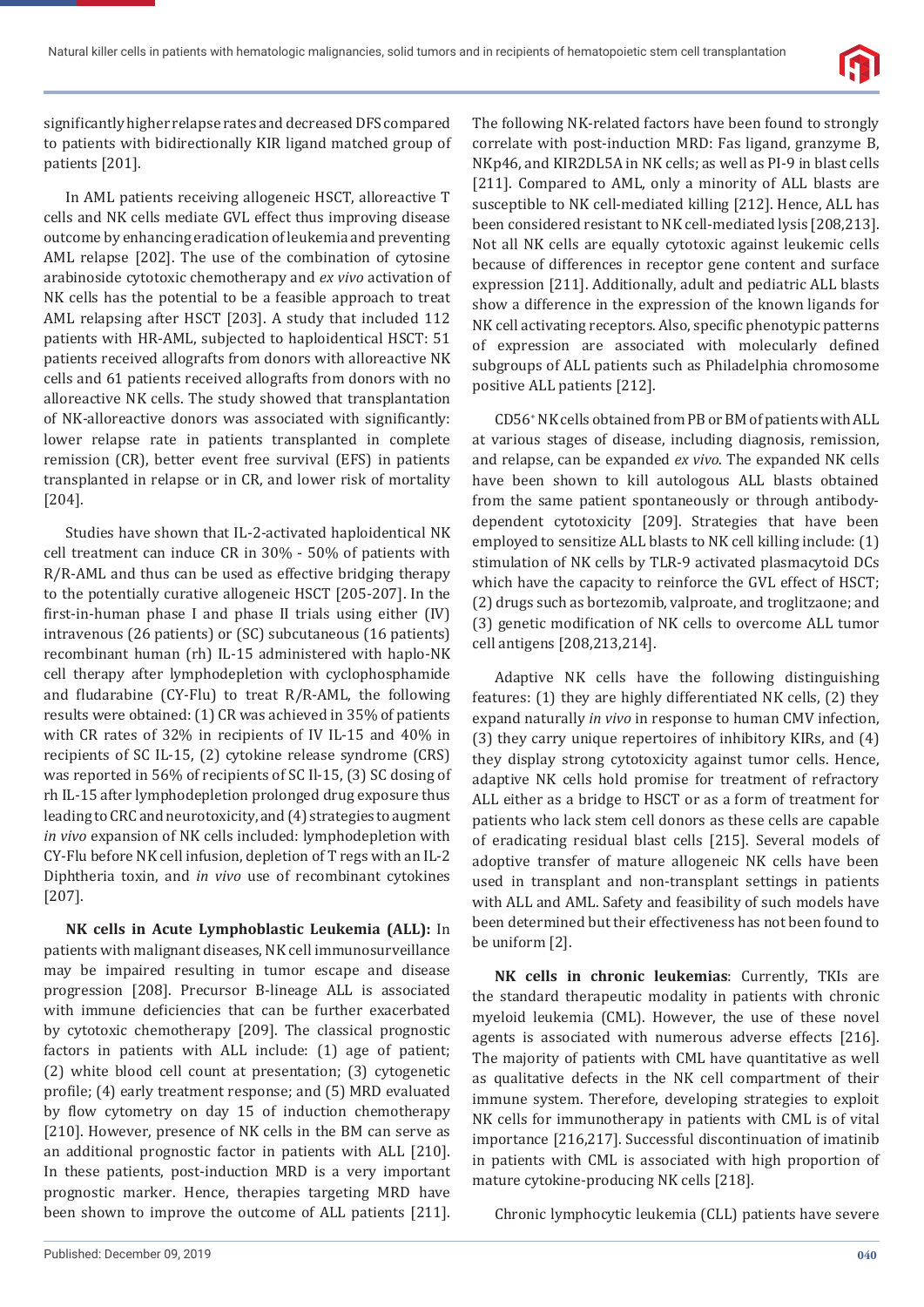significantly higher relapse rates and decreased DFS compared to patients with bidirectionally KIR ligand matched group of patients [201].

In AML patients receiving allogeneic HSCT, alloreactive T cells and NK cells mediate GVL effect thus improving disease outcome by enhancing eradication of leukemia and preventing AML relapse [202]. The use of the combination of cytosine arabinoside cytotoxic chemotherapy and *ex vivo* activation of NK cells has the potential to be a feasible approach to treat AML relapsing after HSCT [203]. A study that included 112 patients with HR-AML, subjected to haploidentical HSCT: 51 patients received allografts from donors with alloreactive NK cells and 61 patients received allografts from donors with no alloreactive NK cells. The study showed that transplantation of NK-alloreactive donors was associated with significantly: lower relapse rate in patients transplanted in complete remission (CR), better event free survival (EFS) in patients transplanted in relapse or in CR, and lower risk of mortality [204].

Studies have shown that IL-2-activated haploidentical NK cell treatment can induce CR in 30% - 50% of patients with R/R-AML and thus can be used as effective bridging therapy to the potentially curative allogeneic HSCT [205-207]. In the first-in-human phase I and phase II trials using either (IV) intravenous (26 patients) or (SC) subcutaneous (16 patients) recombinant human (rh) IL-15 administered with haplo-NK cell therapy after lymphodepletion with cyclophosphamide and fludarabine (CY-Flu) to treat R/R-AML, the following results were obtained: (1) CR was achieved in 35% of patients with CR rates of 32% in recipients of IV IL-15 and 40% in recipients of SC IL-15, (2) cytokine release syndrome (CRS) was reported in 56% of recipients of SC Il-15, (3) SC dosing of rh IL-15 after lymphodepletion prolonged drug exposure thus leading to CRC and neurotoxicity, and (4) strategies to augment *in vivo* expansion of NK cells included: lymphodepletion with CY-Flu before NK cell infusion, depletion of T regs with an IL-2 Diphtheria toxin, and *in vivo* use of recombinant cytokines [207].

**NK cells in Acute Lymphoblastic Leukemia (ALL):** In patients with malignant diseases, NK cell immunosurveillance may be impaired resulting in tumor escape and disease progression [208]. Precursor B-lineage ALL is associated with immune deficiencies that can be further exacerbated by cytotoxic chemotherapy [209]. The classical prognostic factors in patients with ALL include: (1) age of patient; (2) white blood cell count at presentation; (3) cytogenetic profile; (4) early treatment response; and (5) MRD evaluated by flow cytometry on day 15 of induction chemotherapy [210]. However, presence of NK cells in the BM can serve as an additional prognostic factor in patients with ALL [210]. In these patients, post-induction MRD is a very important prognostic marker. Hence, therapies targeting MRD have been shown to improve the outcome of ALL patients [211]. The following NK-related factors have been found to strongly correlate with post-induction MRD: Fas ligand, granzyme B, NKp46, and KIR2DL5A in NK cells; as well as PI-9 in blast cells [211]. Compared to AML, only a minority of ALL blasts are susceptible to NK cell-mediated killing [212]. Hence, ALL has been considered resistant to NK cell-mediated lysis [208,213]. Not all NK cells are equally cytotoxic against leukemic cells because of differences in receptor gene content and surface expression [211]. Additionally, adult and pediatric ALL blasts show a difference in the expression of the known ligands for NK cell activating receptors. Also, specific phenotypic patterns of expression are associated with molecularly defined subgroups of ALL patients such as Philadelphia chromosome positive ALL patients [212].

CD56+ NK cells obtained from PB or BM of patients with ALL at various stages of disease, including diagnosis, remission, and relapse, can be expanded *ex vivo*. The expanded NK cells have been shown to kill autologous ALL blasts obtained from the same patient spontaneously or through antibody-dependent cytotoxicity [209]. Strategies that have been employed to sensitize ALL blasts to NK cell killing include: (1) stimulation of NK cells by TLR-9 activated plasmacytoid DCs which have the capacity to reinforce the GVL effect of HSCT; (2) drugs such as bortezomib, valproate, and troglitzaone; and (3) genetic modification of NK cells to overcome ALL tumor cell antigens [208,213,214].

Adaptive NK cells have the following distinguishing features: (1) they are highly differentiated NK cells, (2) they expand naturally *in vivo* in response to human CMV infection, (3) they carry unique repertoires of inhibitory KIRs, and (4) they display strong cytotoxicity against tumor cells. Hence, adaptive NK cells hold promise for treatment of refractory ALL either as a bridge to HSCT or as a form of treatment for patients who lack stem cell donors as these cells are capable of eradicating residual blast cells [215]. Several models of adoptive transfer of mature allogeneic NK cells have been used in transplant and non-transplant settings in patients with ALL and AML. Safety and feasibility of such models have been determined but their effectiveness has not been found to be uniform [2].

**NK cells in chronic leukemias**: Currently, TKIs are the standard therapeutic modality in patients with chronic myeloid leukemia (CML). However, the use of these novel agents is associated with numerous adverse effects [216]. The majority of patients with CML have quantitative as well as qualitative defects in the NK cell compartment of their immune system. Therefore, developing strategies to exploit NK cells for immunotherapy in patients with CML is of vital importance [216,217]. Successful discontinuation of imatinib in patients with CML is associated with high proportion of mature cytokine-producing NK cells [218].

Chronic lymphocytic leukemia (CLL) patients have severe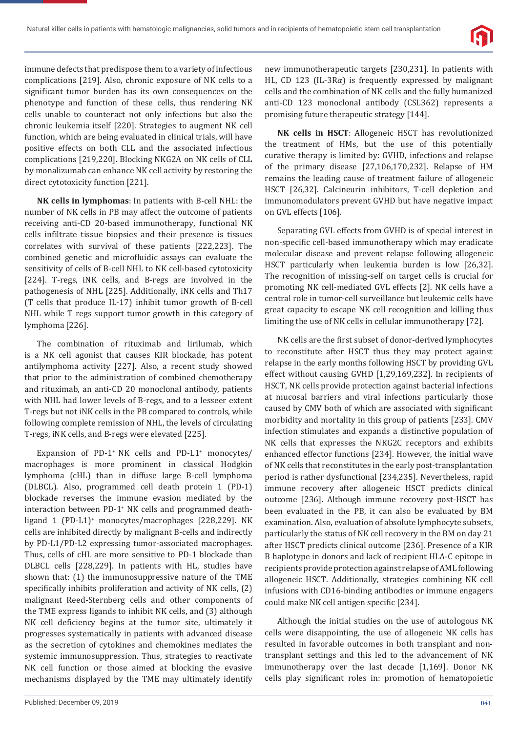immune defects that predispose them to a variety of infectious complications [219]. Also, chronic exposure of NK cells to a significant tumor burden has its own consequences on the phenotype and function of these cells, thus rendering NK cells unable to counteract not only infections but also the chronic leukemia itself [220]. Strategies to augment NK cell function, which are being evaluated in clinical trials, will have positive effects on both CLL and the associated infectious complications [219,220]. Blocking NKG2A on NK cells of CLL by monalizumab can enhance NK cell activity by restoring the direct cytotoxicity function [221].

**NK cells in lymphomas**: In patients with B-cell NHL: the number of NK cells in PB may affect the outcome of patients receiving anti-CD 20-based immunotherapy, functional NK cells infiltrate tissue biopsies and their presence is tissues correlates with survival of these patients [222,223]. The combined genetic and microfluidic assays can evaluate the sensitivity of cells of B-cell NHL to NK cell-based cytotoxicity [224]. T-regs, iNK cells, and B-regs are involved in the pathogenesis of NHL [225]. Additionally, iNK cells and Th17 (T cells that produce IL-17) inhibit tumor growth of B-cell NHL while T regs support tumor growth in this category of lymphoma [226].

The combination of rituximab and lirilumab, which is a NK cell agonist that causes KIR blockade, has potent antilymphoma activity [227]. Also, a recent study showed that prior to the administration of combined chemotherapy and rituximab, an anti-CD 20 monoclonal antibody, patients with NHL had lower levels of B-regs, and to a lesseer extent T-regs but not iNK cells in the PB compared to controls, while following complete remission of NHL, the levels of circulating T-regs, iNK cells, and B-regs were elevated [225].

Expansion of PD-1⁺ NK cells and PD-L1⁺ monocytes/macrophages is more prominent in classical Hodgkin lymphoma (cHL) than in diffuse large B-cell lymphoma (DLBCL). Also, programmed cell death protein 1 (PD-1) blockade reverses the immune evasion mediated by the interaction between PD-1⁺ NK cells and programmed death-ligand 1 (PD-L1)⁺ monocytes/macrophages [228,229]. NK cells are inhibited directly by malignant B-cells and indirectly by PD-L1/PD-L2 expressing tumor-associated macrophages. Thus, cells of cHL are more sensitive to PD-1 blockade than DLBCL cells [228,229]. In patients with HL, studies have shown that: (1) the immunosuppressive nature of the TME specifically inhibits proliferation and activity of NK cells, (2) malignant Reed-Sternberg cells and other components of the TME express ligands to inhibit NK cells, and (3) although NK cell deficiency begins at the tumor site, ultimately it progresses systematically in patients with advanced disease as the secretion of cytokines and chemokines mediates the systemic immunosuppression. Thus, strategies to reactivate NK cell function or those aimed at blocking the evasive mechanisms displayed by the TME may ultimately identify new immunotherapeutic targets [230,231]. In patients with HL, CD 123 (IL-3R$\alpha$) is frequently expressed by malignant cells and the combination of NK cells and the fully humanized anti-CD 123 monoclonal antibody (CSL362) represents a promising future therapeutic strategy [144].

**NK cells in HSCT**: Allogeneic HSCT has revolutionized the treatment of HMs, but the use of this potentially curative therapy is limited by: GVHD, infections and relapse of the primary disease [27,106,170,232]. Relapse of HM remains the leading cause of treatment failure of allogeneic HSCT [26,32]. Calcineurin inhibitors, T-cell depletion and immunomodulators prevent GVHD but have negative impact on GVL effects [106].

Separating GVL effects from GVHD is of special interest in non-specific cell-based immunotherapy which may eradicate molecular disease and prevent relapse following allogeneic HSCT particularly when leukemia burden is low [26,32]. The recognition of missing-self on target cells is crucial for promoting NK cell-mediated GVL effects [2]. NK cells have a central role in tumor-cell surveillance but leukemic cells have great capacity to escape NK cell recognition and killing thus limiting the use of NK cells in cellular immunotherapy [72].

NK cells are the first subset of donor-derived lymphocytes to reconstitute after HSCT thus they may protect against relapse in the early months following HSCT by providing GVL effect without causing GVHD [1,29,169,232]. In recipients of HSCT, NK cells provide protection against bacterial infections at mucosal barriers and viral infections particularly those caused by CMV both of which are associated with significant morbidity and mortality in this group of patients [233]. CMV infection stimulates and expands a distinctive population of NK cells that expresses the NKG2C receptors and exhibits enhanced effector functions [234]. However, the initial wave of NK cells that reconstitutes in the early post-transplantation period is rather dysfunctional [234,235]. Nevertheless, rapid immune recovery after allogeneic HSCT predicts clinical outcome [236]. Although immune recovery post-HSCT has been evaluated in the PB, it can also be evaluated by BM examination. Also, evaluation of absolute lymphocyte subsets, particularly the status of NK cell recovery in the BM on day 21 after HSCT predicts clinical outcome [236]. Presence of a KIR B haplotype in donors and lack of recipient HLA-C epitope in recipients provide protection against relapse of AML following allogeneic HSCT. Additionally, strategies combining NK cell infusions with CD16-binding antibodies or immune engagers could make NK cell antigen specific [234].

Although the initial studies on the use of autologous NK cells were disappointing, the use of allogeneic NK cells has resulted in favorable outcomes in both transplant and non-transplant settings and this led to the advancement of NK immunotherapy over the last decade [1,169]. Donor NK cells play significant roles in: promotion of hematopoietic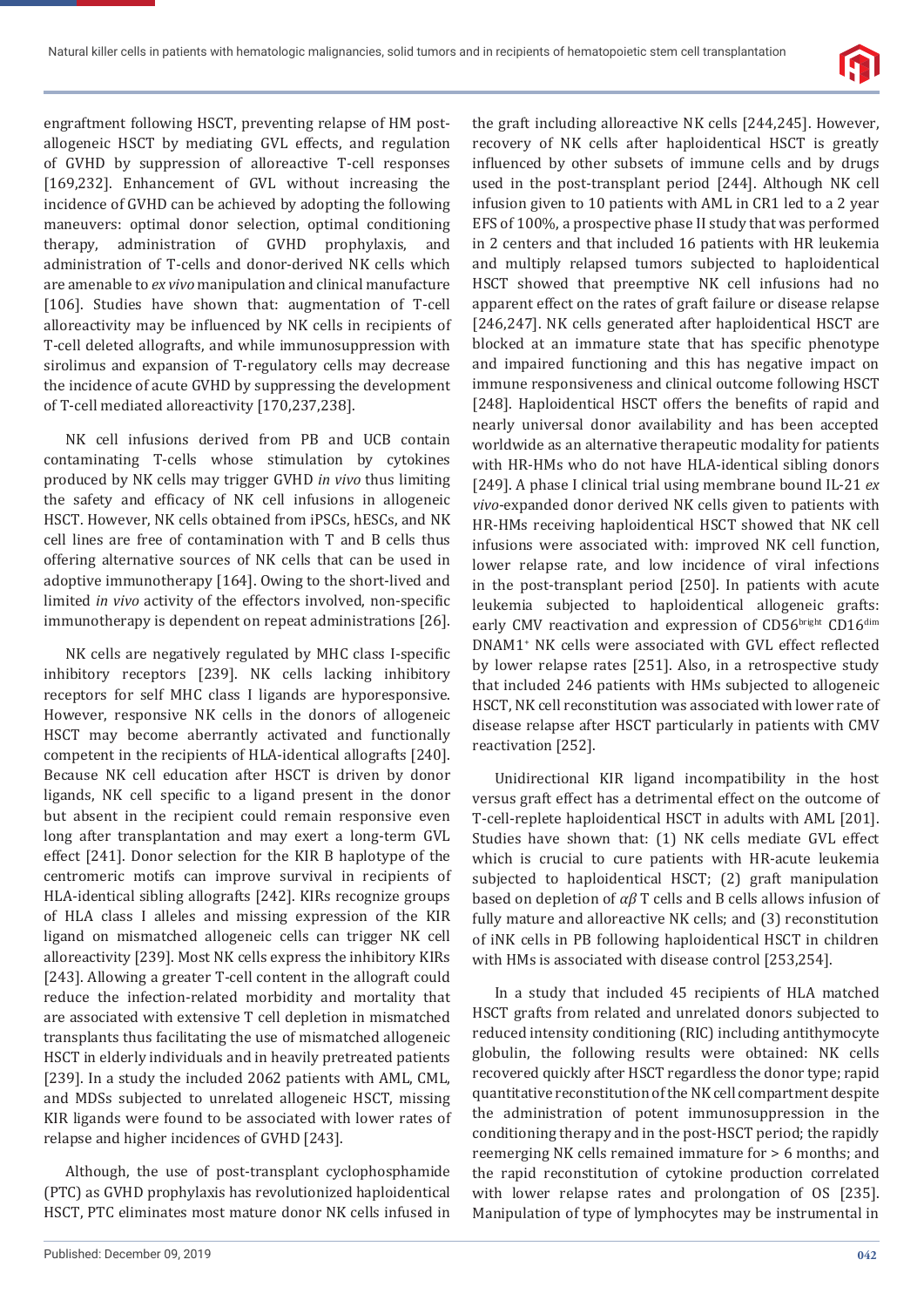engraftment following HSCT, preventing relapse of HM post-allogeneic HSCT by mediating GVL effects, and regulation of GVHD by suppression of alloreactive T-cell responses [169,232]. Enhancement of GVL without increasing the incidence of GVHD can be achieved by adopting the following maneuvers: optimal donor selection, optimal conditioning therapy, administration of GVHD prophylaxis, and administration of T-cells and donor-derived NK cells which are amenable to *ex vivo* manipulation and clinical manufacture [106]. Studies have shown that: augmentation of T-cell alloreactivity may be influenced by NK cells in recipients of T-cell deleted allografts, and while immunosuppression with sirolimus and expansion of T-regulatory cells may decrease the incidence of acute GVHD by suppressing the development of T-cell mediated alloreactivity [170,237,238].

NK cell infusions derived from PB and UCB contain contaminating T-cells whose stimulation by cytokines produced by NK cells may trigger GVHD *in vivo* thus limiting the safety and efficacy of NK cell infusions in allogeneic HSCT. However, NK cells obtained from iPSCs, hESCs, and NK cell lines are free of contamination with T and B cells thus offering alternative sources of NK cells that can be used in adoptive immunotherapy [164]. Owing to the short-lived and limited *in vivo* activity of the effectors involved, non-specific immunotherapy is dependent on repeat administrations [26].

NK cells are negatively regulated by MHC class I-specific inhibitory receptors [239]. NK cells lacking inhibitory receptors for self MHC class I ligands are hyporesponsive. However, responsive NK cells in the donors of allogeneic HSCT may become aberrantly activated and functionally competent in the recipients of HLA-identical allografts [240]. Because NK cell education after HSCT is driven by donor ligands, NK cell specific to a ligand present in the donor but absent in the recipient could remain responsive even long after transplantation and may exert a long-term GVL effect [241]. Donor selection for the KIR B haplotype of the centromeric motifs can improve survival in recipients of HLA-identical sibling allografts [242]. KIRs recognize groups of HLA class I alleles and missing expression of the KIR ligand on mismatched allogeneic cells can trigger NK cell alloreactivity [239]. Most NK cells express the inhibitory KIRs [243]. Allowing a greater T-cell content in the allograft could reduce the infection-related morbidity and mortality that are associated with extensive T cell depletion in mismatched transplants thus facilitating the use of mismatched allogeneic HSCT in elderly individuals and in heavily pretreated patients [239]. In a study the included 2062 patients with AML, CML, and MDSs subjected to unrelated allogeneic HSCT, missing KIR ligands were found to be associated with lower rates of relapse and higher incidences of GVHD [243].

Although, the use of post-transplant cyclophosphamide (PTC) as GVHD prophylaxis has revolutionized haploidentical HSCT, PTC eliminates most mature donor NK cells infused in the graft including alloreactive NK cells [244,245]. However, recovery of NK cells after haploidentical HSCT is greatly influenced by other subsets of immune cells and by drugs used in the post-transplant period [244]. Although NK cell infusion given to 10 patients with AML in CR1 led to a 2 year EFS of 100%, a prospective phase II study that was performed in 2 centers and that included 16 patients with HR leukemia and multiply relapsed tumors subjected to haploidentical HSCT showed that preemptive NK cell infusions had no apparent effect on the rates of graft failure or disease relapse [246,247]. NK cells generated after haploidentical HSCT are blocked at an immature state that has specific phenotype and impaired functioning and this has negative impact on immune responsiveness and clinical outcome following HSCT [248]. Haploidentical HSCT offers the benefits of rapid and nearly universal donor availability and has been accepted worldwide as an alternative therapeutic modality for patients with HR-HMs who do not have HLA-identical sibling donors [249]. A phase I clinical trial using membrane bound IL-21 *ex vivo*-expanded donor derived NK cells given to patients with HR-HMs receiving haploidentical HSCT showed that NK cell infusions were associated with: improved NK cell function, lower relapse rate, and low incidence of viral infections in the post-transplant period [250]. In patients with acute leukemia subjected to haploidentical allogeneic grafts: early CMV reactivation and expression of CD56$^{bright}$ CD16$^{dim}$ DNAM1$^{+}$ NK cells were associated with GVL effect reflected by lower relapse rates [251]. Also, in a retrospective study that included 246 patients with HMs subjected to allogeneic HSCT, NK cell reconstitution was associated with lower rate of disease relapse after HSCT particularly in patients with CMV reactivation [252].

Unidirectional KIR ligand incompatibility in the host versus graft effect has a detrimental effect on the outcome of T-cell-replete haploidentical HSCT in adults with AML [201]. Studies have shown that: (1) NK cells mediate GVL effect which is crucial to cure patients with HR-acute leukemia subjected to haploidentical HSCT; (2) graft manipulation based on depletion of $\alpha\beta$ T cells and B cells allows infusion of fully mature and alloreactive NK cells; and (3) reconstitution of iNK cells in PB following haploidentical HSCT in children with HMs is associated with disease control [253,254].

In a study that included 45 recipients of HLA matched HSCT grafts from related and unrelated donors subjected to reduced intensity conditioning (RIC) including antithymocyte globulin, the following results were obtained: NK cells recovered quickly after HSCT regardless the donor type; rapid quantitative reconstitution of the NK cell compartment despite the administration of potent immunosuppression in the conditioning therapy and in the post-HSCT period; the rapidly reemerging NK cells remained immature for > 6 months; and the rapid reconstitution of cytokine production correlated with lower relapse rates and prolongation of OS [235]. Manipulation of type of lymphocytes may be instrumental in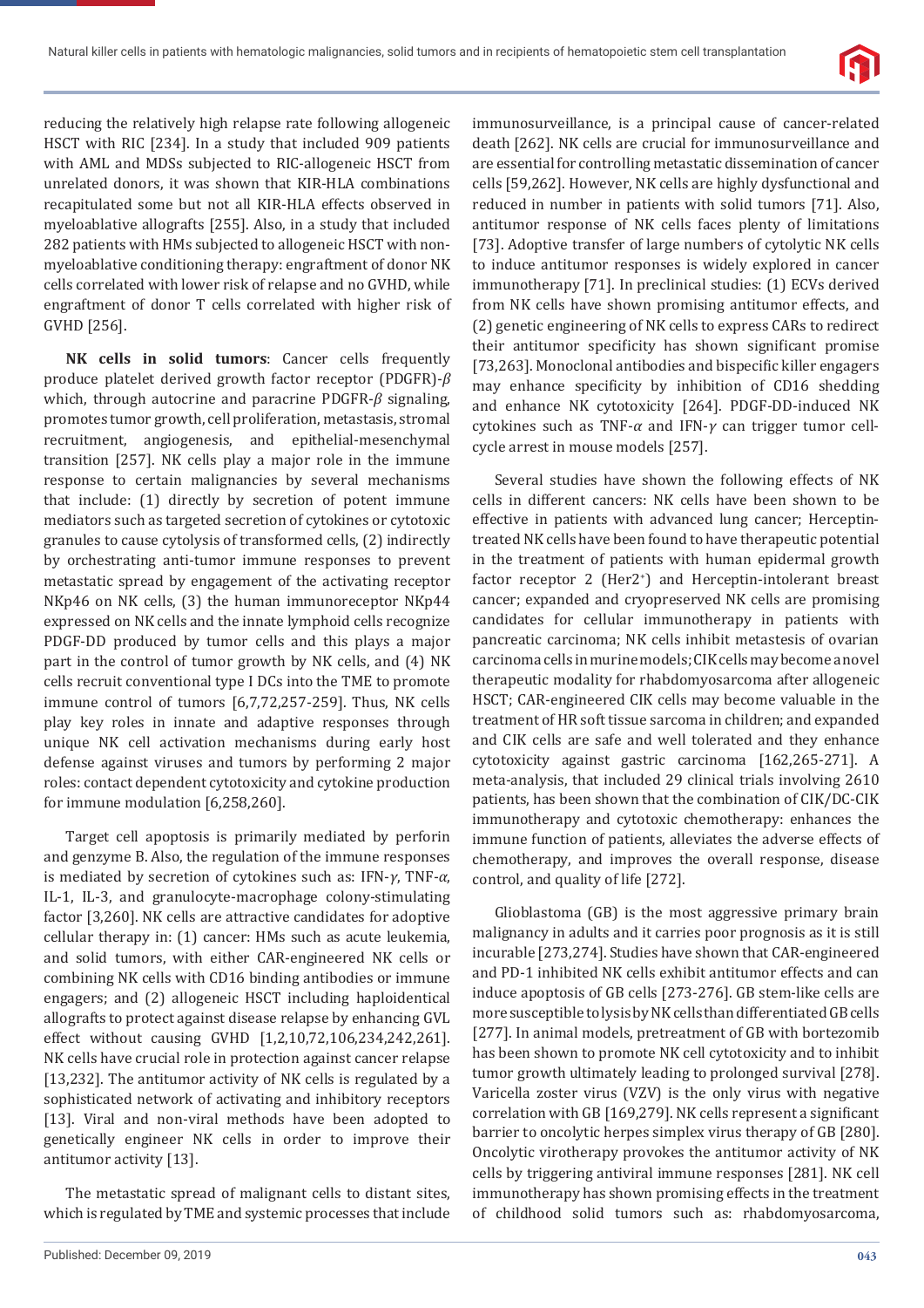reducing the relatively high relapse rate following allogeneic HSCT with RIC [234]. In a study that included 909 patients with AML and MDSs subjected to RIC-allogeneic HSCT from unrelated donors, it was shown that KIR-HLA combinations recapitulated some but not all KIR-HLA effects observed in myeloablative allografts [255]. Also, in a study that included 282 patients with HMs subjected to allogeneic HSCT with non-myeloablative conditioning therapy: engraftment of donor NK cells correlated with lower risk of relapse and no GVHD, while engraftment of donor T cells correlated with higher risk of GVHD [256].

**NK cells in solid tumors**: Cancer cells frequently produce platelet derived growth factor receptor (PDGFR)-$\beta$ which, through autocrine and paracrine PDGFR-$\beta$ signaling, promotes tumor growth, cell proliferation, metastasis, stromal recruitment, angiogenesis, and epithelial-mesenchymal transition [257]. NK cells play a major role in the immune response to certain malignancies by several mechanisms that include: (1) directly by secretion of potent immune mediators such as targeted secretion of cytokines or cytotoxic granules to cause cytolysis of transformed cells, (2) indirectly by orchestrating anti-tumor immune responses to prevent metastatic spread by engagement of the activating receptor NKp46 on NK cells, (3) the human immunoreceptor NKp44 expressed on NK cells and the innate lymphoid cells recognize PDGF-DD produced by tumor cells and this plays a major part in the control of tumor growth by NK cells, and (4) NK cells recruit conventional type I DCs into the TME to promote immune control of tumors [6,7,72,257-259]. Thus, NK cells play key roles in innate and adaptive responses through unique NK cell activation mechanisms during early host defense against viruses and tumors by performing 2 major roles: contact dependent cytotoxicity and cytokine production for immune modulation [6,258,260].

Target cell apoptosis is primarily mediated by perforin and genzyme B. Also, the regulation of the immune responses is mediated by secretion of cytokines such as: IFN-$\gamma$, TNF-$\alpha$, IL-1, IL-3, and granulocyte-macrophage colony-stimulating factor [3,260]. NK cells are attractive candidates for adoptive cellular therapy in: (1) cancer: HMs such as acute leukemia, and solid tumors, with either CAR-engineered NK cells or combining NK cells with CD16 binding antibodies or immune engagers; and (2) allogeneic HSCT including haploidentical allografts to protect against disease relapse by enhancing GVL effect without causing GVHD [1,2,10,72,106,234,242,261]. NK cells have crucial role in protection against cancer relapse [13,232]. The antitumor activity of NK cells is regulated by a sophisticated network of activating and inhibitory receptors [13]. Viral and non-viral methods have been adopted to genetically engineer NK cells in order to improve their antitumor activity [13].

The metastatic spread of malignant cells to distant sites, which is regulated by TME and systemic processes that include immunosurveillance, is a principal cause of cancer-related death [262]. NK cells are crucial for immunosurveillance and are essential for controlling metastatic dissemination of cancer cells [59,262]. However, NK cells are highly dysfunctional and reduced in number in patients with solid tumors [71]. Also, antitumor response of NK cells faces plenty of limitations [73]. Adoptive transfer of large numbers of cytolytic NK cells to induce antitumor responses is widely explored in cancer immunotherapy [71]. In preclinical studies: (1) ECVs derived from NK cells have shown promising antitumor effects, and (2) genetic engineering of NK cells to express CARs to redirect their antitumor specificity has shown significant promise [73,263]. Monoclonal antibodies and bispecific killer engagers may enhance specificity by inhibition of CD16 shedding and enhance NK cytotoxicity [264]. PDGF-DD-induced NK cytokines such as TNF-$\alpha$ and IFN-$\gamma$ can trigger tumor cell-cycle arrest in mouse models [257].

Several studies have shown the following effects of NK cells in different cancers: NK cells have been shown to be effective in patients with advanced lung cancer; Herceptin-treated NK cells have been found to have therapeutic potential in the treatment of patients with human epidermal growth factor receptor 2 (Her2$^{+}$) and Herceptin-intolerant breast cancer; expanded and cryopreserved NK cells are promising candidates for cellular immunotherapy in patients with pancreatic carcinoma; NK cells inhibit metastesis of ovarian carcinoma cells in murine models; CIK cells may become a novel therapeutic modality for rhabdomyosarcoma after allogeneic HSCT; CAR-engineered CIK cells may become valuable in the treatment of HR soft tissue sarcoma in children; and expanded and CIK cells are safe and well tolerated and they enhance cytotoxicity against gastric carcinoma [162,265-271]. A meta-analysis, that included 29 clinical trials involving 2610 patients, has been shown that the combination of CIK/DC-CIK immunotherapy and cytotoxic chemotherapy: enhances the immune function of patients, alleviates the adverse effects of chemotherapy, and improves the overall response, disease control, and quality of life [272].

Glioblastoma (GB) is the most aggressive primary brain malignancy in adults and it carries poor prognosis as it is still incurable [273,274]. Studies have shown that CAR-engineered and PD-1 inhibited NK cells exhibit antitumor effects and can induce apoptosis of GB cells [273-276]. GB stem-like cells are more susceptible to lysis by NK cells than differentiated GB cells [277]. In animal models, pretreatment of GB with bortezomib has been shown to promote NK cell cytotoxicity and to inhibit tumor growth ultimately leading to prolonged survival [278]. Varicella zoster virus (VZV) is the only virus with negative correlation with GB [169,279]. NK cells represent a significant barrier to oncolytic herpes simplex virus therapy of GB [280]. Oncolytic virotherapy provokes the antitumor activity of NK cells by triggering antiviral immune responses [281]. NK cell immunotherapy has shown promising effects in the treatment of childhood solid tumors such as: rhabdomyosarcoma,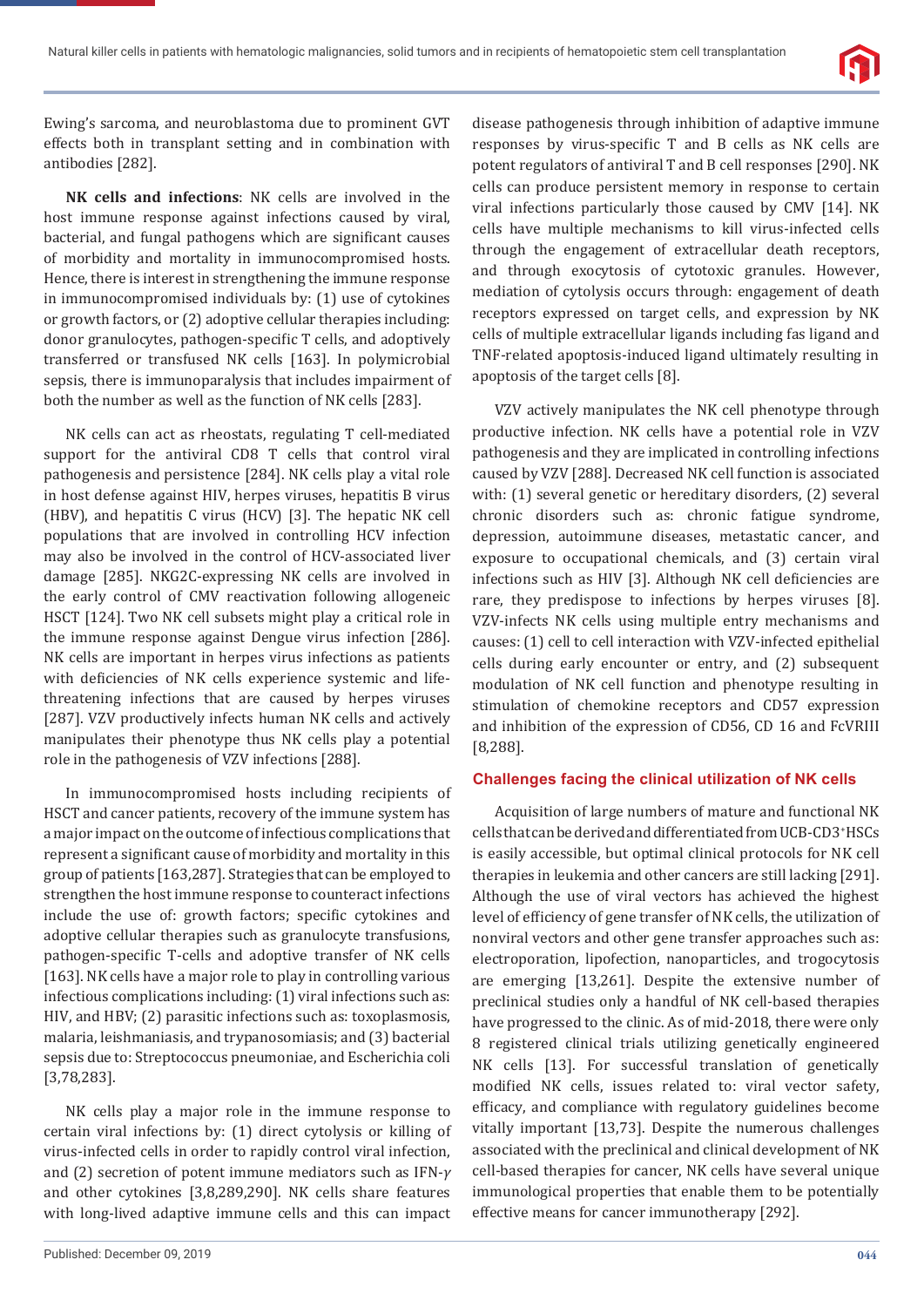Ewing's sarcoma, and neuroblastoma due to prominent GVT effects both in transplant setting and in combination with antibodies [282].

**NK cells and infections**: NK cells are involved in the host immune response against infections caused by viral, bacterial, and fungal pathogens which are significant causes of morbidity and mortality in immunocompromised hosts. Hence, there is interest in strengthening the immune response in immunocompromised individuals by: (1) use of cytokines or growth factors, or (2) adoptive cellular therapies including: donor granulocytes, pathogen-specific T cells, and adoptively transferred or transfused NK cells [163]. In polymicrobial sepsis, there is immunoparalysis that includes impairment of both the number as well as the function of NK cells [283].

NK cells can act as rheostats, regulating T cell-mediated support for the antiviral CD8 T cells that control viral pathogenesis and persistence [284]. NK cells play a vital role in host defense against HIV, herpes viruses, hepatitis B virus (HBV), and hepatitis C virus (HCV) [3]. The hepatic NK cell populations that are involved in controlling HCV infection may also be involved in the control of HCV-associated liver damage [285]. NKG2C-expressing NK cells are involved in the early control of CMV reactivation following allogeneic HSCT [124]. Two NK cell subsets might play a critical role in the immune response against Dengue virus infection [286]. NK cells are important in herpes virus infections as patients with deficiencies of NK cells experience systemic and life-threatening infections that are caused by herpes viruses [287]. VZV productively infects human NK cells and actively manipulates their phenotype thus NK cells play a potential role in the pathogenesis of VZV infections [288].

In immunocompromised hosts including recipients of HSCT and cancer patients, recovery of the immune system has a major impact on the outcome of infectious complications that represent a significant cause of morbidity and mortality in this group of patients [163,287]. Strategies that can be employed to strengthen the host immune response to counteract infections include the use of: growth factors; specific cytokines and adoptive cellular therapies such as granulocyte transfusions, pathogen-specific T-cells and adoptive transfer of NK cells [163]. NK cells have a major role to play in controlling various infectious complications including: (1) viral infections such as: HIV, and HBV; (2) parasitic infections such as: toxoplasmosis, malaria, leishmaniasis, and trypanosomiasis; and (3) bacterial sepsis due to: Streptococcus pneumoniae, and Escherichia coli [3,78,283].

NK cells play a major role in the immune response to certain viral infections by: (1) direct cytolysis or killing of virus-infected cells in order to rapidly control viral infection, and (2) secretion of potent immune mediators such as IFN-$\gamma$ and other cytokines [3,8,289,290]. NK cells share features with long-lived adaptive immune cells and this can impact disease pathogenesis through inhibition of adaptive immune responses by virus-specific T and B cells as NK cells are potent regulators of antiviral T and B cell responses [290]. NK cells can produce persistent memory in response to certain viral infections particularly those caused by CMV [14]. NK cells have multiple mechanisms to kill virus-infected cells through the engagement of extracellular death receptors, and through exocytosis of cytotoxic granules. However, mediation of cytolysis occurs through: engagement of death receptors expressed on target cells, and expression by NK cells of multiple extracellular ligands including fas ligand and TNF-related apoptosis-induced ligand ultimately resulting in apoptosis of the target cells [8].

VZV actively manipulates the NK cell phenotype through productive infection. NK cells have a potential role in VZV pathogenesis and they are implicated in controlling infections caused by VZV [288]. Decreased NK cell function is associated with: (1) several genetic or hereditary disorders, (2) several chronic disorders such as: chronic fatigue syndrome, depression, autoimmune diseases, metastatic cancer, and exposure to occupational chemicals, and (3) certain viral infections such as HIV [3]. Although NK cell deficiencies are rare, they predispose to infections by herpes viruses [8]. VZV-infects NK cells using multiple entry mechanisms and causes: (1) cell to cell interaction with VZV-infected epithelial cells during early encounter or entry, and (2) subsequent modulation of NK cell function and phenotype resulting in stimulation of chemokine receptors and CD57 expression and inhibition of the expression of CD56, CD 16 and FcVRIII [8,288].

## Challenges facing the clinical utilization of NK cells

Acquisition of large numbers of mature and functional NK cells that can be derived and differentiated from UCB-CD3$^{+}$HSCs is easily accessible, but optimal clinical protocols for NK cell therapies in leukemia and other cancers are still lacking [291]. Although the use of viral vectors has achieved the highest level of efficiency of gene transfer of NK cells, the utilization of nonviral vectors and other gene transfer approaches such as: electroporation, lipofection, nanoparticles, and trogocytosis are emerging [13,261]. Despite the extensive number of preclinical studies only a handful of NK cell-based therapies have progressed to the clinic. As of mid-2018, there were only 8 registered clinical trials utilizing genetically engineered NK cells [13]. For successful translation of genetically modified NK cells, issues related to: viral vector safety, efficacy, and compliance with regulatory guidelines become vitally important [13,73]. Despite the numerous challenges associated with the preclinical and clinical development of NK cell-based therapies for cancer, NK cells have several unique immunological properties that enable them to be potentially effective means for cancer immunotherapy [292].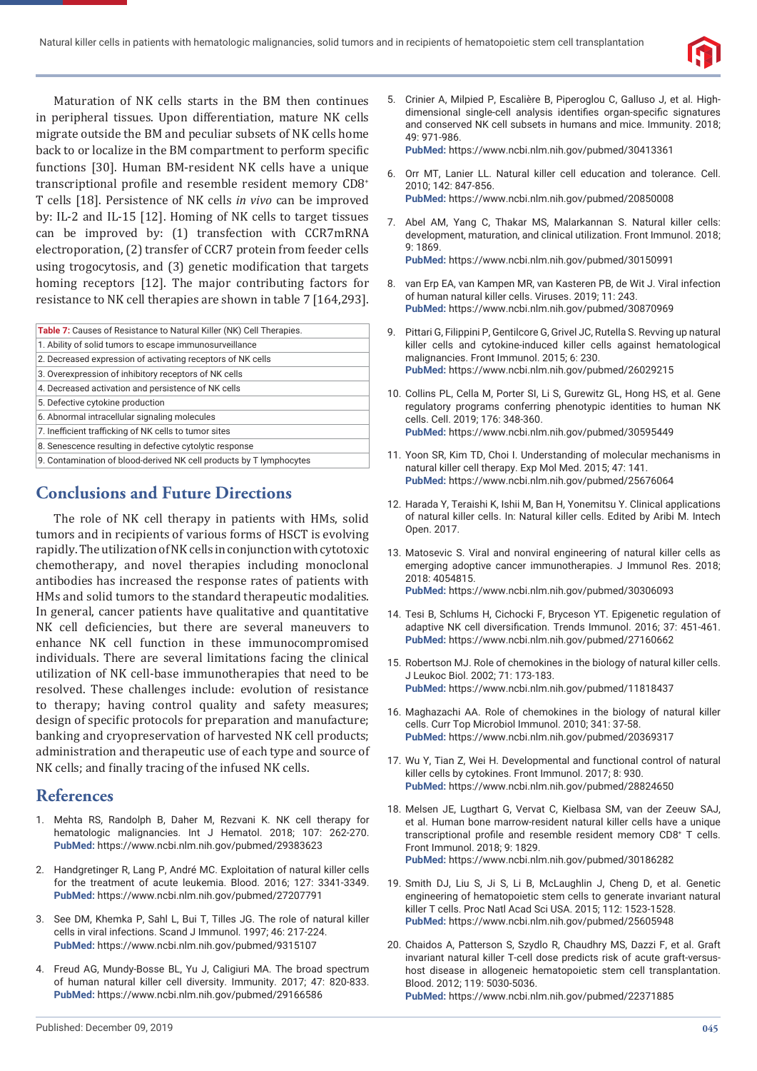Maturation of NK cells starts in the BM then continues in peripheral tissues. Upon differentiation, mature NK cells migrate outside the BM and peculiar subsets of NK cells home back to or localize in the BM compartment to perform specific functions [30]. Human BM-resident NK cells have a unique transcriptional profile and resemble resident memory $CD8^+$ T cells [18]. Persistence of NK cells *in vivo* can be improved by: IL-2 and IL-15 [12]. Homing of NK cells to target tissues can be improved by: (1) transfection with CCR7mRNA electroporation, (2) transfer of CCR7 protein from feeder cells using trogocytosis, and (3) genetic modification that targets homing receptors [12]. The major contributing factors for resistance to NK cell therapies are shown in table 7 [164,293].

| Table 7: Causes of Resistance to Natural Killer (NK) Cell Therapies. |
|---|
| 1. Ability of solid tumors to escape immunosurveillance |
| 2. Decreased expression of activating receptors of NK cells |
| 3. Overexpression of inhibitory receptors of NK cells |
| 4. Decreased activation and persistence of NK cells |
| 5. Defective cytokine production |
| 6. Abnormal intracellular signaling molecules |
| 7. Inefficient trafficking of NK cells to tumor sites |
| 8. Senescence resulting in defective cytolytic response |
| 9. Contamination of blood-derived NK cell products by T lymphocytes |

## Conclusions and Future Directions

The role of NK cell therapy in patients with HMs, solid tumors and in recipients of various forms of HSCT is evolving rapidly. The utilization of NK cells in conjunction with cytotoxic chemotherapy, and novel therapies including monoclonal antibodies has increased the response rates of patients with HMs and solid tumors to the standard therapeutic modalities. In general, cancer patients have qualitative and quantitative NK cell deficiencies, but there are several maneuvers to enhance NK cell function in these immunocompromised individuals. There are several limitations facing the clinical utilization of NK cell-base immunotherapies that need to be resolved. These challenges include: evolution of resistance to therapy; having control quality and safety measures; design of specific protocols for preparation and manufacture; banking and cryopreservation of harvested NK cell products; administration and therapeutic use of each type and source of NK cells; and finally tracing of the infused NK cells.

## References

1. Mehta RS, Randolph B, Daher M, Rezvani K. NK cell therapy for hematologic malignancies. Int J Hematol. 2018; 107: 262-270. **PubMed:** https://www.ncbi.nlm.nih.gov/pubmed/29383623
2. Handgretinger R, Lang P, André MC. Exploitation of natural killer cells for the treatment of acute leukemia. Blood. 2016; 127: 3341-3349. **PubMed:** https://www.ncbi.nlm.nih.gov/pubmed/27207791
3. See DM, Khemka P, Sahl L, Bui T, Tilles JG. The role of natural killer cells in viral infections. Scand J Immunol. 1997; 46: 217-224. **PubMed:** https://www.ncbi.nlm.nih.gov/pubmed/9315107
4. Freud AG, Mundy-Bosse BL, Yu J, Caligiuri MA. The broad spectrum of human natural killer cell diversity. Immunity. 2017; 47: 820-833. **PubMed:** https://www.ncbi.nlm.nih.gov/pubmed/29166586
5. Crinier A, Milpied P, Escalière B, Piperoglou C, Galluso J, et al. High-dimensional single-cell analysis identifies organ-specific signatures and conserved NK cell subsets in humans and mice. Immunity. 2018; 49: 971-986. **PubMed:** https://www.ncbi.nlm.nih.gov/pubmed/30413361
6. Orr MT, Lanier LL. Natural killer cell education and tolerance. Cell. 2010; 142: 847-856. **PubMed:** https://www.ncbi.nlm.nih.gov/pubmed/20850008
7. Abel AM, Yang C, Thakar MS, Malarkannan S. Natural killer cells: development, maturation, and clinical utilization. Front Immunol. 2018; 9: 1869. **PubMed:** https://www.ncbi.nlm.nih.gov/pubmed/30150991
8. van Erp EA, van Kampen MR, van Kasteren PB, de Wit J. Viral infection of human natural killer cells. Viruses. 2019; 11: 243. **PubMed:** https://www.ncbi.nlm.nih.gov/pubmed/30870969
9. Pittari G, Filippini P, Gentilcore G, Grivel JC, Rutella S. Revving up natural killer cells and cytokine-induced killer cells against hematological malignancies. Front Immunol. 2015; 6: 230. **PubMed:** https://www.ncbi.nlm.nih.gov/pubmed/26029215
10. Collins PL, Cella M, Porter SI, Li S, Gurewitz GL, Hong HS, et al. Gene regulatory programs conferring phenotypic identities to human NK cells. Cell. 2019; 176: 348-360. **PubMed:** https://www.ncbi.nlm.nih.gov/pubmed/30595449
11. Yoon SR, Kim TD, Choi I. Understanding of molecular mechanisms in natural killer cell therapy. Exp Mol Med. 2015; 47: 141. **PubMed:** https://www.ncbi.nlm.nih.gov/pubmed/25676064
12. Harada Y, Teraishi K, Ishii M, Ban H, Yonemitsu Y. Clinical applications of natural killer cells. In: Natural killer cells. Edited by Aribi M. Intech Open. 2017.
13. Matosevic S. Viral and nonviral engineering of natural killer cells as emerging adoptive cancer immunotherapies. J Immunol Res. 2018; 2018: 4054815. **PubMed:** https://www.ncbi.nlm.nih.gov/pubmed/30306093
14. Tesi B, Schlums H, Cichocki F, Bryceson YT. Epigenetic regulation of adaptive NK cell diversification. Trends Immunol. 2016; 37: 451-461. **PubMed:** https://www.ncbi.nlm.nih.gov/pubmed/27160662
15. Robertson MJ. Role of chemokines in the biology of natural killer cells. J Leukoc Biol. 2002; 71: 173-183. **PubMed:** https://www.ncbi.nlm.nih.gov/pubmed/11818437
16. Maghazachi AA. Role of chemokines in the biology of natural killer cells. Curr Top Microbiol Immunol. 2010; 341: 37-58. **PubMed:** https://www.ncbi.nlm.nih.gov/pubmed/20369317
17. Wu Y, Tian Z, Wei H. Developmental and functional control of natural killer cells by cytokines. Front Immunol. 2017; 8: 930. **PubMed:** https://www.ncbi.nlm.nih.gov/pubmed/28824650
18. Melsen JE, Lugthart G, Vervat C, Kielbasa SM, van der Zeeuw SAJ, et al. Human bone marrow-resident natural killer cells have a unique transcriptional profile and resemble resident memory $CD8^+$ T cells. Front Immunol. 2018; 9: 1829. **PubMed:** https://www.ncbi.nlm.nih.gov/pubmed/30186282
19. Smith DJ, Liu S, Ji S, Li B, McLaughlin J, Cheng D, et al. Genetic engineering of hematopoietic stem cells to generate invariant natural killer T cells. Proc Natl Acad Sci USA. 2015; 112: 1523-1528. **PubMed:** https://www.ncbi.nlm.nih.gov/pubmed/25605948
20. Chaidos A, Patterson S, Szydlo R, Chaudhry MS, Dazzi F, et al. Graft invariant natural killer T-cell dose predicts risk of acute graft-versus-host disease in allogeneic hematopoietic stem cell transplantation. Blood. 2012; 119: 5030-5036. **PubMed:** https://www.ncbi.nlm.nih.gov/pubmed/22371885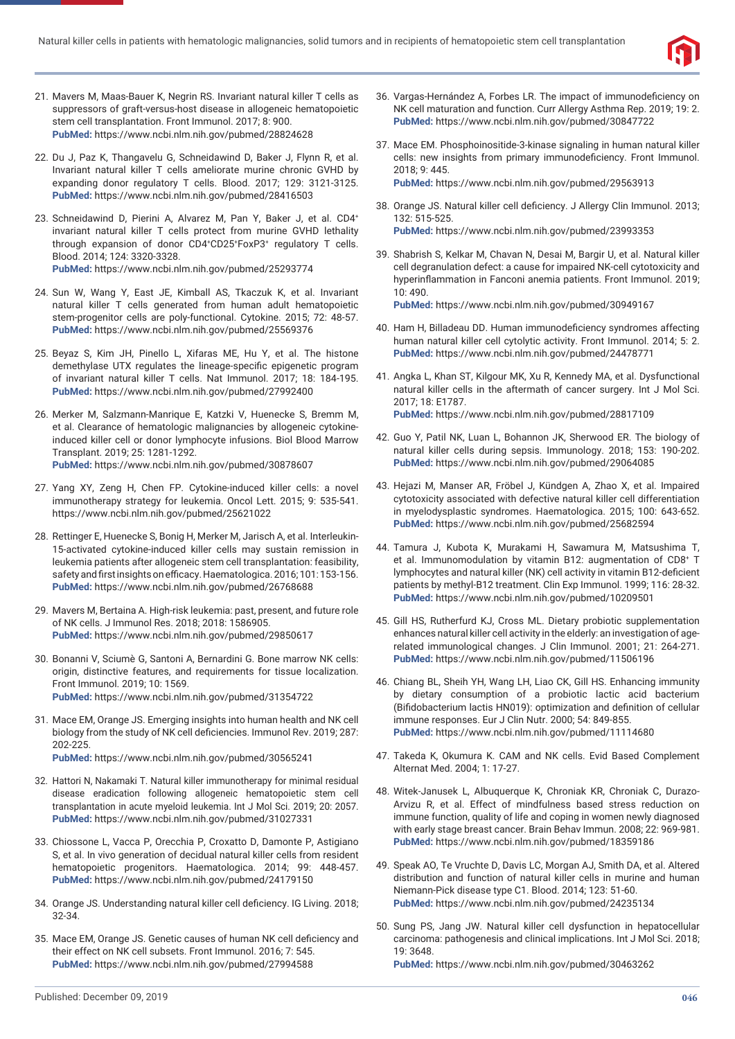21. Mavers M, Maas-Bauer K, Negrin RS. Invariant natural killer T cells as suppressors of graft-versus-host disease in allogeneic hematopoietic stem cell transplantation. Front Immunol. 2017; 8: 900. **PubMed:** https://www.ncbi.nlm.nih.gov/pubmed/28824628

22. Du J, Paz K, Thangavelu G, Schneidawind D, Baker J, Flynn R, et al. Invariant natural killer T cells ameliorate murine chronic GVHD by expanding donor regulatory T cells. Blood. 2017; 129: 3121-3125. **PubMed:** https://www.ncbi.nlm.nih.gov/pubmed/28416503

23. Schneidawind D, Pierini A, Alvarez M, Pan Y, Baker J, et al. CD4+ invariant natural killer T cells protect from murine GVHD lethality through expansion of donor CD4+CD25+FoxP3+ regulatory T cells. Blood. 2014; 124: 3320-3328. **PubMed:** https://www.ncbi.nlm.nih.gov/pubmed/25293774

24. Sun W, Wang Y, East JE, Kimball AS, Tkaczuk K, et al. Invariant natural killer T cells generated from human adult hematopoietic stem-progenitor cells are poly-functional. Cytokine. 2015; 72: 48-57. **PubMed:** https://www.ncbi.nlm.nih.gov/pubmed/25569376

25. Beyaz S, Kim JH, Pinello L, Xifaras ME, Hu Y, et al. The histone demethylase UTX regulates the lineage-specific epigenetic program of invariant natural killer T cells. Nat Immunol. 2017; 18: 184-195. **PubMed:** https://www.ncbi.nlm.nih.gov/pubmed/27992400

26. Merker M, Salzmann-Manrique E, Katzki V, Huenecke S, Bremm M, et al. Clearance of hematologic malignancies by allogeneic cytokine-induced killer cell or donor lymphocyte infusions. Biol Blood Marrow Transplant. 2019; 25: 1281-1292. **PubMed:** https://www.ncbi.nlm.nih.gov/pubmed/30878607

27. Yang XY, Zeng H, Chen FP. Cytokine-induced killer cells: a novel immunotherapy strategy for leukemia. Oncol Lett. 2015; 9: 535-541. https://www.ncbi.nlm.nih.gov/pubmed/25621022

28. Rettinger E, Huenecke S, Bonig H, Merker M, Jarisch A, et al. Interleukin-15-activated cytokine-induced killer cells may sustain remission in leukemia patients after allogeneic stem cell transplantation: feasibility, safety and first insights on efficacy. Haematologica. 2016; 101: 153-156. **PubMed:** https://www.ncbi.nlm.nih.gov/pubmed/26768688

29. Mavers M, Bertaina A. High-risk leukemia: past, present, and future role of NK cells. J Immunol Res. 2018; 2018: 1586905. **PubMed:** https://www.ncbi.nlm.nih.gov/pubmed/29850617

30. Bonanni V, Sciumè G, Santoni A, Bernardini G. Bone marrow NK cells: origin, distinctive features, and requirements for tissue localization. Front Immunol. 2019; 10: 1569. **PubMed:** https://www.ncbi.nlm.nih.gov/pubmed/31354722

31. Mace EM, Orange JS. Emerging insights into human health and NK cell biology from the study of NK cell deficiencies. Immunol Rev. 2019; 287: 202-225. **PubMed:** https://www.ncbi.nlm.nih.gov/pubmed/30565241

32. Hattori N, Nakamaki T. Natural killer immunotherapy for minimal residual disease eradication following allogeneic hematopoietic stem cell transplantation in acute myeloid leukemia. Int J Mol Sci. 2019; 20: 2057. **PubMed:** https://www.ncbi.nlm.nih.gov/pubmed/31027331

33. Chiossone L, Vacca P, Orecchia P, Croxatto D, Damonte P, Astigiano S, et al. In vivo generation of decidual natural killer cells from resident hematopoietic progenitors. Haematologica. 2014; 99: 448-457. **PubMed:** https://www.ncbi.nlm.nih.gov/pubmed/24179150

34. Orange JS. Understanding natural killer cell deficiency. IG Living. 2018; 32-34.

35. Mace EM, Orange JS. Genetic causes of human NK cell deficiency and their effect on NK cell subsets. Front Immunol. 2016; 7: 545. **PubMed:** https://www.ncbi.nlm.nih.gov/pubmed/27994588

36. Vargas-Hernández A, Forbes LR. The impact of immunodeficiency on NK cell maturation and function. Curr Allergy Asthma Rep. 2019; 19: 2. **PubMed:** https://www.ncbi.nlm.nih.gov/pubmed/30847722

37. Mace EM. Phosphoinositide-3-kinase signaling in human natural killer cells: new insights from primary immunodeficiency. Front Immunol. 2018; 9: 445. **PubMed:** https://www.ncbi.nlm.nih.gov/pubmed/29563913

38. Orange JS. Natural killer cell deficiency. J Allergy Clin Immunol. 2013; 132: 515-525. **PubMed:** https://www.ncbi.nlm.nih.gov/pubmed/23993353

39. Shabrish S, Kelkar M, Chavan N, Desai M, Bargir U, et al. Natural killer cell degranulation defect: a cause for impaired NK-cell cytotoxicity and hyperinflammation in Fanconi anemia patients. Front Immunol. 2019; 10: 490. **PubMed:** https://www.ncbi.nlm.nih.gov/pubmed/30949167

40. Ham H, Billadeau DD. Human immunodeficiency syndromes affecting human natural killer cell cytolytic activity. Front Immunol. 2014; 5: 2. **PubMed:** https://www.ncbi.nlm.nih.gov/pubmed/24478771

41. Angka L, Khan ST, Kilgour MK, Xu R, Kennedy MA, et al. Dysfunctional natural killer cells in the aftermath of cancer surgery. Int J Mol Sci. 2017; 18: E1787. **PubMed:** https://www.ncbi.nlm.nih.gov/pubmed/28817109

42. Guo Y, Patil NK, Luan L, Bohannon JK, Sherwood ER. The biology of natural killer cells during sepsis. Immunology. 2018; 153: 190-202. **PubMed:** https://www.ncbi.nlm.nih.gov/pubmed/29064085

43. Hejazi M, Manser AR, Fröbel J, Kündgen A, Zhao X, et al. Impaired cytotoxicity associated with defective natural killer cell differentiation in myelodysplastic syndromes. Haematologica. 2015; 100: 643-652. **PubMed:** https://www.ncbi.nlm.nih.gov/pubmed/25682594

44. Tamura J, Kubota K, Murakami H, Sawamura M, Matsushima T, et al. Immunomodulation by vitamin B12: augmentation of CD8+ T lymphocytes and natural killer (NK) cell activity in vitamin B12-deficient patients by methyl-B12 treatment. Clin Exp Immunol. 1999; 116: 28-32. **PubMed:** https://www.ncbi.nlm.nih.gov/pubmed/10209501

45. Gill HS, Rutherfurd KJ, Cross ML. Dietary probiotic supplementation enhances natural killer cell activity in the elderly: an investigation of age-related immunological changes. J Clin Immunol. 2001; 21: 264-271. **PubMed:** https://www.ncbi.nlm.nih.gov/pubmed/11506196

46. Chiang BL, Sheih YH, Wang LH, Liao CK, Gill HS. Enhancing immunity by dietary consumption of a probiotic lactic acid bacterium (Bifidobacterium lactis HN019): optimization and definition of cellular immune responses. Eur J Clin Nutr. 2000; 54: 849-855. **PubMed:** https://www.ncbi.nlm.nih.gov/pubmed/11114680

47. Takeda K, Okumura K. CAM and NK cells. Evid Based Complement Alternat Med. 2004; 1: 17-27.

48. Witek-Janusek L, Albuquerque K, Chroniak KR, Chroniak C, Durazo-Arvizu R, et al. Effect of mindfulness based stress reduction on immune function, quality of life and coping in women newly diagnosed with early stage breast cancer. Brain Behav Immun. 2008; 22: 969-981. **PubMed:** https://www.ncbi.nlm.nih.gov/pubmed/18359186

49. Speak AO, Te Vruchte D, Davis LC, Morgan AJ, Smith DA, et al. Altered distribution and function of natural killer cells in murine and human Niemann-Pick disease type C1. Blood. 2014; 123: 51-60. **PubMed:** https://www.ncbi.nlm.nih.gov/pubmed/24235134

50. Sung PS, Jang JW. Natural killer cell dysfunction in hepatocellular carcinoma: pathogenesis and clinical implications. Int J Mol Sci. 2018; 19: 3648. **PubMed:** https://www.ncbi.nlm.nih.gov/pubmed/30463262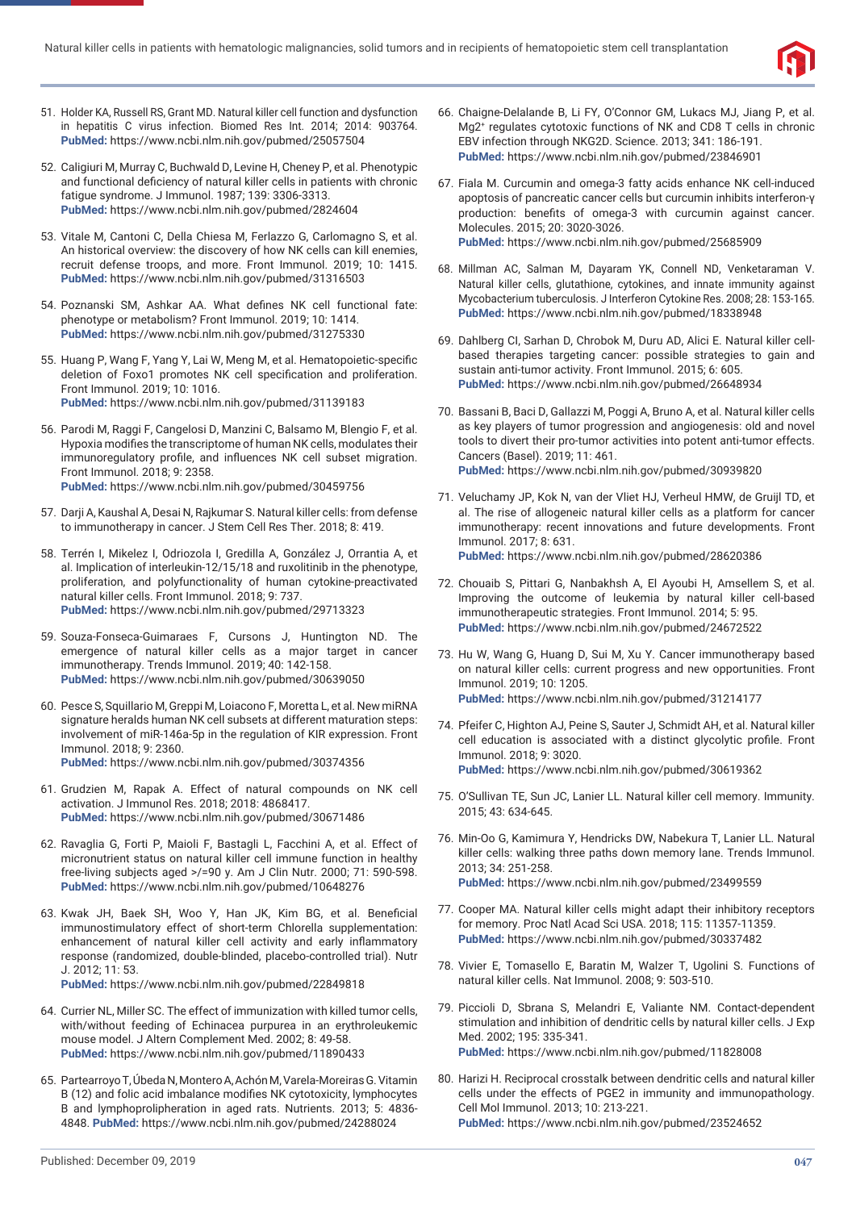51. Holder KA, Russell RS, Grant MD. Natural killer cell function and dysfunction in hepatitis C virus infection. Biomed Res Int. 2014; 2014: 903764. **PubMed:** https://www.ncbi.nlm.nih.gov/pubmed/25057504

52. Caligiuri M, Murray C, Buchwald D, Levine H, Cheney P, et al. Phenotypic and functional deficiency of natural killer cells in patients with chronic fatigue syndrome. J Immunol. 1987; 139: 3306-3313. **PubMed:** https://www.ncbi.nlm.nih.gov/pubmed/2824604

53. Vitale M, Cantoni C, Della Chiesa M, Ferlazzo G, Carlomagno S, et al. An historical overview: the discovery of how NK cells can kill enemies, recruit defense troops, and more. Front Immunol. 2019; 10: 1415. **PubMed:** https://www.ncbi.nlm.nih.gov/pubmed/31316503

54. Poznanski SM, Ashkar AA. What defines NK cell functional fate: phenotype or metabolism? Front Immunol. 2019; 10: 1414. **PubMed:** https://www.ncbi.nlm.nih.gov/pubmed/31275330

55. Huang P, Wang F, Yang Y, Lai W, Meng M, et al. Hematopoietic-specific deletion of Foxo1 promotes NK cell specification and proliferation. Front Immunol. 2019; 10: 1016. **PubMed:** https://www.ncbi.nlm.nih.gov/pubmed/31139183

56. Parodi M, Raggi F, Cangelosi D, Manzini C, Balsamo M, Blengio F, et al. Hypoxia modifies the transcriptome of human NK cells, modulates their immunoregulatory profile, and influences NK cell subset migration. Front Immunol. 2018; 9: 2358. **PubMed:** https://www.ncbi.nlm.nih.gov/pubmed/30459756

57. Darji A, Kaushal A, Desai N, Rajkumar S. Natural killer cells: from defense to immunotherapy in cancer. J Stem Cell Res Ther. 2018; 8: 419.

58. Terrén I, Mikelez I, Odriozola I, Gredilla A, González J, Orrantia A, et al. Implication of interleukin-12/15/18 and ruxolitinib in the phenotype, proliferation, and polyfunctionality of human cytokine-preactivated natural killer cells. Front Immunol. 2018; 9: 737. **PubMed:** https://www.ncbi.nlm.nih.gov/pubmed/29713323

59. Souza-Fonseca-Guimaraes F, Cursons J, Huntington ND. The emergence of natural killer cells as a major target in cancer immunotherapy. Trends Immunol. 2019; 40: 142-158. **PubMed:** https://www.ncbi.nlm.nih.gov/pubmed/30639050

60. Pesce S, Squillario M, Greppi M, Loiacono F, Moretta L, et al. New miRNA signature heralds human NK cell subsets at different maturation steps: involvement of miR-146a-5p in the regulation of KIR expression. Front Immunol. 2018; 9: 2360. **PubMed:** https://www.ncbi.nlm.nih.gov/pubmed/30374356

61. Grudzien M, Rapak A. Effect of natural compounds on NK cell activation. J Immunol Res. 2018; 2018: 4868417. **PubMed:** https://www.ncbi.nlm.nih.gov/pubmed/30671486

62. Ravaglia G, Forti P, Maioli F, Bastagli L, Facchini A, et al. Effect of micronutrient status on natural killer cell immune function in healthy free-living subjects aged >/=90 y. Am J Clin Nutr. 2000; 71: 590-598. **PubMed:** https://www.ncbi.nlm.nih.gov/pubmed/10648276

63. Kwak JH, Baek SH, Woo Y, Han JK, Kim BG, et al. Beneficial immunostimulatory effect of short-term Chlorella supplementation: enhancement of natural killer cell activity and early inflammatory response (randomized, double-blinded, placebo-controlled trial). Nutr J. 2012; 11: 53. **PubMed:** https://www.ncbi.nlm.nih.gov/pubmed/22849818

64. Currier NL, Miller SC. The effect of immunization with killed tumor cells, with/without feeding of Echinacea purpurea in an erythroleukemic mouse model. J Altern Complement Med. 2002; 8: 49-58. **PubMed:** https://www.ncbi.nlm.nih.gov/pubmed/11890433

65. Partearroyo T, Úbeda N, Montero A, Achón M, Varela-Moreiras G. Vitamin B (12) and folic acid imbalance modifies NK cytotoxicity, lymphocytes B and lymphoprolipheration in aged rats. Nutrients. 2013; 5: 4836-4848. **PubMed:** https://www.ncbi.nlm.nih.gov/pubmed/24288024

66. Chaigne-Delalande B, Li FY, O'Connor GM, Lukacs MJ, Jiang P, et al. $Mg2^+$ regulates cytotoxic functions of NK and CD8 T cells in chronic EBV infection through NKG2D. Science. 2013; 341: 186-191. **PubMed:** https://www.ncbi.nlm.nih.gov/pubmed/23846901

67. Fiala M. Curcumin and omega-3 fatty acids enhance NK cell-induced apoptosis of pancreatic cancer cells but curcumin inhibits interferon-γ production: benefits of omega-3 with curcumin against cancer. Molecules. 2015; 20: 3020-3026. **PubMed:** https://www.ncbi.nlm.nih.gov/pubmed/25685909

68. Millman AC, Salman M, Dayaram YK, Connell ND, Venketaraman V. Natural killer cells, glutathione, cytokines, and innate immunity against Mycobacterium tuberculosis. J Interferon Cytokine Res. 2008; 28: 153-165. **PubMed:** https://www.ncbi.nlm.nih.gov/pubmed/18338948

69. Dahlberg CI, Sarhan D, Chrobok M, Duru AD, Alici E. Natural killer cell-based therapies targeting cancer: possible strategies to gain and sustain anti-tumor activity. Front Immunol. 2015; 6: 605. **PubMed:** https://www.ncbi.nlm.nih.gov/pubmed/26648934

70. Bassani B, Baci D, Gallazzi M, Poggi A, Bruno A, et al. Natural killer cells as key players of tumor progression and angiogenesis: old and novel tools to divert their pro-tumor activities into potent anti-tumor effects. Cancers (Basel). 2019; 11: 461. **PubMed:** https://www.ncbi.nlm.nih.gov/pubmed/30939820

71. Veluchamy JP, Kok N, van der Vliet HJ, Verheul HMW, de Gruijl TD, et al. The rise of allogeneic natural killer cells as a platform for cancer immunotherapy: recent innovations and future developments. Front Immunol. 2017; 8: 631. **PubMed:** https://www.ncbi.nlm.nih.gov/pubmed/28620386

72. Chouaib S, Pittari G, Nanbakhsh A, El Ayoubi H, Amsellem S, et al. Improving the outcome of leukemia by natural killer cell-based immunotherapeutic strategies. Front Immunol. 2014; 5: 95. **PubMed:** https://www.ncbi.nlm.nih.gov/pubmed/24672522

73. Hu W, Wang G, Huang D, Sui M, Xu Y. Cancer immunotherapy based on natural killer cells: current progress and new opportunities. Front Immunol. 2019; 10: 1205. **PubMed:** https://www.ncbi.nlm.nih.gov/pubmed/31214177

74. Pfeifer C, Highton AJ, Peine S, Sauter J, Schmidt AH, et al. Natural killer cell education is associated with a distinct glycolytic profile. Front Immunol. 2018; 9: 3020. **PubMed:** https://www.ncbi.nlm.nih.gov/pubmed/30619362

75. O'Sullivan TE, Sun JC, Lanier LL. Natural killer cell memory. Immunity. 2015; 43: 634-645.

76. Min-Oo G, Kamimura Y, Hendricks DW, Nabekura T, Lanier LL. Natural killer cells: walking three paths down memory lane. Trends Immunol. 2013; 34: 251-258. **PubMed:** https://www.ncbi.nlm.nih.gov/pubmed/23499559

77. Cooper MA. Natural killer cells might adapt their inhibitory receptors for memory. Proc Natl Acad Sci USA. 2018; 115: 11357-11359. **PubMed:** https://www.ncbi.nlm.nih.gov/pubmed/30337482

78. Vivier E, Tomasello E, Baratin M, Walzer T, Ugolini S. Functions of natural killer cells. Nat Immunol. 2008; 9: 503-510.

79. Piccioli D, Sbrana S, Melandri E, Valiante NM. Contact-dependent stimulation and inhibition of dendritic cells by natural killer cells. J Exp Med. 2002; 195: 335-341. **PubMed:** https://www.ncbi.nlm.nih.gov/pubmed/11828008

80. Harizi H. Reciprocal crosstalk between dendritic cells and natural killer cells under the effects of PGE2 in immunity and immunopathology. Cell Mol Immunol. 2013; 10: 213-221. **PubMed:** https://www.ncbi.nlm.nih.gov/pubmed/23524652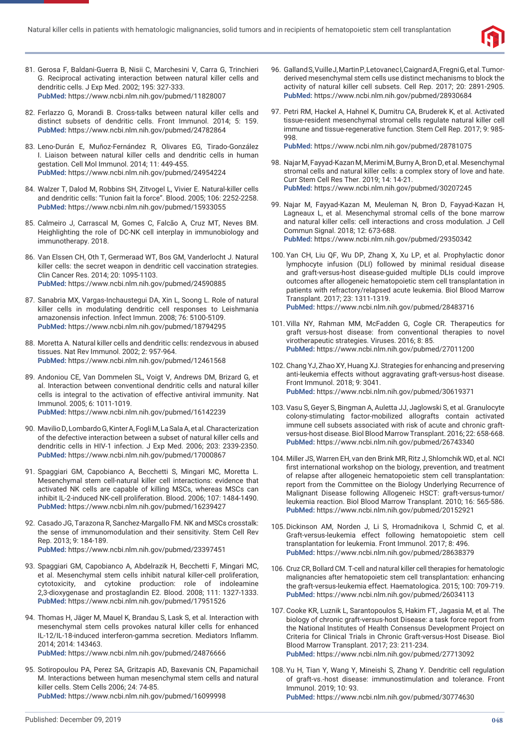81. Gerosa F, Baldani-Guerra B, Nisii C, Marchesini V, Carra G, Trinchieri G. Reciprocal activating interaction between natural killer cells and dendritic cells. J Exp Med. 2002; 195: 327-333.
**PubMed:** https://www.ncbi.nlm.nih.gov/pubmed/11828007

82. Ferlazzo G, Morandi B. Cross-talks between natural killer cells and distinct subsets of dendritic cells. Front Immunol. 2014; 5: 159.
**PubMed:** https://www.ncbi.nlm.nih.gov/pubmed/24782864

83. Leno-Durán E, Muñoz-Fernández R, Olivares EG, Tirado-González I. Liaison between natural killer cells and dendritic cells in human gestation. Cell Mol Immunol. 2014; 11: 449-455.
**PubMed:** https://www.ncbi.nlm.nih.gov/pubmed/24954224

84. Walzer T, Dalod M, Robbins SH, Zitvogel L, Vivier E. Natural-killer cells and dendritic cells: "l'union fait la force". Blood. 2005; 106: 2252-2258.
**PubMed:** https://www.ncbi.nlm.nih.gov/pubmed/15933055

85. Calmeiro J, Carrascal M, Gomes C, Falcão A, Cruz MT, Neves BM. Heighlighting the role of DC-NK cell interplay in immunobiology and immunotherapy. 2018.

86. Van Elssen CH, Oth T, Germeraad WT, Bos GM, Vanderlocht J. Natural killer cells: the secret weapon in dendritic cell vaccination strategies. Clin Cancer Res. 2014; 20: 1095-1103.
**PubMed:** https://www.ncbi.nlm.nih.gov/pubmed/24590885

87. Sanabria MX, Vargas-Inchaustegui DA, Xin L, Soong L. Role of natural killer cells in modulating dendritic cell responses to Leishmania amazonensis infection. Infect Immun. 2008; 76: 5100-5109.
**PubMed:** https://www.ncbi.nlm.nih.gov/pubmed/18794295

88. Moretta A. Natural killer cells and dendritic cells: rendezvous in abused tissues. Nat Rev Immunol. 2002; 2: 957-964.
**PubMed:** https://www.ncbi.nlm.nih.gov/pubmed/12461568

89. Andoniou CE, Van Dommelen SL, Voigt V, Andrews DM, Brizard G, et al. Interaction between conventional dendritic cells and natural killer cells is integral to the activation of effective antiviral immunity. Nat Immunol. 2005; 6: 1011-1019.
**PubMed:** https://www.ncbi.nlm.nih.gov/pubmed/16142239

90. Mavilio D, Lombardo G, Kinter A, Fogli M, La Sala A, et al. Characterization of the defective interaction between a subset of natural killer cells and dendritic cells in HIV-1 infection. J Exp Med. 2006; 203: 2339-2350.
**PubMed:** https://www.ncbi.nlm.nih.gov/pubmed/17000867

91. Spaggiari GM, Capobianco A, Becchetti S, Mingari MC, Moretta L. Mesenchymal stem cell-natural killer cell interactions: evidence that activated NK cells are capable of killing MSCs, whereas MSCs can inhibit IL-2-induced NK-cell proliferation. Blood. 2006; 107: 1484-1490.
**PubMed:** https://www.ncbi.nlm.nih.gov/pubmed/16239427

92. Casado JG, Tarazona R, Sanchez-Margallo FM. NK and MSCs crosstalk: the sense of immunomodulation and their sensitivity. Stem Cell Rev Rep. 2013; 9: 184-189.
**PubMed:** https://www.ncbi.nlm.nih.gov/pubmed/23397451

93. Spaggiari GM, Capobianco A, Abdelrazik H, Becchetti F, Mingari MC, et al. Mesenchymal stem cells inhibit natural killer-cell proliferation, cytotoxicity, and cytokine production: role of indoleamine 2,3-dioxygenase and prostaglandin E2. Blood. 2008; 111: 1327-1333.
**PubMed:** https://www.ncbi.nlm.nih.gov/pubmed/17951526

94. Thomas H, Jäger M, Mauel K, Brandau S, Lask S, et al. Interaction with mesenchymal stem cells provokes natural killer cells for enhanced IL-12/IL-18-induced interferon-gamma secretion. Mediators Inflamm. 2014; 2014: 143463.
**PubMed:** https://www.ncbi.nlm.nih.gov/pubmed/24876666

95. Sotiropoulou PA, Perez SA, Gritzapis AD, Baxevanis CN, Papamichail M. Interactions between human mesenchymal stem cells and natural killer cells. Stem Cells 2006; 24: 74-85.
**PubMed:** https://www.ncbi.nlm.nih.gov/pubmed/16099998

96. Galland S, Vuille J, Martin P, Letovanec I, Caignard A, Fregni G, et al. Tumor-derived mesenchymal stem cells use distinct mechanisms to block the activity of natural killer cell subsets. Cell Rep. 2017; 20: 2891-2905.
**PubMed:** https://www.ncbi.nlm.nih.gov/pubmed/28930684

97. Petri RM, Hackel A, Hahnel K, Dumitru CA, Bruderek K, et al. Activated tissue-resident mesenchymal stromal cells regulate natural killer cell immune and tissue-regenerative function. Stem Cell Rep. 2017; 9: 985-998.
**PubMed:** https://www.ncbi.nlm.nih.gov/pubmed/28781075

98. Najar M, Fayyad-Kazan M, Merimi M, Burny A, Bron D, et al. Mesenchymal stromal cells and natural killer cells: a complex story of love and hate. Curr Stem Cell Res Ther. 2019; 14: 14-21.
**PubMed:** https://www.ncbi.nlm.nih.gov/pubmed/30207245

99. Najar M, Fayyad-Kazan M, Meuleman N, Bron D, Fayyad-Kazan H, Lagneaux L, et al. Mesenchymal stromal cells of the bone marrow and natural killer cells: cell interactions and cross modulation. J Cell Commun Signal. 2018; 12: 673-688.
**PubMed:** https://www.ncbi.nlm.nih.gov/pubmed/29350342

100. Yan CH, Liu QF, Wu DP, Zhang X, Xu LP, et al. Prophylactic donor lymphocyte infusion (DLI) followed by minimal residual disease and graft-versus-host disease-guided multiple DLIs could improve outcomes after allogeneic hematopoietic stem cell transplantation in patients with refractory/relapsed acute leukemia. Biol Blood Marrow Transplant. 2017; 23: 1311-1319.
**PubMed:** https://www.ncbi.nlm.nih.gov/pubmed/28483716

101. Villa NY, Rahman MM, McFadden G, Cogle CR. Therapeutics for graft versus-host disease: from conventional therapies to novel virotherapeutic strategies. Viruses. 2016; 8: 85.
**PubMed:** https://www.ncbi.nlm.nih.gov/pubmed/27011200

102. Chang YJ, Zhao XY, Huang XJ. Strategies for enhancing and preserving anti-leukemia effects without aggravating graft-versus-host disease. Front Immunol. 2018; 9: 3041.
**PubMed:** https://www.ncbi.nlm.nih.gov/pubmed/30619371

103. Vasu S, Geyer S, Bingman A, Auletta JJ, Jaglowski S, et al. Granulocyte colony-stimulating factor-mobilized allografts contain activated immune cell subsets associated with risk of acute and chronic graft-versus-host disease. Biol Blood Marrow Transplant. 2016; 22: 658-668.
**PubMed:** https://www.ncbi.nlm.nih.gov/pubmed/26743340

104. Miller JS, Warren EH, van den Brink MR, Ritz J, Shlomchik WD, et al. NCI first international workshop on the biology, prevention, and treatment of relapse after allogeneic hematopoietic stem cell transplantation: report from the Committee on the Biology Underlying Recurrence of Malignant Disease following Allogeneic HSCT: graft-versus-tumor/leukemia reaction. Biol Blood Marrow Transplant. 2010; 16: 565-586.
**PubMed:** https://www.ncbi.nlm.nih.gov/pubmed/20152921

105. Dickinson AM, Norden J, Li S, Hromadnikova I, Schmid C, et al. Graft-versus-leukemia effect following hematopoietic stem cell transplantation for leukemia. Front Immunol. 2017; 8: 496.
**PubMed:** https://www.ncbi.nlm.nih.gov/pubmed/28638379

106. Cruz CR, Bollard CM. T-cell and natural killer cell therapies for hematologic malignancies after hematopoietic stem cell transplantation: enhancing the graft-versus-leukemia effect. Haematologica. 2015; 100: 709-719.
**PubMed:** https://www.ncbi.nlm.nih.gov/pubmed/26034113

107. Cooke KR, Luznik L, Sarantopoulos S, Hakim FT, Jagasia M, et al. The biology of chronic graft-versus-host Disease: a task force report from the National Institutes of Health Consensus Development Project on Criteria for Clinical Trials in Chronic Graft-versus-Host Disease. Biol Blood Marrow Transplant. 2017; 23: 211-234.
**PubMed:** https://www.ncbi.nlm.nih.gov/pubmed/27713092

108. Yu H, Tian Y, Wang Y, Mineishi S, Zhang Y. Dendritic cell regulation of graft-vs.-host disease: immunostimulation and tolerance. Front Immunol. 2019; 10: 93.
**PubMed:** https://www.ncbi.nlm.nih.gov/pubmed/30774630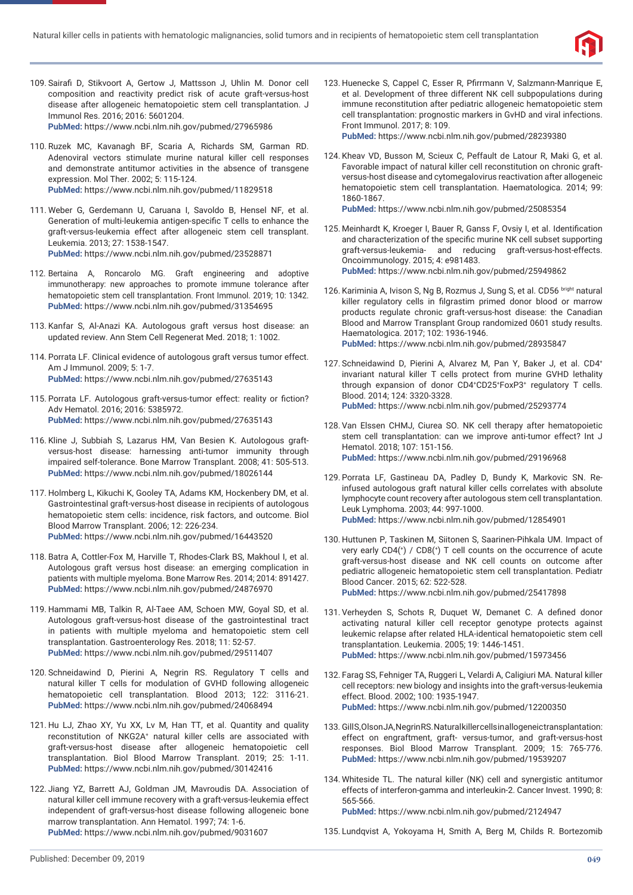109. Sairafi D, Stikvoort A, Gertow J, Mattsson J, Uhlin M. Donor cell composition and reactivity predict risk of acute graft-versus-host disease after allogeneic hematopoietic stem cell transplantation. J Immunol Res. 2016; 2016: 5601204.
**PubMed:** https://www.ncbi.nlm.nih.gov/pubmed/27965986

110. Ruzek MC, Kavanagh BF, Scaria A, Richards SM, Garman RD. Adenoviral vectors stimulate murine natural killer cell responses and demonstrate antitumor activities in the absence of transgene expression. Mol Ther. 2002; 5: 115-124.
**PubMed:** https://www.ncbi.nlm.nih.gov/pubmed/11829518

111. Weber G, Gerdemann U, Caruana I, Savoldo B, Hensel NF, et al. Generation of multi-leukemia antigen-specific T cells to enhance the graft-versus-leukemia effect after allogeneic stem cell transplant. Leukemia. 2013; 27: 1538-1547.
**PubMed:** https://www.ncbi.nlm.nih.gov/pubmed/23528871

112. Bertaina A, Roncarolo MG. Graft engineering and adoptive immunotherapy: new approaches to promote immune tolerance after hematopoietic stem cell transplantation. Front Immunol. 2019; 10: 1342.
**PubMed:** https://www.ncbi.nlm.nih.gov/pubmed/31354695

113. Kanfar S, Al-Anazi KA. Autologous graft versus host disease: an updated review. Ann Stem Cell Regenerat Med. 2018; 1: 1002.

114. Porrata LF. Clinical evidence of autologous graft versus tumor effect. Am J Immunol. 2009; 5: 1-7.
**PubMed:** https://www.ncbi.nlm.nih.gov/pubmed/27635143

115. Porrata LF. Autologous graft-versus-tumor effect: reality or fiction? Adv Hematol. 2016; 2016: 5385972.
**PubMed:** https://www.ncbi.nlm.nih.gov/pubmed/27635143

116. Kline J, Subbiah S, Lazarus HM, Van Besien K. Autologous graft-versus-host disease: harnessing anti-tumor immunity through impaired self-tolerance. Bone Marrow Transplant. 2008; 41: 505-513.
**PubMed:** https://www.ncbi.nlm.nih.gov/pubmed/18026144

117. Holmberg L, Kikuchi K, Gooley TA, Adams KM, Hockenbery DM, et al. Gastrointestinal graft-versus-host disease in recipients of autologous hematopoietic stem cells: incidence, risk factors, and outcome. Biol Blood Marrow Transplant. 2006; 12: 226-234.
**PubMed:** https://www.ncbi.nlm.nih.gov/pubmed/16443520

118. Batra A, Cottler-Fox M, Harville T, Rhodes-Clark BS, Makhoul I, et al. Autologous graft versus host disease: an emerging complication in patients with multiple myeloma. Bone Marrow Res. 2014; 2014: 891427.
**PubMed:** https://www.ncbi.nlm.nih.gov/pubmed/24876970

119. Hammami MB, Talkin R, Al-Taee AM, Schoen MW, Goyal SD, et al. Autologous graft-versus-host disease of the gastrointestinal tract in patients with multiple myeloma and hematopoietic stem cell transplantation. Gastroenterology Res. 2018; 11: 52-57.
**PubMed:** https://www.ncbi.nlm.nih.gov/pubmed/29511407

120. Schneidawind D, Pierini A, Negrin RS. Regulatory T cells and natural killer T cells for modulation of GVHD following allogeneic hematopoietic cell transplantation. Blood 2013; 122: 3116-21.
**PubMed:** https://www.ncbi.nlm.nih.gov/pubmed/24068494

121. Hu LJ, Zhao XY, Yu XX, Lv M, Han TT, et al. Quantity and quality reconstitution of NKG2A[+] natural killer cells are associated with graft-versus-host disease after allogeneic hematopoietic cell transplantation. Biol Blood Marrow Transplant. 2019; 25: 1-11.
**PubMed:** https://www.ncbi.nlm.nih.gov/pubmed/30142416

122. Jiang YZ, Barrett AJ, Goldman JM, Mavroudis DA. Association of natural killer cell immune recovery with a graft-versus-leukemia effect independent of graft-versus-host disease following allogeneic bone marrow transplantation. Ann Hematol. 1997; 74: 1-6.
**PubMed:** https://www.ncbi.nlm.nih.gov/pubmed/9031607

123. Huenecke S, Cappel C, Esser R, Pfirrmann V, Salzmann-Manrique E, et al. Development of three different NK cell subpopulations during immune reconstitution after pediatric allogeneic hematopoietic stem cell transplantation: prognostic markers in GvHD and viral infections. Front Immunol. 2017; 8: 109.
**PubMed:** https://www.ncbi.nlm.nih.gov/pubmed/28239380

124. Kheav VD, Busson M, Scieux C, Peffault de Latour R, Maki G, et al. Favorable impact of natural killer cell reconstitution on chronic graft-versus-host disease and cytomegalovirus reactivation after allogeneic hematopoietic stem cell transplantation. Haematologica. 2014; 99: 1860-1867.
**PubMed:** https://www.ncbi.nlm.nih.gov/pubmed/25085354

125. Meinhardt K, Kroeger I, Bauer R, Ganss F, Ovsiy I, et al. Identification and characterization of the specific murine NK cell subset supporting graft-versus-leukemia- and reducing graft-versus-host-effects. Oncoimmunology. 2015; 4: e981483.
**PubMed:** https://www.ncbi.nlm.nih.gov/pubmed/25949862

126. Kariminia A, Ivison S, Ng B, Rozmus J, Sung S, et al. CD56 [bright] natural killer regulatory cells in filgrastim primed donor blood or marrow products regulate chronic graft-versus-host disease: the Canadian Blood and Marrow Transplant Group randomized 0601 study results. Haematologica. 2017; 102: 1936-1946.
**PubMed:** https://www.ncbi.nlm.nih.gov/pubmed/28935847

127. Schneidawind D, Pierini A, Alvarez M, Pan Y, Baker J, et al. CD4[+] invariant natural killer T cells protect from murine GVHD lethality through expansion of donor CD4[+]CD25[+]FoxP3[+] regulatory T cells. Blood. 2014; 124: 3320-3328.
**PubMed:** https://www.ncbi.nlm.nih.gov/pubmed/25293774

128. Van Elssen CHMJ, Ciurea SO. NK cell therapy after hematopoietic stem cell transplantation: can we improve anti-tumor effect? Int J Hematol. 2018; 107: 151-156.
**PubMed:** https://www.ncbi.nlm.nih.gov/pubmed/29196968

129. Porrata LF, Gastineau DA, Padley D, Bundy K, Markovic SN. Re-infused autologous graft natural killer cells correlates with absolute lymphocyte count recovery after autologous stem cell transplantation. Leuk Lymphoma. 2003; 44: 997-1000.
**PubMed:** https://www.ncbi.nlm.nih.gov/pubmed/12854901

130. Huttunen P, Taskinen M, Siitonen S, Saarinen-Pihkala UM. Impact of very early CD4(+) / CD8(+) T cell counts on the occurrence of acute graft-versus-host disease and NK cell counts on outcome after pediatric allogeneic hematopoietic stem cell transplantation. Pediatr Blood Cancer. 2015; 62: 522-528.
**PubMed:** https://www.ncbi.nlm.nih.gov/pubmed/25417898

131. Verheyden S, Schots R, Duquet W, Demanet C. A defined donor activating natural killer cell receptor genotype protects against leukemic relapse after related HLA-identical hematopoietic stem cell transplantation. Leukemia. 2005; 19: 1446-1451.
**PubMed:** https://www.ncbi.nlm.nih.gov/pubmed/15973456

132. Farag SS, Fehniger TA, Ruggeri L, Velardi A, Caligiuri MA. Natural killer cell receptors: new biology and insights into the graft-versus-leukemia effect. Blood. 2002; 100: 1935-1947.
**PubMed:** https://www.ncbi.nlm.nih.gov/pubmed/12200350

133. Gill S, Olson JA, Negrin RS. Natural killer cells in allogeneic transplantation: effect on engraftment, graft- versus-tumor, and graft-versus-host responses. Biol Blood Marrow Transplant. 2009; 15: 765-776.
**PubMed:** https://www.ncbi.nlm.nih.gov/pubmed/19539207

134. Whiteside TL. The natural killer (NK) cell and synergistic antitumor effects of interferon-gamma and interleukin-2. Cancer Invest. 1990; 8: 565-566.
**PubMed:** https://www.ncbi.nlm.nih.gov/pubmed/2124947

135. Lundqvist A, Yokoyama H, Smith A, Berg M, Childs R. Bortezomib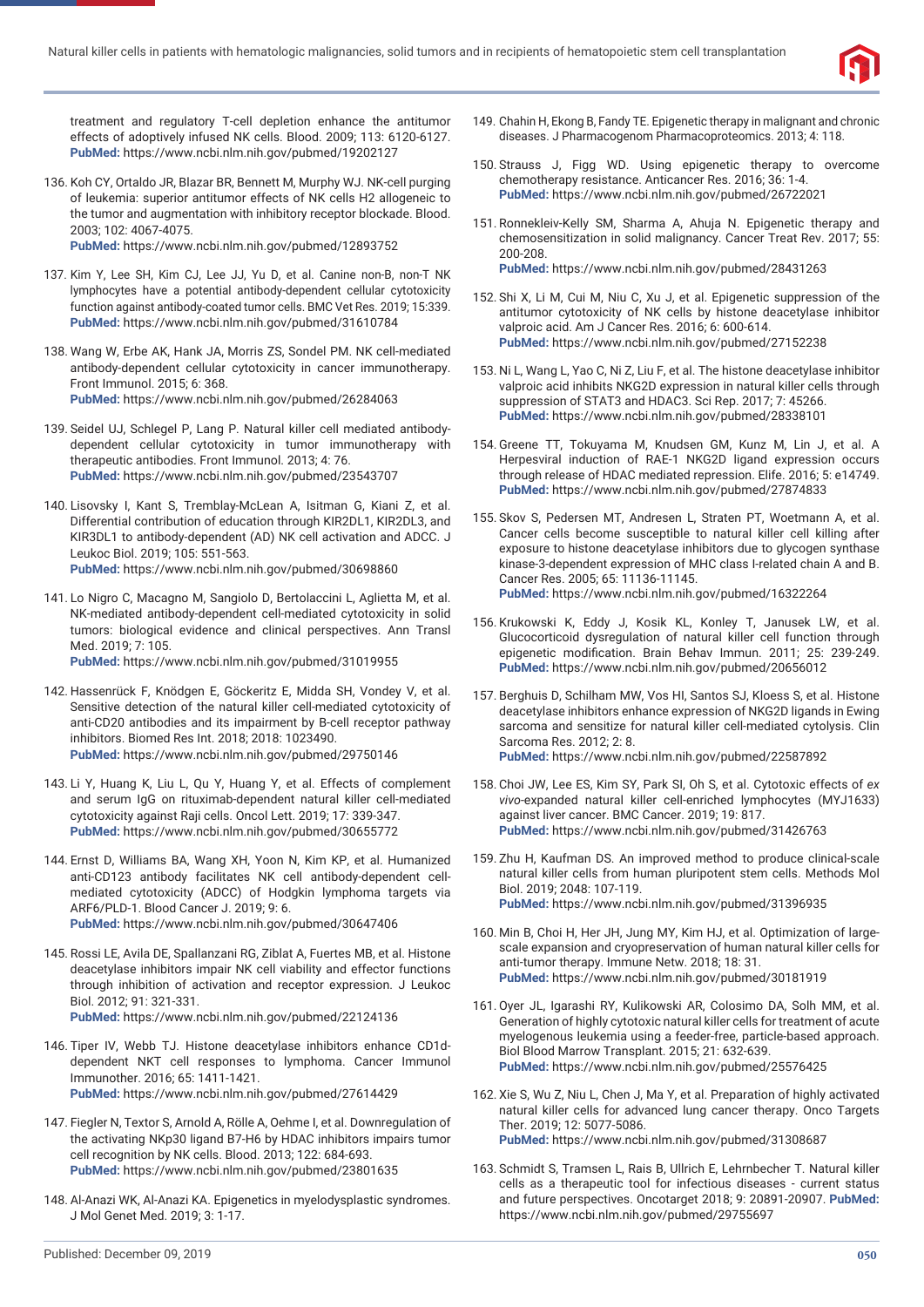treatment and regulatory T-cell depletion enhance the antitumor effects of adoptively infused NK cells. Blood. 2009; 113: 6120-6127. **PubMed:** https://www.ncbi.nlm.nih.gov/pubmed/19202127

136. Koh CY, Ortaldo JR, Blazar BR, Bennett M, Murphy WJ. NK-cell purging of leukemia: superior antitumor effects of NK cells H2 allogeneic to the tumor and augmentation with inhibitory receptor blockade. Blood. 2003; 102: 4067-4075. **PubMed:** https://www.ncbi.nlm.nih.gov/pubmed/12893752

137. Kim Y, Lee SH, Kim CJ, Lee JJ, Yu D, et al. Canine non-B, non-T NK lymphocytes have a potential antibody-dependent cellular cytotoxicity function against antibody-coated tumor cells. BMC Vet Res. 2019; 15:339. **PubMed:** https://www.ncbi.nlm.nih.gov/pubmed/31610784

138. Wang W, Erbe AK, Hank JA, Morris ZS, Sondel PM. NK cell-mediated antibody-dependent cellular cytotoxicity in cancer immunotherapy. Front Immunol. 2015; 6: 368. **PubMed:** https://www.ncbi.nlm.nih.gov/pubmed/26284063

139. Seidel UJ, Schlegel P, Lang P. Natural killer cell mediated antibody-dependent cellular cytotoxicity in tumor immunotherapy with therapeutic antibodies. Front Immunol. 2013; 4: 76. **PubMed:** https://www.ncbi.nlm.nih.gov/pubmed/23543707

140. Lisovsky I, Kant S, Tremblay-McLean A, Isitman G, Kiani Z, et al. Differential contribution of education through KIR2DL1, KIR2DL3, and KIR3DL1 to antibody-dependent (AD) NK cell activation and ADCC. J Leukoc Biol. 2019; 105: 551-563. **PubMed:** https://www.ncbi.nlm.nih.gov/pubmed/30698860

141. Lo Nigro C, Macagno M, Sangiolo D, Bertolaccini L, Aglietta M, et al. NK-mediated antibody-dependent cell-mediated cytotoxicity in solid tumors: biological evidence and clinical perspectives. Ann Transl Med. 2019; 7: 105. **PubMed:** https://www.ncbi.nlm.nih.gov/pubmed/31019955

142. Hassenrück F, Knödgen E, Göckeritz E, Midda SH, Vondey V, et al. Sensitive detection of the natural killer cell-mediated cytotoxicity of anti-CD20 antibodies and its impairment by B-cell receptor pathway inhibitors. Biomed Res Int. 2018; 2018: 1023490. **PubMed:** https://www.ncbi.nlm.nih.gov/pubmed/29750146

143. Li Y, Huang K, Liu L, Qu Y, Huang Y, et al. Effects of complement and serum IgG on rituximab-dependent natural killer cell-mediated cytotoxicity against Raji cells. Oncol Lett. 2019; 17: 339-347. **PubMed:** https://www.ncbi.nlm.nih.gov/pubmed/30655772

144. Ernst D, Williams BA, Wang XH, Yoon N, Kim KP, et al. Humanized anti-CD123 antibody facilitates NK cell antibody-dependent cell-mediated cytotoxicity (ADCC) of Hodgkin lymphoma targets via ARF6/PLD-1. Blood Cancer J. 2019; 9: 6. **PubMed:** https://www.ncbi.nlm.nih.gov/pubmed/30647406

145. Rossi LE, Avila DE, Spallanzani RG, Ziblat A, Fuertes MB, et al. Histone deacetylase inhibitors impair NK cell viability and effector functions through inhibition of activation and receptor expression. J Leukoc Biol. 2012; 91: 321-331. **PubMed:** https://www.ncbi.nlm.nih.gov/pubmed/22124136

146. Tiper IV, Webb TJ. Histone deacetylase inhibitors enhance CD1d-dependent NKT cell responses to lymphoma. Cancer Immunol Immunother. 2016; 65: 1411-1421. **PubMed:** https://www.ncbi.nlm.nih.gov/pubmed/27614429

147. Fiegler N, Textor S, Arnold A, Rölle A, Oehme I, et al. Downregulation of the activating NKp30 ligand B7-H6 by HDAC inhibitors impairs tumor cell recognition by NK cells. Blood. 2013; 122: 684-693. **PubMed:** https://www.ncbi.nlm.nih.gov/pubmed/23801635

148. Al-Anazi WK, Al-Anazi KA. Epigenetics in myelodysplastic syndromes. J Mol Genet Med. 2019; 3: 1-17.

149. Chahin H, Ekong B, Fandy TE. Epigenetic therapy in malignant and chronic diseases. J Pharmacogenom Pharmacoproteomics. 2013; 4: 118.

150. Strauss J, Figg WD. Using epigenetic therapy to overcome chemotherapy resistance. Anticancer Res. 2016; 36: 1-4. **PubMed:** https://www.ncbi.nlm.nih.gov/pubmed/26722021

151. Ronnekleiv-Kelly SM, Sharma A, Ahuja N. Epigenetic therapy and chemosensitization in solid malignancy. Cancer Treat Rev. 2017; 55: 200-208. **PubMed:** https://www.ncbi.nlm.nih.gov/pubmed/28431263

152. Shi X, Li M, Cui M, Niu C, Xu J, et al. Epigenetic suppression of the antitumor cytotoxicity of NK cells by histone deacetylase inhibitor valproic acid. Am J Cancer Res. 2016; 6: 600-614. **PubMed:** https://www.ncbi.nlm.nih.gov/pubmed/27152238

153. Ni L, Wang L, Yao C, Ni Z, Liu F, et al. The histone deacetylase inhibitor valproic acid inhibits NKG2D expression in natural killer cells through suppression of STAT3 and HDAC3. Sci Rep. 2017; 7: 45266. **PubMed:** https://www.ncbi.nlm.nih.gov/pubmed/28338101

154. Greene TT, Tokuyama M, Knudsen GM, Kunz M, Lin J, et al. A Herpesviral induction of RAE-1 NKG2D ligand expression occurs through release of HDAC mediated repression. Elife. 2016; 5: e14749. **PubMed:** https://www.ncbi.nlm.nih.gov/pubmed/27874833

155. Skov S, Pedersen MT, Andresen L, Straten PT, Woetmann A, et al. Cancer cells become susceptible to natural killer cell killing after exposure to histone deacetylase inhibitors due to glycogen synthase kinase-3-dependent expression of MHC class I-related chain A and B. Cancer Res. 2005; 65: 11136-11145. **PubMed:** https://www.ncbi.nlm.nih.gov/pubmed/16322264

156. Krukowski K, Eddy J, Kosik KL, Konley T, Janusek LW, et al. Glucocorticoid dysregulation of natural killer cell function through epigenetic modification. Brain Behav Immun. 2011; 25: 239-249. **PubMed:** https://www.ncbi.nlm.nih.gov/pubmed/20656012

157. Berghuis D, Schilham MW, Vos HI, Santos SJ, Kloess S, et al. Histone deacetylase inhibitors enhance expression of NKG2D ligands in Ewing sarcoma and sensitize for natural killer cell-mediated cytolysis. Clin Sarcoma Res. 2012; 2: 8. **PubMed:** https://www.ncbi.nlm.nih.gov/pubmed/22587892

158. Choi JW, Lee ES, Kim SY, Park SI, Oh S, et al. Cytotoxic effects of *ex vivo*-expanded natural killer cell-enriched lymphocytes (MYJ1633) against liver cancer. BMC Cancer. 2019; 19: 817. **PubMed:** https://www.ncbi.nlm.nih.gov/pubmed/31426763

159. Zhu H, Kaufman DS. An improved method to produce clinical-scale natural killer cells from human pluripotent stem cells. Methods Mol Biol. 2019; 2048: 107-119. **PubMed:** https://www.ncbi.nlm.nih.gov/pubmed/31396935

160. Min B, Choi H, Her JH, Jung MY, Kim HJ, et al. Optimization of large-scale expansion and cryopreservation of human natural killer cells for anti-tumor therapy. Immune Netw. 2018; 18: 31. **PubMed:** https://www.ncbi.nlm.nih.gov/pubmed/30181919

161. Oyer JL, Igarashi RY, Kulikowski AR, Colosimo DA, Solh MM, et al. Generation of highly cytotoxic natural killer cells for treatment of acute myelogenous leukemia using a feeder-free, particle-based approach. Biol Blood Marrow Transplant. 2015; 21: 632-639. **PubMed:** https://www.ncbi.nlm.nih.gov/pubmed/25576425

162. Xie S, Wu Z, Niu L, Chen J, Ma Y, et al. Preparation of highly activated natural killer cells for advanced lung cancer therapy. Onco Targets Ther. 2019; 12: 5077-5086. **PubMed:** https://www.ncbi.nlm.nih.gov/pubmed/31308687

163. Schmidt S, Tramsen L, Rais B, Ullrich E, Lehrnbecher T. Natural killer cells as a therapeutic tool for infectious diseases - current status and future perspectives. Oncotarget 2018; 9: 20891-20907. **PubMed:** https://www.ncbi.nlm.nih.gov/pubmed/29755697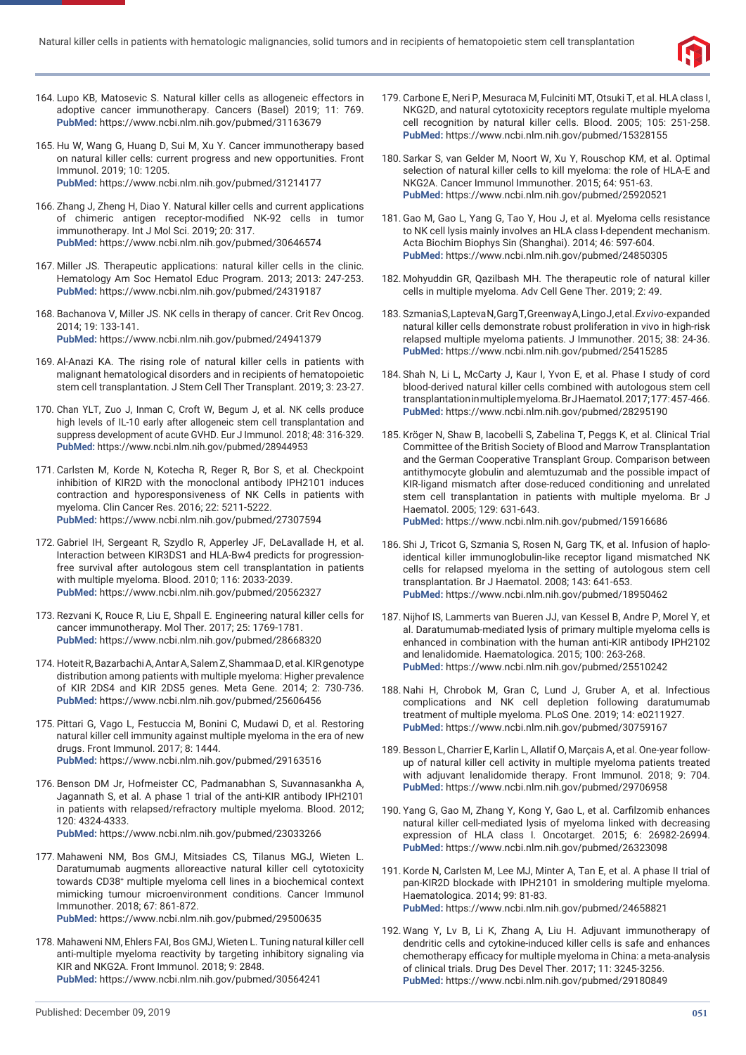164. Lupo KB, Matosevic S. Natural killer cells as allogeneic effectors in adoptive cancer immunotherapy. Cancers (Basel) 2019; 11: 769. **PubMed:** https://www.ncbi.nlm.nih.gov/pubmed/31163679

165. Hu W, Wang G, Huang D, Sui M, Xu Y. Cancer immunotherapy based on natural killer cells: current progress and new opportunities. Front Immunol. 2019; 10: 1205. **PubMed:** https://www.ncbi.nlm.nih.gov/pubmed/31214177

166. Zhang J, Zheng H, Diao Y. Natural killer cells and current applications of chimeric antigen receptor-modified NK-92 cells in tumor immunotherapy. Int J Mol Sci. 2019; 20: 317. **PubMed:** https://www.ncbi.nlm.nih.gov/pubmed/30646574

167. Miller JS. Therapeutic applications: natural killer cells in the clinic. Hematology Am Soc Hematol Educ Program. 2013; 2013: 247-253. **PubMed:** https://www.ncbi.nlm.nih.gov/pubmed/24319187

168. Bachanova V, Miller JS. NK cells in therapy of cancer. Crit Rev Oncog. 2014; 19: 133-141. **PubMed:** https://www.ncbi.nlm.nih.gov/pubmed/24941379

169. Al-Anazi KA. The rising role of natural killer cells in patients with malignant hematological disorders and in recipients of hematopoietic stem cell transplantation. J Stem Cell Ther Transplant. 2019; 3: 23-27.

170. Chan YLT, Zuo J, Inman C, Croft W, Begum J, et al. NK cells produce high levels of IL-10 early after allogeneic stem cell transplantation and suppress development of acute GVHD. Eur J Immunol. 2018; 48: 316-329. **PubMed:** https://www.ncbi.nlm.nih.gov/pubmed/28944953

171. Carlsten M, Korde N, Kotecha R, Reger R, Bor S, et al. Checkpoint inhibition of KIR2D with the monoclonal antibody IPH2101 induces contraction and hyporesponsiveness of NK Cells in patients with myeloma. Clin Cancer Res. 2016; 22: 5211-5222. **PubMed:** https://www.ncbi.nlm.nih.gov/pubmed/27307594

172. Gabriel IH, Sergeant R, Szydlo R, Apperley JF, DeLavallade H, et al. Interaction between KIR3DS1 and HLA-Bw4 predicts for progression-free survival after autologous stem cell transplantation in patients with multiple myeloma. Blood. 2010; 116: 2033-2039. **PubMed:** https://www.ncbi.nlm.nih.gov/pubmed/20562327

173. Rezvani K, Rouce R, Liu E, Shpall E. Engineering natural killer cells for cancer immunotherapy. Mol Ther. 2017; 25: 1769-1781. **PubMed:** https://www.ncbi.nlm.nih.gov/pubmed/28668320

174. Hoteit R, Bazarbachi A, Antar A, Salem Z, Shammaa D, et al. KIR genotype distribution among patients with multiple myeloma: Higher prevalence of KIR 2DS4 and KIR 2DS5 genes. Meta Gene. 2014; 2: 730-736. **PubMed:** https://www.ncbi.nlm.nih.gov/pubmed/25606456

175. Pittari G, Vago L, Festuccia M, Bonini C, Mudawi D, et al. Restoring natural killer cell immunity against multiple myeloma in the era of new drugs. Front Immunol. 2017; 8: 1444. **PubMed:** https://www.ncbi.nlm.nih.gov/pubmed/29163516

176. Benson DM Jr, Hofmeister CC, Padmanabhan S, Suvannasankha A, Jagannath S, et al. A phase 1 trial of the anti-KIR antibody IPH2101 in patients with relapsed/refractory multiple myeloma. Blood. 2012; 120: 4324-4333. **PubMed:** https://www.ncbi.nlm.nih.gov/pubmed/23033266

177. Mahaweni NM, Bos GMJ, Mitsiades CS, Tilanus MGJ, Wieten L. Daratumumab augments alloreactive natural killer cell cytotoxicity towards CD38+ multiple myeloma cell lines in a biochemical context mimicking tumour microenvironment conditions. Cancer Immunol Immunother. 2018; 67: 861-872. **PubMed:** https://www.ncbi.nlm.nih.gov/pubmed/29500635

178. Mahaweni NM, Ehlers FAI, Bos GMJ, Wieten L. Tuning natural killer cell anti-multiple myeloma reactivity by targeting inhibitory signaling via KIR and NKG2A. Front Immunol. 2018; 9: 2848. **PubMed:** https://www.ncbi.nlm.nih.gov/pubmed/30564241

179. Carbone E, Neri P, Mesuraca M, Fulciniti MT, Otsuki T, et al. HLA class I, NKG2D, and natural cytotoxicity receptors regulate multiple myeloma cell recognition by natural killer cells. Blood. 2005; 105: 251-258. **PubMed:** https://www.ncbi.nlm.nih.gov/pubmed/15328155

180. Sarkar S, van Gelder M, Noort W, Xu Y, Rouschop KM, et al. Optimal selection of natural killer cells to kill myeloma: the role of HLA-E and NKG2A. Cancer Immunol Immunother. 2015; 64: 951-63. **PubMed:** https://www.ncbi.nlm.nih.gov/pubmed/25920521

181. Gao M, Gao L, Yang G, Tao Y, Hou J, et al. Myeloma cells resistance to NK cell lysis mainly involves an HLA class I-dependent mechanism. Acta Biochim Biophys Sin (Shanghai). 2014; 46: 597-604. **PubMed:** https://www.ncbi.nlm.nih.gov/pubmed/24850305

182. Mohyuddin GR, Qazilbash MH. The therapeutic role of natural killer cells in multiple myeloma. Adv Cell Gene Ther. 2019; 2: 49.

183. Szmania S, Lapteva N, Garg T, Greenway A, Lingo J, et al. *Ex vivo*-expanded natural killer cells demonstrate robust proliferation in vivo in high-risk relapsed multiple myeloma patients. J Immunother. 2015; 38: 24-36. **PubMed:** https://www.ncbi.nlm.nih.gov/pubmed/25415285

184. Shah N, Li L, McCarty J, Kaur I, Yvon E, et al. Phase I study of cord blood-derived natural killer cells combined with autologous stem cell transplantation in multiple myeloma. Br J Haematol. 2017; 177: 457-466. **PubMed:** https://www.ncbi.nlm.nih.gov/pubmed/28295190

185. Kröger N, Shaw B, Iacobelli S, Zabelina T, Peggs K, et al. Clinical Trial Committee of the British Society of Blood and Marrow Transplantation and the German Cooperative Transplant Group. Comparison between antithymocyte globulin and alemtuzumab and the possible impact of KIR-ligand mismatch after dose-reduced conditioning and unrelated stem cell transplantation in patients with multiple myeloma. Br J Haematol. 2005; 129: 631-643. **PubMed:** https://www.ncbi.nlm.nih.gov/pubmed/15916686

186. Shi J, Tricot G, Szmania S, Rosen N, Garg TK, et al. Infusion of haplo-identical killer immunoglobulin-like receptor ligand mismatched NK cells for relapsed myeloma in the setting of autologous stem cell transplantation. Br J Haematol. 2008; 143: 641-653. **PubMed:** https://www.ncbi.nlm.nih.gov/pubmed/18950462

187. Nijhof IS, Lammerts van Bueren JJ, van Kessel B, Andre P, Morel Y, et al. Daratumumab-mediated lysis of primary multiple myeloma cells is enhanced in combination with the human anti-KIR antibody IPH2102 and lenalidomide. Haematologica. 2015; 100: 263-268. **PubMed:** https://www.ncbi.nlm.nih.gov/pubmed/25510242

188. Nahi H, Chrobok M, Gran C, Lund J, Gruber A, et al. Infectious complications and NK cell depletion following daratumumab treatment of multiple myeloma. PLoS One. 2019; 14: e0211927. **PubMed:** https://www.ncbi.nlm.nih.gov/pubmed/30759167

189. Besson L, Charrier E, Karlin L, Allatif O, Marçais A, et al. One-year follow-up of natural killer cell activity in multiple myeloma patients treated with adjuvant lenalidomide therapy. Front Immunol. 2018; 9: 704. **PubMed:** https://www.ncbi.nlm.nih.gov/pubmed/29706958

190. Yang G, Gao M, Zhang Y, Kong Y, Gao L, et al. Carfilzomib enhances natural killer cell-mediated lysis of myeloma linked with decreasing expression of HLA class I. Oncotarget. 2015; 6: 26982-26994. **PubMed:** https://www.ncbi.nlm.nih.gov/pubmed/26323098

191. Korde N, Carlsten M, Lee MJ, Minter A, Tan E, et al. A phase II trial of pan-KIR2D blockade with IPH2101 in smoldering multiple myeloma. Haematologica. 2014; 99: 81-83. **PubMed:** https://www.ncbi.nlm.nih.gov/pubmed/24658821

192. Wang Y, Lv B, Li K, Zhang A, Liu H. Adjuvant immunotherapy of dendritic cells and cytokine-induced killer cells is safe and enhances chemotherapy efficacy for multiple myeloma in China: a meta-analysis of clinical trials. Drug Des Devel Ther. 2017; 11: 3245-3256. **PubMed:** https://www.ncbi.nlm.nih.gov/pubmed/29180849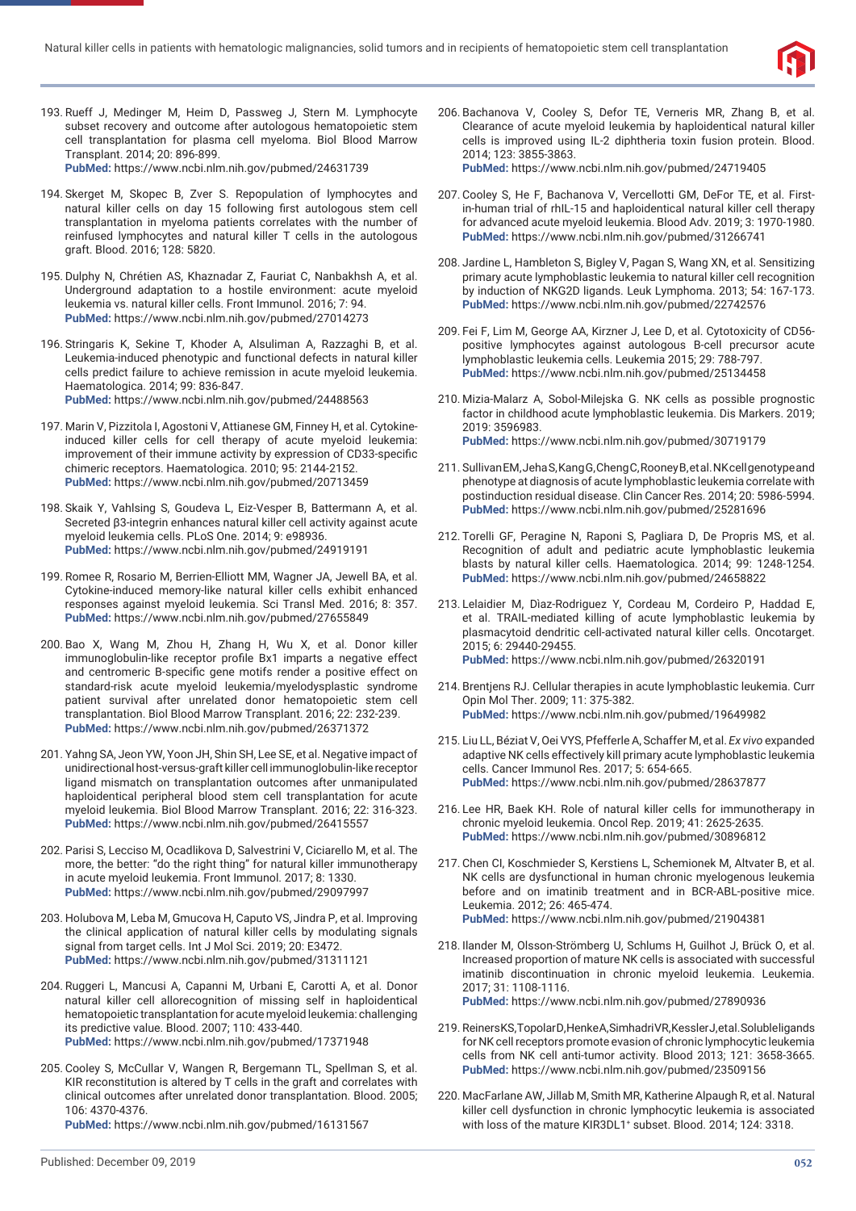193. Rueff J, Medinger M, Heim D, Passweg J, Stern M. Lymphocyte subset recovery and outcome after autologous hematopoietic stem cell transplantation for plasma cell myeloma. Biol Blood Marrow Transplant. 2014; 20: 896-899.
**PubMed:** https://www.ncbi.nlm.nih.gov/pubmed/24631739

194. Skerget M, Skopec B, Zver S. Repopulation of lymphocytes and natural killer cells on day 15 following first autologous stem cell transplantation in myeloma patients correlates with the number of reinfused lymphocytes and natural killer T cells in the autologous graft. Blood. 2016; 128: 5820.

195. Dulphy N, Chrétien AS, Khaznadar Z, Fauriat C, Nanbakhsh A, et al. Underground adaptation to a hostile environment: acute myeloid leukemia vs. natural killer cells. Front Immunol. 2016; 7: 94.
**PubMed:** https://www.ncbi.nlm.nih.gov/pubmed/27014273

196. Stringaris K, Sekine T, Khoder A, Alsuliman A, Razzaghi B, et al. Leukemia-induced phenotypic and functional defects in natural killer cells predict failure to achieve remission in acute myeloid leukemia. Haematologica. 2014; 99: 836-847.
**PubMed:** https://www.ncbi.nlm.nih.gov/pubmed/24488563

197. Marin V, Pizzitola I, Agostoni V, Attianese GM, Finney H, et al. Cytokine-induced killer cells for cell therapy of acute myeloid leukemia: improvement of their immune activity by expression of CD33-specific chimeric receptors. Haematologica. 2010; 95: 2144-2152.
**PubMed:** https://www.ncbi.nlm.nih.gov/pubmed/20713459

198. Skaik Y, Vahlsing S, Goudeva L, Eiz-Vesper B, Battermann A, et al. Secreted β3-integrin enhances natural killer cell activity against acute myeloid leukemia cells. PLoS One. 2014; 9: e98936.
**PubMed:** https://www.ncbi.nlm.nih.gov/pubmed/24919191

199. Romee R, Rosario M, Berrien-Elliott MM, Wagner JA, Jewell BA, et al. Cytokine-induced memory-like natural killer cells exhibit enhanced responses against myeloid leukemia. Sci Transl Med. 2016; 8: 357.
**PubMed:** https://www.ncbi.nlm.nih.gov/pubmed/27655849

200. Bao X, Wang M, Zhou H, Zhang H, Wu X, et al. Donor killer immunoglobulin-like receptor profile Bx1 imparts a negative effect and centromeric B-specific gene motifs render a positive effect on standard-risk acute myeloid leukemia/myelodysplastic syndrome patient survival after unrelated donor hematopoietic stem cell transplantation. Biol Blood Marrow Transplant. 2016; 22: 232-239.
**PubMed:** https://www.ncbi.nlm.nih.gov/pubmed/26371372

201. Yahng SA, Jeon YW, Yoon JH, Shin SH, Lee SE, et al. Negative impact of unidirectional host-versus-graft killer cell immunoglobulin-like receptor ligand mismatch on transplantation outcomes after unmanipulated haploidentical peripheral blood stem cell transplantation for acute myeloid leukemia. Biol Blood Marrow Transplant. 2016; 22: 316-323.
**PubMed:** https://www.ncbi.nlm.nih.gov/pubmed/26415557

202. Parisi S, Lecciso M, Ocadlikova D, Salvestrini V, Ciciarello M, et al. The more, the better: "do the right thing" for natural killer immunotherapy in acute myeloid leukemia. Front Immunol. 2017; 8: 1330.
**PubMed:** https://www.ncbi.nlm.nih.gov/pubmed/29097997

203. Holubova M, Leba M, Gmucova H, Caputo VS, Jindra P, et al. Improving the clinical application of natural killer cells by modulating signals signal from target cells. Int J Mol Sci. 2019; 20: E3472.
**PubMed:** https://www.ncbi.nlm.nih.gov/pubmed/31311121

204. Ruggeri L, Mancusi A, Capanni M, Urbani E, Carotti A, et al. Donor natural killer cell allorecognition of missing self in haploidentical hematopoietic transplantation for acute myeloid leukemia: challenging its predictive value. Blood. 2007; 110: 433-440.
**PubMed:** https://www.ncbi.nlm.nih.gov/pubmed/17371948

205. Cooley S, McCullar V, Wangen R, Bergemann TL, Spellman S, et al. KIR reconstitution is altered by T cells in the graft and correlates with clinical outcomes after unrelated donor transplantation. Blood. 2005; 106: 4370-4376.
**PubMed:** https://www.ncbi.nlm.nih.gov/pubmed/16131567

206. Bachanova V, Cooley S, Defor TE, Verneris MR, Zhang B, et al. Clearance of acute myeloid leukemia by haploidentical natural killer cells is improved using IL-2 diphtheria toxin fusion protein. Blood. 2014; 123: 3855-3863.
**PubMed:** https://www.ncbi.nlm.nih.gov/pubmed/24719405

207. Cooley S, He F, Bachanova V, Vercellotti GM, DeFor TE, et al. First-in-human trial of rhIL-15 and haploidentical natural killer cell therapy for advanced acute myeloid leukemia. Blood Adv. 2019; 3: 1970-1980.
**PubMed:** https://www.ncbi.nlm.nih.gov/pubmed/31266741

208. Jardine L, Hambleton S, Bigley V, Pagan S, Wang XN, et al. Sensitizing primary acute lymphoblastic leukemia to natural killer cell recognition by induction of NKG2D ligands. Leuk Lymphoma. 2013; 54: 167-173.
**PubMed:** https://www.ncbi.nlm.nih.gov/pubmed/22742576

209. Fei F, Lim M, George AA, Kirzner J, Lee D, et al. Cytotoxicity of CD56-positive lymphocytes against autologous B-cell precursor acute lymphoblastic leukemia cells. Leukemia 2015; 29: 788-797.
**PubMed:** https://www.ncbi.nlm.nih.gov/pubmed/25134458

210. Mizia-Malarz A, Sobol-Milejska G. NK cells as possible prognostic factor in childhood acute lymphoblastic leukemia. Dis Markers. 2019; 2019: 3596983.
**PubMed:** https://www.ncbi.nlm.nih.gov/pubmed/30719179

211. Sullivan EM, Jeha S, Kang G, Cheng C, Rooney B, et al. NK cell genotype and phenotype at diagnosis of acute lymphoblastic leukemia correlate with postinduction residual disease. Clin Cancer Res. 2014; 20: 5986-5994.
**PubMed:** https://www.ncbi.nlm.nih.gov/pubmed/25281696

212. Torelli GF, Peragine N, Raponi S, Pagliara D, De Propris MS, et al. Recognition of adult and pediatric acute lymphoblastic leukemia blasts by natural killer cells. Haematologica. 2014; 99: 1248-1254.
**PubMed:** https://www.ncbi.nlm.nih.gov/pubmed/24658822

213. Lelaidier M, Dìaz-Rodriguez Y, Cordeau M, Cordeiro P, Haddad E, et al. TRAIL-mediated killing of acute lymphoblastic leukemia by plasmacytoid dendritic cell-activated natural killer cells. Oncotarget. 2015; 6: 29440-29455.
**PubMed:** https://www.ncbi.nlm.nih.gov/pubmed/26320191

214. Brentjens RJ. Cellular therapies in acute lymphoblastic leukemia. Curr Opin Mol Ther. 2009; 11: 375-382.
**PubMed:** https://www.ncbi.nlm.nih.gov/pubmed/19649982

215. Liu LL, Béziat V, Oei VYS, Pfefferle A, Schaffer M, et al. *Ex vivo* expanded adaptive NK cells effectively kill primary acute lymphoblastic leukemia cells. Cancer Immunol Res. 2017; 5: 654-665.
**PubMed:** https://www.ncbi.nlm.nih.gov/pubmed/28637877

216. Lee HR, Baek KH. Role of natural killer cells for immunotherapy in chronic myeloid leukemia. Oncol Rep. 2019; 41: 2625-2635.
**PubMed:** https://www.ncbi.nlm.nih.gov/pubmed/30896812

217. Chen CI, Koschmieder S, Kerstiens L, Schemionek M, Altvater B, et al. NK cells are dysfunctional in human chronic myelogenous leukemia before and on imatinib treatment and in BCR-ABL-positive mice. Leukemia. 2012; 26: 465-474.
**PubMed:** https://www.ncbi.nlm.nih.gov/pubmed/21904381

218. Ilander M, Olsson-Strömberg U, Schlums H, Guilhot J, Brück O, et al. Increased proportion of mature NK cells is associated with successful imatinib discontinuation in chronic myeloid leukemia. Leukemia. 2017; 31: 1108-1116.
**PubMed:** https://www.ncbi.nlm.nih.gov/pubmed/27890936

219. Reiners KS, Topolar D, Henke A, Simhadri VR, Kessler J, et al. Soluble ligands for NK cell receptors promote evasion of chronic lymphocytic leukemia cells from NK cell anti-tumor activity. Blood 2013; 121: 3658-3665.
**PubMed:** https://www.ncbi.nlm.nih.gov/pubmed/23509156

220. MacFarlane AW, Jillab M, Smith MR, Katherine Alpaugh R, et al. Natural killer cell dysfunction in chronic lymphocytic leukemia is associated with loss of the mature KIR3DL1$^{+}$ subset. Blood. 2014; 124: 3318.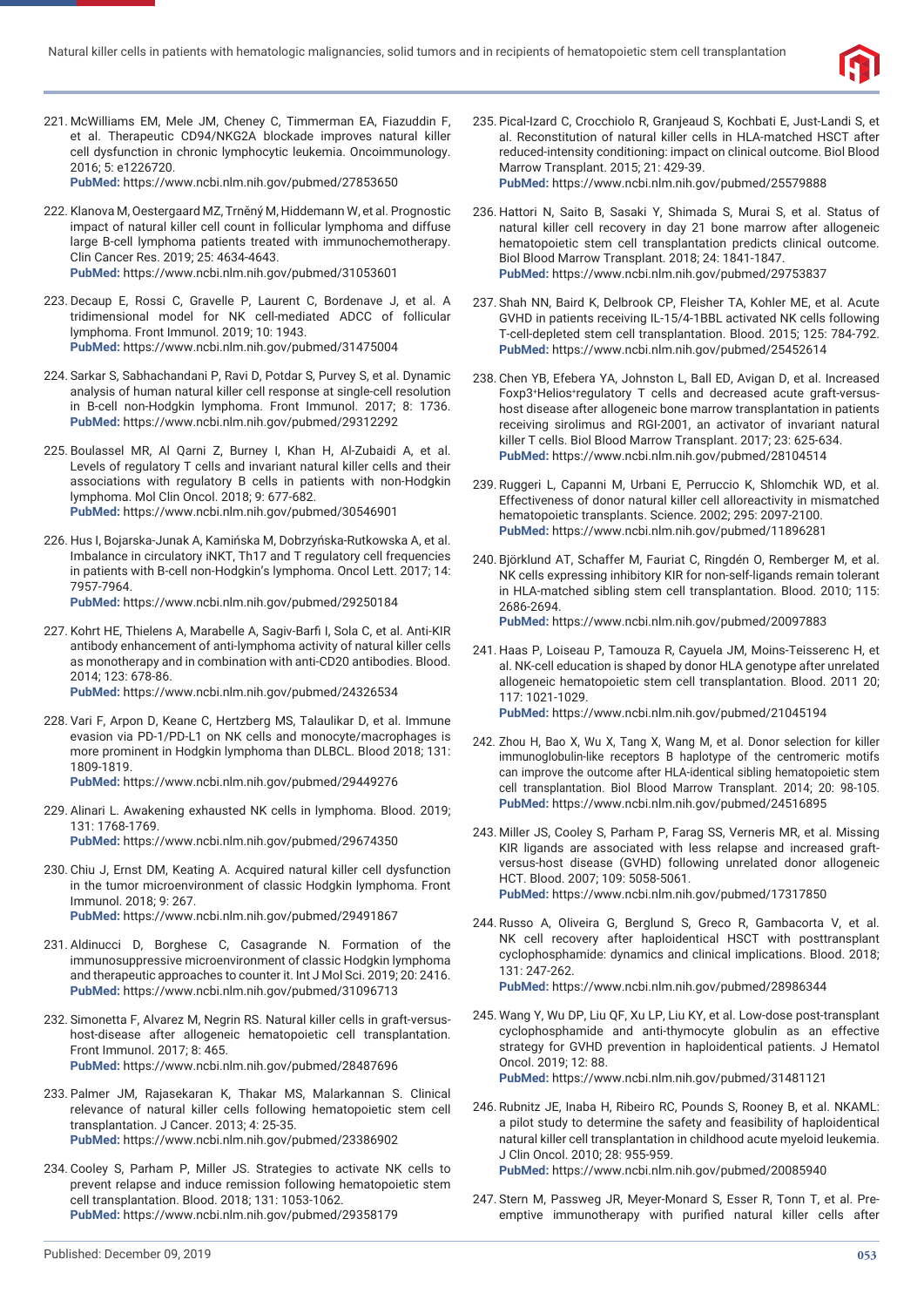221. McWilliams EM, Mele JM, Cheney C, Timmerman EA, Fiazuddin F, et al. Therapeutic CD94/NKG2A blockade improves natural killer cell dysfunction in chronic lymphocytic leukemia. Oncoimmunology. 2016; 5: e1226720.
**PubMed:** https://www.ncbi.nlm.nih.gov/pubmed/27853650

222. Klanova M, Oestergaard MZ, Trněný M, Hiddemann W, et al. Prognostic impact of natural killer cell count in follicular lymphoma and diffuse large B-cell lymphoma patients treated with immunochemotherapy. Clin Cancer Res. 2019; 25: 4634-4643.
**PubMed:** https://www.ncbi.nlm.nih.gov/pubmed/31053601

223. Decaup E, Rossi C, Gravelle P, Laurent C, Bordenave J, et al. A tridimensional model for NK cell-mediated ADCC of follicular lymphoma. Front Immunol. 2019; 10: 1943.
**PubMed:** https://www.ncbi.nlm.nih.gov/pubmed/31475004

224. Sarkar S, Sabhachandani P, Ravi D, Potdar S, Purvey S, et al. Dynamic analysis of human natural killer cell response at single-cell resolution in B-cell non-Hodgkin lymphoma. Front Immunol. 2017; 8: 1736.
**PubMed:** https://www.ncbi.nlm.nih.gov/pubmed/29312292

225. Boulassel MR, Al Qarni Z, Burney I, Khan H, Al-Zubaidi A, et al. Levels of regulatory T cells and invariant natural killer cells and their associations with regulatory B cells in patients with non-Hodgkin lymphoma. Mol Clin Oncol. 2018; 9: 677-682.
**PubMed:** https://www.ncbi.nlm.nih.gov/pubmed/30546901

226. Hus I, Bojarska-Junak A, Kamińska M, Dobrzyńska-Rutkowska A, et al. Imbalance in circulatory iNKT, Th17 and T regulatory cell frequencies in patients with B-cell non-Hodgkin's lymphoma. Oncol Lett. 2017; 14: 7957-7964.
**PubMed:** https://www.ncbi.nlm.nih.gov/pubmed/29250184

227. Kohrt HE, Thielens A, Marabelle A, Sagiv-Barfi I, Sola C, et al. Anti-KIR antibody enhancement of anti-lymphoma activity of natural killer cells as monotherapy and in combination with anti-CD20 antibodies. Blood. 2014; 123: 678-86.
**PubMed:** https://www.ncbi.nlm.nih.gov/pubmed/24326534

228. Vari F, Arpon D, Keane C, Hertzberg MS, Talaulikar D, et al. Immune evasion via PD-1/PD-L1 on NK cells and monocyte/macrophages is more prominent in Hodgkin lymphoma than DLBCL. Blood 2018; 131: 1809-1819.
**PubMed:** https://www.ncbi.nlm.nih.gov/pubmed/29449276

229. Alinari L. Awakening exhausted NK cells in lymphoma. Blood. 2019; 131: 1768-1769.
**PubMed:** https://www.ncbi.nlm.nih.gov/pubmed/29674350

230. Chiu J, Ernst DM, Keating A. Acquired natural killer cell dysfunction in the tumor microenvironment of classic Hodgkin lymphoma. Front Immunol. 2018; 9: 267.
**PubMed:** https://www.ncbi.nlm.nih.gov/pubmed/29491867

231. Aldinucci D, Borghese C, Casagrande N. Formation of the immunosuppressive microenvironment of classic Hodgkin lymphoma and therapeutic approaches to counter it. Int J Mol Sci. 2019; 20: 2416.
**PubMed:** https://www.ncbi.nlm.nih.gov/pubmed/31096713

232. Simonetta F, Alvarez M, Negrin RS. Natural killer cells in graft-versus-host-disease after allogeneic hematopoietic cell transplantation. Front Immunol. 2017; 8: 465.
**PubMed:** https://www.ncbi.nlm.nih.gov/pubmed/28487696

233. Palmer JM, Rajasekaran K, Thakar MS, Malarkannan S. Clinical relevance of natural killer cells following hematopoietic stem cell transplantation. J Cancer. 2013; 4: 25-35.
**PubMed:** https://www.ncbi.nlm.nih.gov/pubmed/23386902

234. Cooley S, Parham P, Miller JS. Strategies to activate NK cells to prevent relapse and induce remission following hematopoietic stem cell transplantation. Blood. 2018; 131: 1053-1062.
**PubMed:** https://www.ncbi.nlm.nih.gov/pubmed/29358179

235. Pical-Izard C, Crocchiolo R, Granjeaud S, Kochbati E, Just-Landi S, et al. Reconstitution of natural killer cells in HLA-matched HSCT after reduced-intensity conditioning: impact on clinical outcome. Biol Blood Marrow Transplant. 2015; 21: 429-39.
**PubMed:** https://www.ncbi.nlm.nih.gov/pubmed/25579888

236. Hattori N, Saito B, Sasaki Y, Shimada S, Murai S, et al. Status of natural killer cell recovery in day 21 bone marrow after allogeneic hematopoietic stem cell transplantation predicts clinical outcome. Biol Blood Marrow Transplant. 2018; 24: 1841-1847.
**PubMed:** https://www.ncbi.nlm.nih.gov/pubmed/29753837

237. Shah NN, Baird K, Delbrook CP, Fleisher TA, Kohler ME, et al. Acute GVHD in patients receiving IL-15/4-1BBL activated NK cells following T-cell-depleted stem cell transplantation. Blood. 2015; 125: 784-792.
**PubMed:** https://www.ncbi.nlm.nih.gov/pubmed/25452614

238. Chen YB, Efebera YA, Johnston L, Ball ED, Avigan D, et al. Increased Foxp3+Helios+regulatory T cells and decreased acute graft-versus-host disease after allogeneic bone marrow transplantation in patients receiving sirolimus and RGI-2001, an activator of invariant natural killer T cells. Biol Blood Marrow Transplant. 2017; 23: 625-634.
**PubMed:** https://www.ncbi.nlm.nih.gov/pubmed/28104514

239. Ruggeri L, Capanni M, Urbani E, Perruccio K, Shlomchik WD, et al. Effectiveness of donor natural killer cell alloreactivity in mismatched hematopoietic transplants. Science. 2002; 295: 2097-2100.
**PubMed:** https://www.ncbi.nlm.nih.gov/pubmed/11896281

240. Björklund AT, Schaffer M, Fauriat C, Ringdén O, Remberger M, et al. NK cells expressing inhibitory KIR for non-self-ligands remain tolerant in HLA-matched sibling stem cell transplantation. Blood. 2010; 115: 2686-2694.
**PubMed:** https://www.ncbi.nlm.nih.gov/pubmed/20097883

241. Haas P, Loiseau P, Tamouza R, Cayuela JM, Moins-Teisserenc H, et al. NK-cell education is shaped by donor HLA genotype after unrelated allogeneic hematopoietic stem cell transplantation. Blood. 2011 20; 117: 1021-1029.
**PubMed:** https://www.ncbi.nlm.nih.gov/pubmed/21045194

242. Zhou H, Bao X, Wu X, Tang X, Wang M, et al. Donor selection for killer immunoglobulin-like receptors B haplotype of the centromeric motifs can improve the outcome after HLA-identical sibling hematopoietic stem cell transplantation. Biol Blood Marrow Transplant. 2014; 20: 98-105.
**PubMed:** https://www.ncbi.nlm.nih.gov/pubmed/24516895

243. Miller JS, Cooley S, Parham P, Farag SS, Verneris MR, et al. Missing KIR ligands are associated with less relapse and increased graft-versus-host disease (GVHD) following unrelated donor allogeneic HCT. Blood. 2007; 109: 5058-5061.
**PubMed:** https://www.ncbi.nlm.nih.gov/pubmed/17317850

244. Russo A, Oliveira G, Berglund S, Greco R, Gambacorta V, et al. NK cell recovery after haploidentical HSCT with posttransplant cyclophosphamide: dynamics and clinical implications. Blood. 2018; 131: 247-262.
**PubMed:** https://www.ncbi.nlm.nih.gov/pubmed/28986344

245. Wang Y, Wu DP, Liu QF, Xu LP, Liu KY, et al. Low-dose post-transplant cyclophosphamide and anti-thymocyte globulin as an effective strategy for GVHD prevention in haploidentical patients. J Hematol Oncol. 2019; 12: 88.
**PubMed:** https://www.ncbi.nlm.nih.gov/pubmed/31481121

246. Rubnitz JE, Inaba H, Ribeiro RC, Pounds S, Rooney B, et al. NKAML: a pilot study to determine the safety and feasibility of haploidentical natural killer cell transplantation in childhood acute myeloid leukemia. J Clin Oncol. 2010; 28: 955-959.
**PubMed:** https://www.ncbi.nlm.nih.gov/pubmed/20085940

247. Stern M, Passweg JR, Meyer-Monard S, Esser R, Tonn T, et al. Pre-emptive immunotherapy with purified natural killer cells after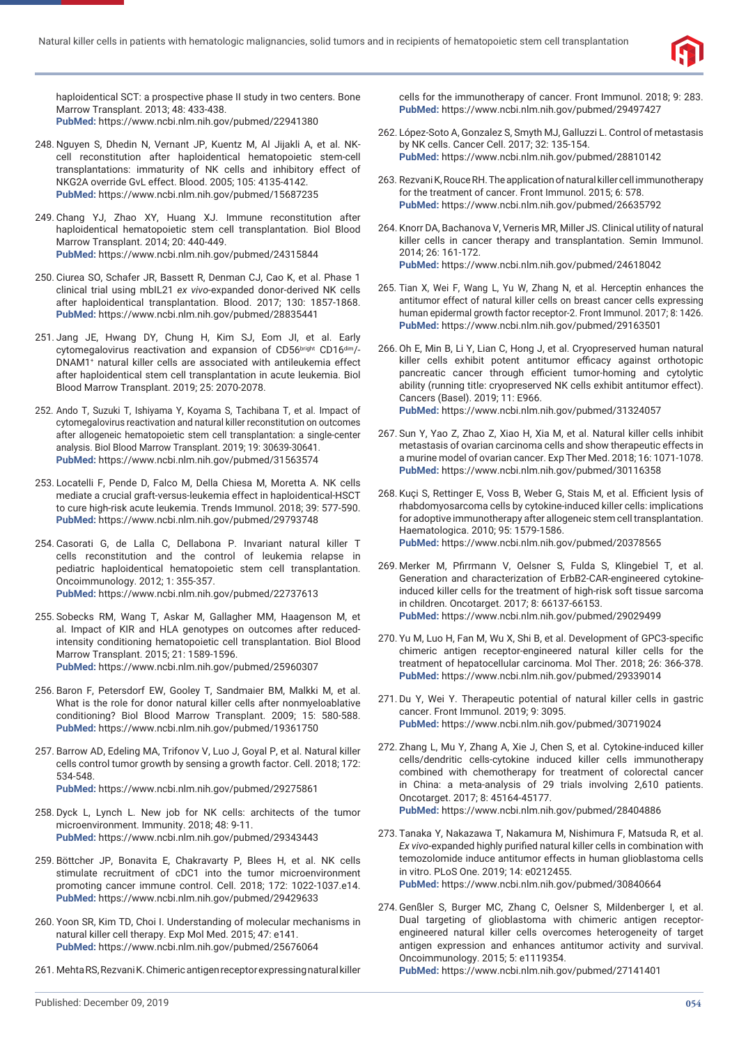haploidentical SCT: a prospective phase II study in two centers. Bone Marrow Transplant. 2013; 48: 433-438.
**PubMed:** https://www.ncbi.nlm.nih.gov/pubmed/22941380

248. Nguyen S, Dhedin N, Vernant JP, Kuentz M, Al Jijakli A, et al. NK-cell reconstitution after haploidentical hematopoietic stem-cell transplantations: immaturity of NK cells and inhibitory effect of NKG2A override GvL effect. Blood. 2005; 105: 4135-4142.
**PubMed:** https://www.ncbi.nlm.nih.gov/pubmed/15687235

249. Chang YJ, Zhao XY, Huang XJ. Immune reconstitution after haploidentical hematopoietic stem cell transplantation. Biol Blood Marrow Transplant. 2014; 20: 440-449.
**PubMed:** https://www.ncbi.nlm.nih.gov/pubmed/24315844

250. Ciurea SO, Schafer JR, Bassett R, Denman CJ, Cao K, et al. Phase 1 clinical trial using mbIL21 *ex vivo*-expanded donor-derived NK cells after haploidentical transplantation. Blood. 2017; 130: 1857-1868.
**PubMed:** https://www.ncbi.nlm.nih.gov/pubmed/28835441

251. Jang JE, Hwang DY, Chung H, Kim SJ, Eom JI, et al. Early cytomegalovirus reactivation and expansion of CD56$^{bright}$ CD16$^{dim}$/-DNAM1$^{+}$ natural killer cells are associated with antileukemia effect after haploidentical stem cell transplantation in acute leukemia. Biol Blood Marrow Transplant. 2019; 25: 2070-2078.

252. Ando T, Suzuki T, Ishiyama Y, Koyama S, Tachibana T, et al. Impact of cytomegalovirus reactivation and natural killer reconstitution on outcomes after allogeneic hematopoietic stem cell transplantation: a single-center analysis. Biol Blood Marrow Transplant. 2019; 19: 30639-30641.
**PubMed:** https://www.ncbi.nlm.nih.gov/pubmed/31563574

253. Locatelli F, Pende D, Falco M, Della Chiesa M, Moretta A. NK cells mediate a crucial graft-versus-leukemia effect in haploidentical-HSCT to cure high-risk acute leukemia. Trends Immunol. 2018; 39: 577-590.
**PubMed:** https://www.ncbi.nlm.nih.gov/pubmed/29793748

254. Casorati G, de Lalla C, Dellabona P. Invariant natural killer T cells reconstitution and the control of leukemia relapse in pediatric haploidentical hematopoietic stem cell transplantation. Oncoimmunology. 2012; 1: 355-357.
**PubMed:** https://www.ncbi.nlm.nih.gov/pubmed/22737613

255. Sobecks RM, Wang T, Askar M, Gallagher MM, Haagenson M, et al. Impact of KIR and HLA genotypes on outcomes after reduced-intensity conditioning hematopoietic cell transplantation. Biol Blood Marrow Transplant. 2015; 21: 1589-1596.
**PubMed:** https://www.ncbi.nlm.nih.gov/pubmed/25960307

256. Baron F, Petersdorf EW, Gooley T, Sandmaier BM, Malkki M, et al. What is the role for donor natural killer cells after nonmyeloablative conditioning? Biol Blood Marrow Transplant. 2009; 15: 580-588.
**PubMed:** https://www.ncbi.nlm.nih.gov/pubmed/19361750

257. Barrow AD, Edeling MA, Trifonov V, Luo J, Goyal P, et al. Natural killer cells control tumor growth by sensing a growth factor. Cell. 2018; 172: 534-548.
**PubMed:** https://www.ncbi.nlm.nih.gov/pubmed/29275861

258. Dyck L, Lynch L. New job for NK cells: architects of the tumor microenvironment. Immunity. 2018; 48: 9-11.
**PubMed:** https://www.ncbi.nlm.nih.gov/pubmed/29343443

259. Böttcher JP, Bonavita E, Chakravarty P, Blees H, et al. NK cells stimulate recruitment of cDC1 into the tumor microenvironment promoting cancer immune control. Cell. 2018; 172: 1022-1037.e14.
**PubMed:** https://www.ncbi.nlm.nih.gov/pubmed/29429633

260. Yoon SR, Kim TD, Choi I. Understanding of molecular mechanisms in natural killer cell therapy. Exp Mol Med. 2015; 47: e141.
**PubMed:** https://www.ncbi.nlm.nih.gov/pubmed/25676064

261. Mehta RS, Rezvani K. Chimeric antigen receptor expressing natural killer cells for the immunotherapy of cancer. Front Immunol. 2018; 9: 283.
**PubMed:** https://www.ncbi.nlm.nih.gov/pubmed/29497427

262. López-Soto A, Gonzalez S, Smyth MJ, Galluzzi L. Control of metastasis by NK cells. Cancer Cell. 2017; 32: 135-154.
**PubMed:** https://www.ncbi.nlm.nih.gov/pubmed/28810142

263. Rezvani K, Rouce RH. The application of natural killer cell immunotherapy for the treatment of cancer. Front Immunol. 2015; 6: 578.
**PubMed:** https://www.ncbi.nlm.nih.gov/pubmed/26635792

264. Knorr DA, Bachanova V, Verneris MR, Miller JS. Clinical utility of natural killer cells in cancer therapy and transplantation. Semin Immunol. 2014; 26: 161-172.
**PubMed:** https://www.ncbi.nlm.nih.gov/pubmed/24618042

265. Tian X, Wei F, Wang L, Yu W, Zhang N, et al. Herceptin enhances the antitumor effect of natural killer cells on breast cancer cells expressing human epidermal growth factor receptor-2. Front Immunol. 2017; 8: 1426.
**PubMed:** https://www.ncbi.nlm.nih.gov/pubmed/29163501

266. Oh E, Min B, Li Y, Lian C, Hong J, et al. Cryopreserved human natural killer cells exhibit potent antitumor efficacy against orthotopic pancreatic cancer through efficient tumor-homing and cytolytic ability (running title: cryopreserved NK cells exhibit antitumor effect). Cancers (Basel). 2019; 11: E966.
**PubMed:** https://www.ncbi.nlm.nih.gov/pubmed/31324057

267. Sun Y, Yao Z, Zhao Z, Xiao H, Xia M, et al. Natural killer cells inhibit metastasis of ovarian carcinoma cells and show therapeutic effects in a murine model of ovarian cancer. Exp Ther Med. 2018; 16: 1071-1078.
**PubMed:** https://www.ncbi.nlm.nih.gov/pubmed/30116358

268. Kuçi S, Rettinger E, Voss B, Weber G, Stais M, et al. Efficient lysis of rhabdomyosarcoma cells by cytokine-induced killer cells: implications for adoptive immunotherapy after allogeneic stem cell transplantation. Haematologica. 2010; 95: 1579-1586.
**PubMed:** https://www.ncbi.nlm.nih.gov/pubmed/20378565

269. Merker M, Pfirrmann V, Oelsner S, Fulda S, Klingebiel T, et al. Generation and characterization of ErbB2-CAR-engineered cytokine-induced killer cells for the treatment of high-risk soft tissue sarcoma in children. Oncotarget. 2017; 8: 66137-66153.
**PubMed:** https://www.ncbi.nlm.nih.gov/pubmed/29029499

270. Yu M, Luo H, Fan M, Wu X, Shi B, et al. Development of GPC3-specific chimeric antigen receptor-engineered natural killer cells for the treatment of hepatocellular carcinoma. Mol Ther. 2018; 26: 366-378.
**PubMed:** https://www.ncbi.nlm.nih.gov/pubmed/29339014

271. Du Y, Wei Y. Therapeutic potential of natural killer cells in gastric cancer. Front Immunol. 2019; 9: 3095.
**PubMed:** https://www.ncbi.nlm.nih.gov/pubmed/30719024

272. Zhang L, Mu Y, Zhang A, Xie J, Chen S, et al. Cytokine-induced killer cells/dendritic cells-cytokine induced killer cells immunotherapy combined with chemotherapy for treatment of colorectal cancer in China: a meta-analysis of 29 trials involving 2,610 patients. Oncotarget. 2017; 8: 45164-45177.
**PubMed:** https://www.ncbi.nlm.nih.gov/pubmed/28404886

273. Tanaka Y, Nakazawa T, Nakamura M, Nishimura F, Matsuda R, et al. *Ex vivo*-expanded highly purified natural killer cells in combination with temozolomide induce antitumor effects in human glioblastoma cells in vitro. PLoS One. 2019; 14: e0212455.
**PubMed:** https://www.ncbi.nlm.nih.gov/pubmed/30840664

274. Genßler S, Burger MC, Zhang C, Oelsner S, Mildenberger I, et al. Dual targeting of glioblastoma with chimeric antigen receptor-engineered natural killer cells overcomes heterogeneity of target antigen expression and enhances antitumor activity and survival. Oncoimmunology. 2015; 5: e1119354.
**PubMed:** https://www.ncbi.nlm.nih.gov/pubmed/27141401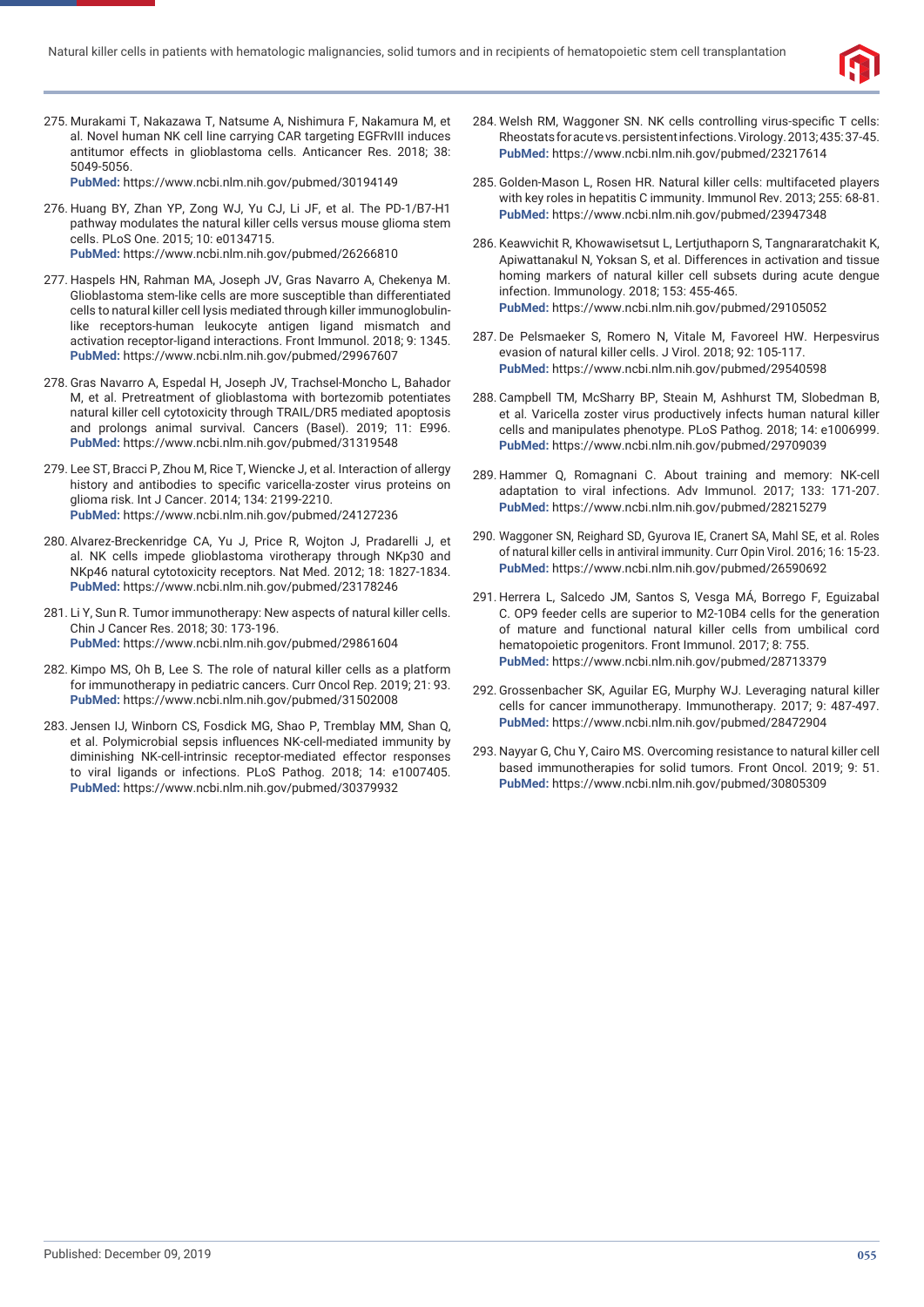275. Murakami T, Nakazawa T, Natsume A, Nishimura F, Nakamura M, et al. Novel human NK cell line carrying CAR targeting EGFRvIII induces antitumor effects in glioblastoma cells. Anticancer Res. 2018; 38: 5049-5056.
**PubMed:** https://www.ncbi.nlm.nih.gov/pubmed/30194149

276. Huang BY, Zhan YP, Zong WJ, Yu CJ, Li JF, et al. The PD-1/B7-H1 pathway modulates the natural killer cells versus mouse glioma stem cells. PLoS One. 2015; 10: e0134715.
**PubMed:** https://www.ncbi.nlm.nih.gov/pubmed/26266810

277. Haspels HN, Rahman MA, Joseph JV, Gras Navarro A, Chekenya M. Glioblastoma stem-like cells are more susceptible than differentiated cells to natural killer cell lysis mediated through killer immunoglobulin-like receptors-human leukocyte antigen ligand mismatch and activation receptor-ligand interactions. Front Immunol. 2018; 9: 1345.
**PubMed:** https://www.ncbi.nlm.nih.gov/pubmed/29967607

278. Gras Navarro A, Espedal H, Joseph JV, Trachsel-Moncho L, Bahador M, et al. Pretreatment of glioblastoma with bortezomib potentiates natural killer cell cytotoxicity through TRAIL/DR5 mediated apoptosis and prolongs animal survival. Cancers (Basel). 2019; 11: E996.
**PubMed:** https://www.ncbi.nlm.nih.gov/pubmed/31319548

279. Lee ST, Bracci P, Zhou M, Rice T, Wiencke J, et al. Interaction of allergy history and antibodies to specific varicella-zoster virus proteins on glioma risk. Int J Cancer. 2014; 134: 2199-2210.
**PubMed:** https://www.ncbi.nlm.nih.gov/pubmed/24127236

280. Alvarez-Breckenridge CA, Yu J, Price R, Wojton J, Pradarelli J, et al. NK cells impede glioblastoma virotherapy through NKp30 and NKp46 natural cytotoxicity receptors. Nat Med. 2012; 18: 1827-1834.
**PubMed:** https://www.ncbi.nlm.nih.gov/pubmed/23178246

281. Li Y, Sun R. Tumor immunotherapy: New aspects of natural killer cells. Chin J Cancer Res. 2018; 30: 173-196.
**PubMed:** https://www.ncbi.nlm.nih.gov/pubmed/29861604

282. Kimpo MS, Oh B, Lee S. The role of natural killer cells as a platform for immunotherapy in pediatric cancers. Curr Oncol Rep. 2019; 21: 93.
**PubMed:** https://www.ncbi.nlm.nih.gov/pubmed/31502008

283. Jensen IJ, Winborn CS, Fosdick MG, Shao P, Tremblay MM, Shan Q, et al. Polymicrobial sepsis influences NK-cell-mediated immunity by diminishing NK-cell-intrinsic receptor-mediated effector responses to viral ligands or infections. PLoS Pathog. 2018; 14: e1007405.
**PubMed:** https://www.ncbi.nlm.nih.gov/pubmed/30379932

284. Welsh RM, Waggoner SN. NK cells controlling virus-specific T cells: Rheostats for acute vs. persistent infections. Virology. 2013; 435: 37-45.
**PubMed:** https://www.ncbi.nlm.nih.gov/pubmed/23217614

285. Golden-Mason L, Rosen HR. Natural killer cells: multifaceted players with key roles in hepatitis C immunity. Immunol Rev. 2013; 255: 68-81.
**PubMed:** https://www.ncbi.nlm.nih.gov/pubmed/23947348

286. Keawvichit R, Khowawisetsut L, Lertjuthaporn S, Tangnararatchakit K, Apiwattanakul N, Yoksan S, et al. Differences in activation and tissue homing markers of natural killer cell subsets during acute dengue infection. Immunology. 2018; 153: 455-465.
**PubMed:** https://www.ncbi.nlm.nih.gov/pubmed/29105052

287. De Pelsmaeker S, Romero N, Vitale M, Favoreel HW. Herpesvirus evasion of natural killer cells. J Virol. 2018; 92: 105-117.
**PubMed:** https://www.ncbi.nlm.nih.gov/pubmed/29540598

288. Campbell TM, McSharry BP, Steain M, Ashhurst TM, Slobedman B, et al. Varicella zoster virus productively infects human natural killer cells and manipulates phenotype. PLoS Pathog. 2018; 14: e1006999.
**PubMed:** https://www.ncbi.nlm.nih.gov/pubmed/29709039

289. Hammer Q, Romagnani C. About training and memory: NK-cell adaptation to viral infections. Adv Immunol. 2017; 133: 171-207.
**PubMed:** https://www.ncbi.nlm.nih.gov/pubmed/28215279

290. Waggoner SN, Reighard SD, Gyurova IE, Cranert SA, Mahl SE, et al. Roles of natural killer cells in antiviral immunity. Curr Opin Virol. 2016; 16: 15-23.
**PubMed:** https://www.ncbi.nlm.nih.gov/pubmed/26590692

291. Herrera L, Salcedo JM, Santos S, Vesga MÁ, Borrego F, Eguizabal C. OP9 feeder cells are superior to M2-10B4 cells for the generation of mature and functional natural killer cells from umbilical cord hematopoietic progenitors. Front Immunol. 2017; 8: 755.
**PubMed:** https://www.ncbi.nlm.nih.gov/pubmed/28713379

292. Grossenbacher SK, Aguilar EG, Murphy WJ. Leveraging natural killer cells for cancer immunotherapy. Immunotherapy. 2017; 9: 487-497.
**PubMed:** https://www.ncbi.nlm.nih.gov/pubmed/28472904

293. Nayyar G, Chu Y, Cairo MS. Overcoming resistance to natural killer cell based immunotherapies for solid tumors. Front Oncol. 2019; 9: 51.
**PubMed:** https://www.ncbi.nlm.nih.gov/pubmed/30805309